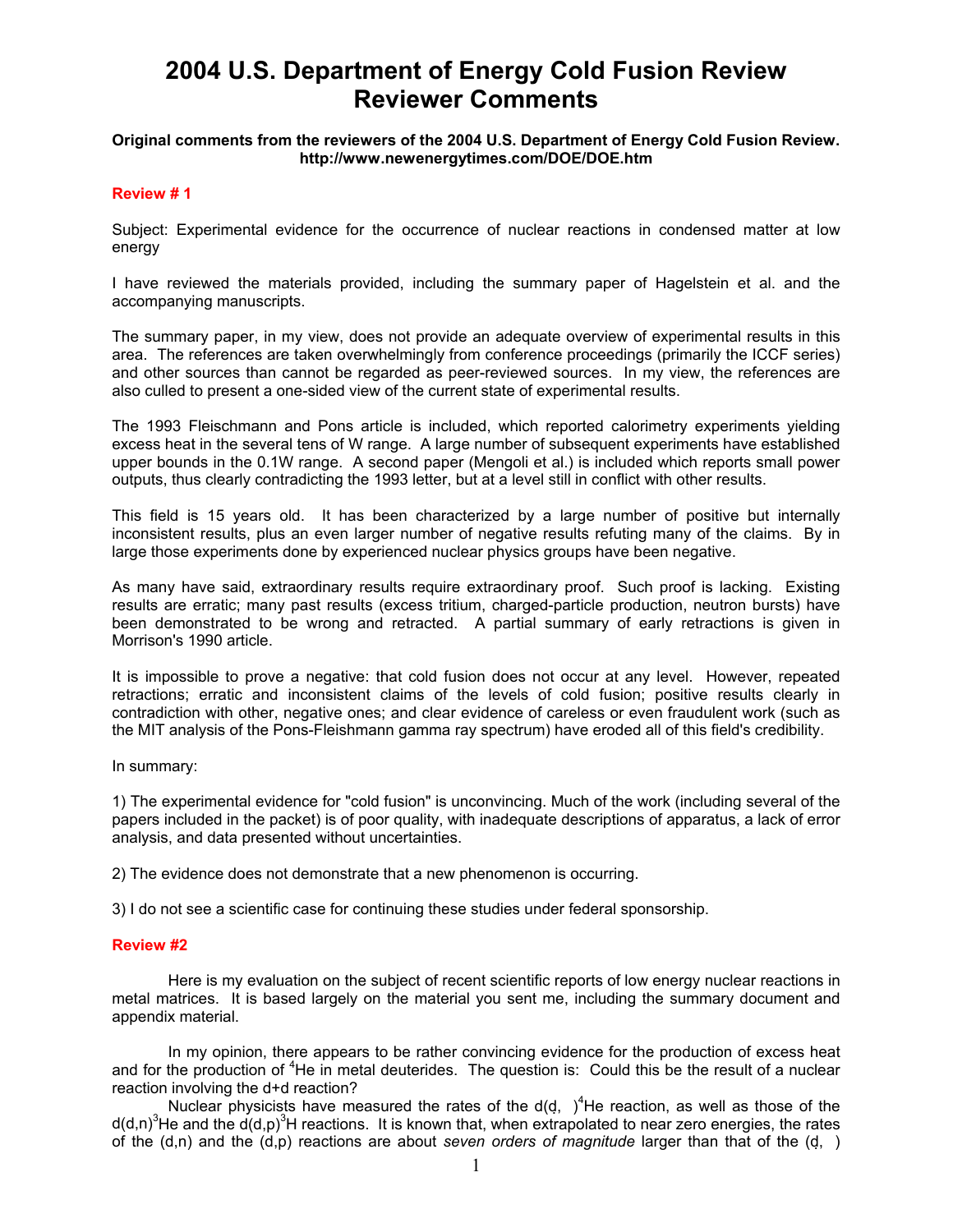# 2004 U.S. Department of Energy Cold Fusion Review Reviewer Comments

**Original comments from the reviewers of the 2004 U.S. Department of Energy Cold Fusion Review. http://www.newenergytimes.com/DOE/DOE.htm**

## Review # 1

Subject: Experimental evidence for the occurrence of nuclear reactions in condensed matter at low energy

I have reviewed the materials provided, including the summary paper of Hagelstein et al. and the accompanying manuscripts.

The summary paper, in my view, does not provide an adequate overview of experimental results in this area. The references are taken overwhelmingly from conference proceedings (primarily the ICCF series) and other sources than cannot be regarded as peer-reviewed sources. In my view, the references are also culled to present a one-sided view of the current state of experimental results.

The 1993 Fleischmann and Pons article is included, which reported calorimetry experiments yielding excess heat in the several tens of W range. A large number of subsequent experiments have established upper bounds in the 0.1W range. A second paper (Mengoli et al.) is included which reports small power outputs, thus clearly contradicting the 1993 letter, but at a level still in conflict with other results.

This field is 15 years old. It has been characterized by a large number of positive but internally inconsistent results, plus an even larger number of negative results refuting many of the claims. By in large those experiments done by experienced nuclear physics groups have been negative.

As many have said, extraordinary results require extraordinary proof. Such proof is lacking. Existing results are erratic; many past results (excess tritium, charged-particle production, neutron bursts) have been demonstrated to be wrong and retracted. A partial summary of early retractions is given in Morrison's 1990 article.

It is impossible to prove a negative: that cold fusion does not occur at any level. However, repeated retractions; erratic and inconsistent claims of the levels of cold fusion; positive results clearly in contradiction with other, negative ones; and clear evidence of careless or even fraudulent work (such as the MIT analysis of the Pons-Fleishmann gamma ray spectrum) have eroded all of this field's credibility.

In summary:

1) The experimental evidence for "cold fusion" is unconvincing. Much of the work (including several of the papers included in the packet) is of poor quality, with inadequate descriptions of apparatus, a lack of error analysis, and data presented without uncertainties.

2) The evidence does not demonstrate that a new phenomenon is occurring.

3) I do not see a scientific case for continuing these studies under federal sponsorship.

## Review #2

Here is my evaluation on the subject of recent scientific reports of low energy nuclear reactions in metal matrices. It is based largely on the material you sent me, including the summary document and appendix material.

In my opinion, there appears to be rather convincing evidence for the production of excess heat and for the production of $^{4}He$ in metal deuterides. The question is: Could this be the result of a nuclear reaction involving the d+d reaction?

Nuclear physicists have measured the rates of the d(d, )$^{4}He$ reaction, as well as those of the d(d,n)$^{3}He$ and the d(d,p)$^{3}H$ reactions. It is known that, when extrapolated to near zero energies, the rates of the (d,n) and the (d,p) reactions are about *seven orders of magnitude* larger than that of the (d, )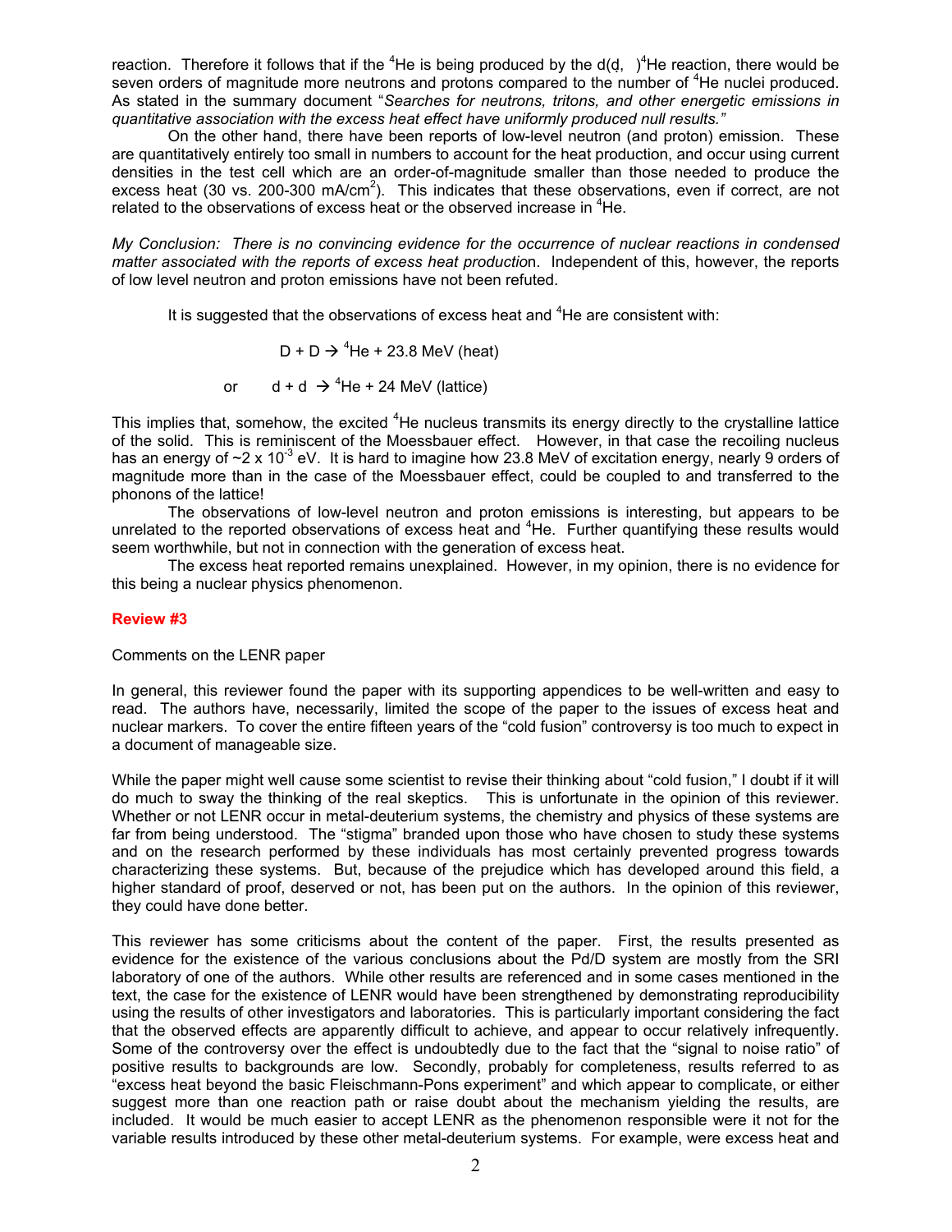reaction. Therefore it follows that if the $^4He$ is being produced by the d(d, )$^4He$ reaction, there would be seven orders of magnitude more neutrons and protons compared to the number of $^4He$ nuclei produced. As stated in the summary document "*Searches for neutrons, tritons, and other energetic emissions in quantitative association with the excess heat effect have uniformly produced null results.*"

On the other hand, there have been reports of low-level neutron (and proton) emission. These are quantitatively entirely too small in numbers to account for the heat production, and occur using current densities in the test cell which are an order-of-magnitude smaller than those needed to produce the excess heat (30 vs. 200-300 mA/cm$^2$). This indicates that these observations, even if correct, are not related to the observations of excess heat or the observed increase in $^4He$.

*My Conclusion: There is no convincing evidence for the occurrence of nuclear reactions in condensed matter associated with the reports of excess heat productio*n. Independent of this, however, the reports of low level neutron and proton emissions have not been refuted.

It is suggested that the observations of excess heat and $^4He$ are consistent with:

$$D + D \rightarrow {}^4He + 23.8 \text{ MeV (heat)}$$

or

$$d + d \rightarrow {}^4He + 24 \text{ MeV (lattice)}$$

This implies that, somehow, the excited $^4He$ nucleus transmits its energy directly to the crystalline lattice of the solid. This is reminiscent of the Moessbauer effect. However, in that case the recoiling nucleus has an energy of ~$2 \times 10^{-3}$ eV. It is hard to imagine how 23.8 MeV of excitation energy, nearly 9 orders of magnitude more than in the case of the Moessbauer effect, could be coupled to and transferred to the phonons of the lattice!

The observations of low-level neutron and proton emissions is interesting, but appears to be unrelated to the reported observations of excess heat and $^4He$. Further quantifying these results would seem worthwhile, but not in connection with the generation of excess heat.

The excess heat reported remains unexplained. However, in my opinion, there is no evidence for this being a nuclear physics phenomenon.

## Review #3

Comments on the LENR paper

In general, this reviewer found the paper with its supporting appendices to be well-written and easy to read. The authors have, necessarily, limited the scope of the paper to the issues of excess heat and nuclear markers. To cover the entire fifteen years of the "cold fusion" controversy is too much to expect in a document of manageable size.

While the paper might well cause some scientist to revise their thinking about "cold fusion," I doubt if it will do much to sway the thinking of the real skeptics. This is unfortunate in the opinion of this reviewer. Whether or not LENR occur in metal-deuterium systems, the chemistry and physics of these systems are far from being understood. The "stigma" branded upon those who have chosen to study these systems and on the research performed by these individuals has most certainly prevented progress towards characterizing these systems. But, because of the prejudice which has developed around this field, a higher standard of proof, deserved or not, has been put on the authors. In the opinion of this reviewer, they could have done better.

This reviewer has some criticisms about the content of the paper. First, the results presented as evidence for the existence of the various conclusions about the Pd/D system are mostly from the SRI laboratory of one of the authors. While other results are referenced and in some cases mentioned in the text, the case for the existence of LENR would have been strengthened by demonstrating reproducibility using the results of other investigators and laboratories. This is particularly important considering the fact that the observed effects are apparently difficult to achieve, and appear to occur relatively infrequently. Some of the controversy over the effect is undoubtedly due to the fact that the "signal to noise ratio" of positive results to backgrounds are low. Secondly, probably for completeness, results referred to as "excess heat beyond the basic Fleischmann-Pons experiment" and which appear to complicate, or either suggest more than one reaction path or raise doubt about the mechanism yielding the results, are included. It would be much easier to accept LENR as the phenomenon responsible were it not for the variable results introduced by these other metal-deuterium systems. For example, were excess heat and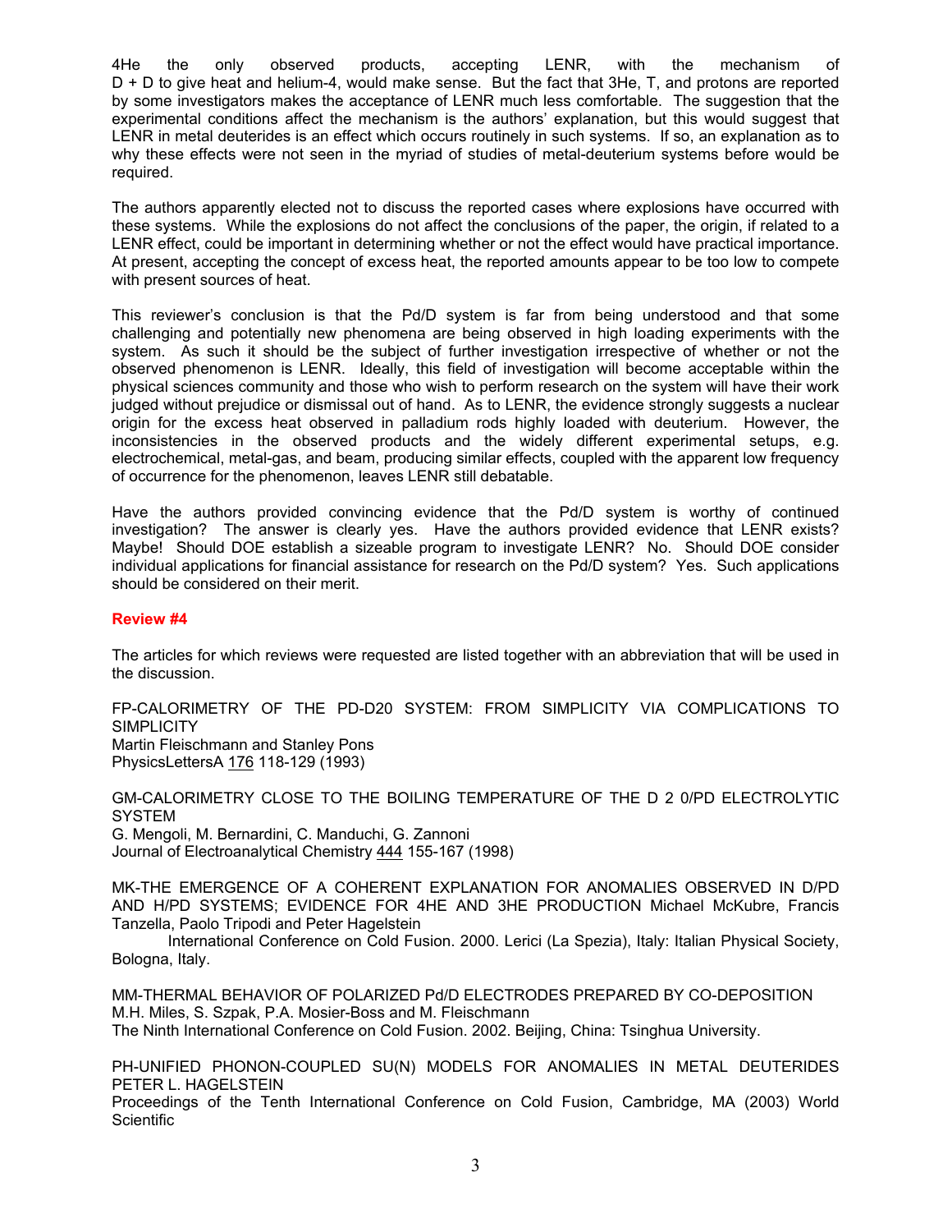4He the only observed products, accepting LENR, with the mechanism of D + D to give heat and helium-4, would make sense. But the fact that 3He, T, and protons are reported by some investigators makes the acceptance of LENR much less comfortable. The suggestion that the experimental conditions affect the mechanism is the authors' explanation, but this would suggest that LENR in metal deuterides is an effect which occurs routinely in such systems. If so, an explanation as to why these effects were not seen in the myriad of studies of metal-deuterium systems before would be required.

The authors apparently elected not to discuss the reported cases where explosions have occurred with these systems. While the explosions do not affect the conclusions of the paper, the origin, if related to a LENR effect, could be important in determining whether or not the effect would have practical importance. At present, accepting the concept of excess heat, the reported amounts appear to be too low to compete with present sources of heat.

This reviewer's conclusion is that the Pd/D system is far from being understood and that some challenging and potentially new phenomena are being observed in high loading experiments with the system. As such it should be the subject of further investigation irrespective of whether or not the observed phenomenon is LENR. Ideally, this field of investigation will become acceptable within the physical sciences community and those who wish to perform research on the system will have their work judged without prejudice or dismissal out of hand. As to LENR, the evidence strongly suggests a nuclear origin for the excess heat observed in palladium rods highly loaded with deuterium. However, the inconsistencies in the observed products and the widely different experimental setups, e.g. electrochemical, metal-gas, and beam, producing similar effects, coupled with the apparent low frequency of occurrence for the phenomenon, leaves LENR still debatable.

Have the authors provided convincing evidence that the Pd/D system is worthy of continued investigation? The answer is clearly yes. Have the authors provided evidence that LENR exists? Maybe! Should DOE establish a sizeable program to investigate LENR? No. Should DOE consider individual applications for financial assistance for research on the Pd/D system? Yes. Such applications should be considered on their merit.

**Review #4**

The articles for which reviews were requested are listed together with an abbreviation that will be used in the discussion.

FP-CALORIMETRY OF THE PD-D20 SYSTEM: FROM SIMPLICITY VIA COMPLICATIONS TO SIMPLICITY
Martin Fleischmann and Stanley Pons
PhysicsLettersA 176 118-129 (1993)

GM-CALORIMETRY CLOSE TO THE BOILING TEMPERATURE OF THE D 2 0/PD ELECTROLYTIC SYSTEM
G. Mengoli, M. Bernardini, C. Manduchi, G. Zannoni
Journal of Electroanalytical Chemistry 444 155-167 (1998)

MK-THE EMERGENCE OF A COHERENT EXPLANATION FOR ANOMALIES OBSERVED IN D/PD AND H/PD SYSTEMS; EVIDENCE FOR 4HE AND 3HE PRODUCTION Michael McKubre, Francis Tanzella, Paolo Tripodi and Peter Hagelstein
International Conference on Cold Fusion. 2000. Lerici (La Spezia), Italy: Italian Physical Society, Bologna, Italy.

MM-THERMAL BEHAVIOR OF POLARIZED Pd/D ELECTRODES PREPARED BY CO-DEPOSITION
M.H. Miles, S. Szpak, P.A. Mosier-Boss and M. Fleischmann
The Ninth International Conference on Cold Fusion. 2002. Beijing, China: Tsinghua University.

PH-UNIFIED PHONON-COUPLED SU(N) MODELS FOR ANOMALIES IN METAL DEUTERIDES
PETER L. HAGELSTEIN
Proceedings of the Tenth International Conference on Cold Fusion, Cambridge, MA (2003) World Scientific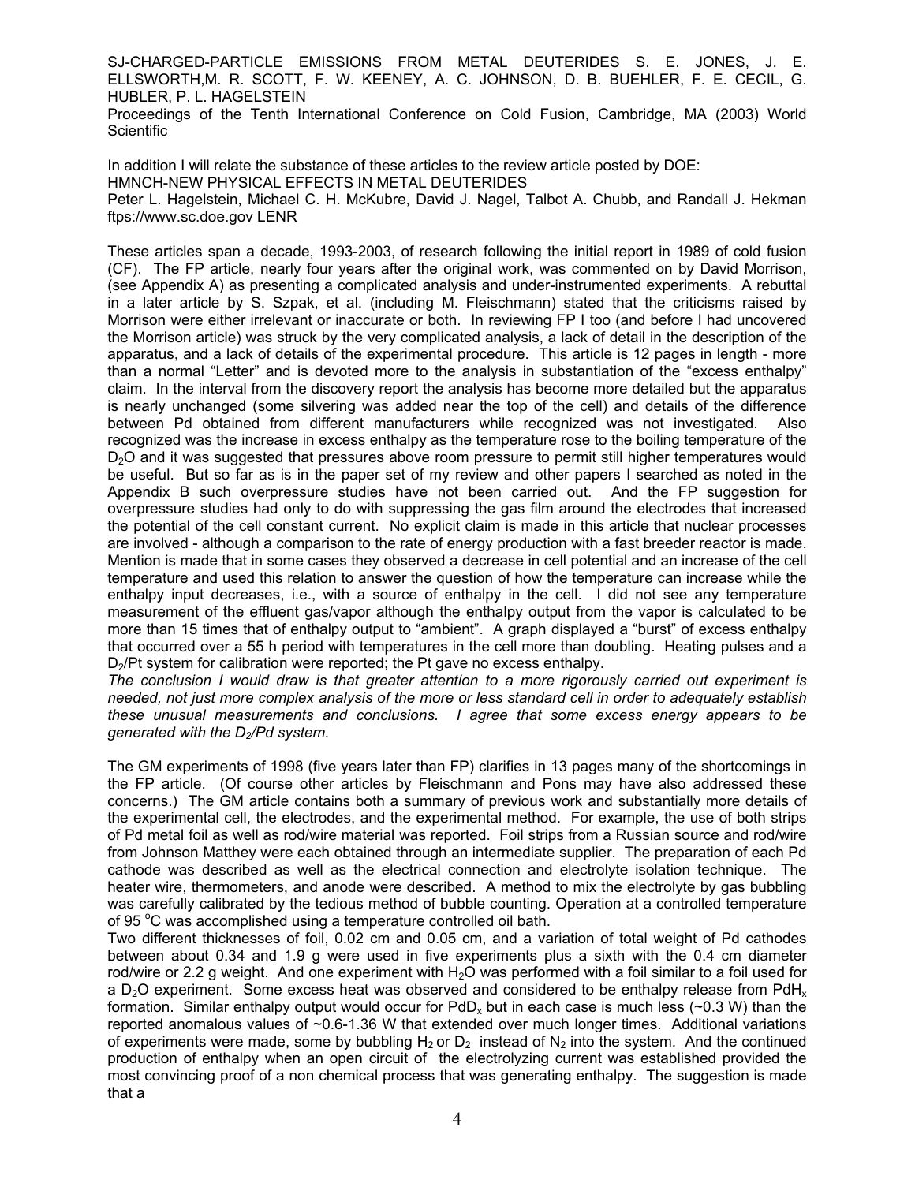SJ-CHARGED-PARTICLE EMISSIONS FROM METAL DEUTERIDES S. E. JONES, J. E. ELLSWORTH,M. R. SCOTT, F. W. KEENEY, A. C. JOHNSON, D. B. BUEHLER, F. E. CECIL, G. HUBLER, P. L. HAGELSTEIN
Proceedings of the Tenth International Conference on Cold Fusion, Cambridge, MA (2003) World Scientific

In addition I will relate the substance of these articles to the review article posted by DOE:
HMNCH-NEW PHYSICAL EFFECTS IN METAL DEUTERIDES
Peter L. Hagelstein, Michael C. H. McKubre, David J. Nagel, Talbot A. Chubb, and Randall J. Hekman
ftps://www.sc.doe.gov LENR

These articles span a decade, 1993-2003, of research following the initial report in 1989 of cold fusion (CF). The FP article, nearly four years after the original work, was commented on by David Morrison, (see Appendix A) as presenting a complicated analysis and under-instrumented experiments. A rebuttal in a later article by S. Szpak, et al. (including M. Fleischmann) stated that the criticisms raised by Morrison were either irrelevant or inaccurate or both. In reviewing FP I too (and before I had uncovered the Morrison article) was struck by the very complicated analysis, a lack of detail in the description of the apparatus, and a lack of details of the experimental procedure. This article is 12 pages in length - more than a normal "Letter" and is devoted more to the analysis in substantiation of the "excess enthalpy" claim. In the interval from the discovery report the analysis has become more detailed but the apparatus is nearly unchanged (some silvering was added near the top of the cell) and details of the difference between Pd obtained from different manufacturers while recognized was not investigated. Also recognized was the increase in excess enthalpy as the temperature rose to the boiling temperature of the $D_2O$ and it was suggested that pressures above room pressure to permit still higher temperatures would be useful. But so far as is in the paper set of my review and other papers I searched as noted in the Appendix B such overpressure studies have not been carried out. And the FP suggestion for overpressure studies had only to do with suppressing the gas film around the electrodes that increased the potential of the cell constant current. No explicit claim is made in this article that nuclear processes are involved - although a comparison to the rate of energy production with a fast breeder reactor is made. Mention is made that in some cases they observed a decrease in cell potential and an increase of the cell temperature and used this relation to answer the question of how the temperature can increase while the enthalpy input decreases, i.e., with a source of enthalpy in the cell. I did not see any temperature measurement of the effluent gas/vapor although the enthalpy output from the vapor is calculated to be more than 15 times that of enthalpy output to "ambient". A graph displayed a "burst" of excess enthalpy that occurred over a 55 h period with temperatures in the cell more than doubling. Heating pulses and a $D_2$/Pt system for calibration were reported; the Pt gave no excess enthalpy.

*The conclusion I would draw is that greater attention to a more rigorously carried out experiment is needed, not just more complex analysis of the more or less standard cell in order to adequately establish these unusual measurements and conclusions. I agree that some excess energy appears to be generated with the $D_2$/Pd system.*

The GM experiments of 1998 (five years later than FP) clarifies in 13 pages many of the shortcomings in the FP article. (Of course other articles by Fleischmann and Pons may have also addressed these concerns.) The GM article contains both a summary of previous work and substantially more details of the experimental cell, the electrodes, and the experimental method. For example, the use of both strips of Pd metal foil as well as rod/wire material was reported. Foil strips from a Russian source and rod/wire from Johnson Matthey were each obtained through an intermediate supplier. The preparation of each Pd cathode was described as well as the electrical connection and electrolyte isolation technique. The heater wire, thermometers, and anode were described. A method to mix the electrolyte by gas bubbling was carefully calibrated by the tedious method of bubble counting. Operation at a controlled temperature of 95 °C was accomplished using a temperature controlled oil bath.

Two different thicknesses of foil, 0.02 cm and 0.05 cm, and a variation of total weight of Pd cathodes between about 0.34 and 1.9 g were used in five experiments plus a sixth with the 0.4 cm diameter rod/wire or 2.2 g weight. And one experiment with $H_2O$ was performed with a foil similar to a foil used for a $D_2O$ experiment. Some excess heat was observed and considered to be enthalpy release from $PdH_x$ formation. Similar enthalpy output would occur for $PdD_x$ but in each case is much less (~0.3 W) than the reported anomalous values of ~0.6-1.36 W that extended over much longer times. Additional variations of experiments were made, some by bubbling $H_2$ or $D_2$ instead of $N_2$ into the system. And the continued production of enthalpy when an open circuit of the electrolyzing current was established provided the most convincing proof of a non chemical process that was generating enthalpy. The suggestion is made that a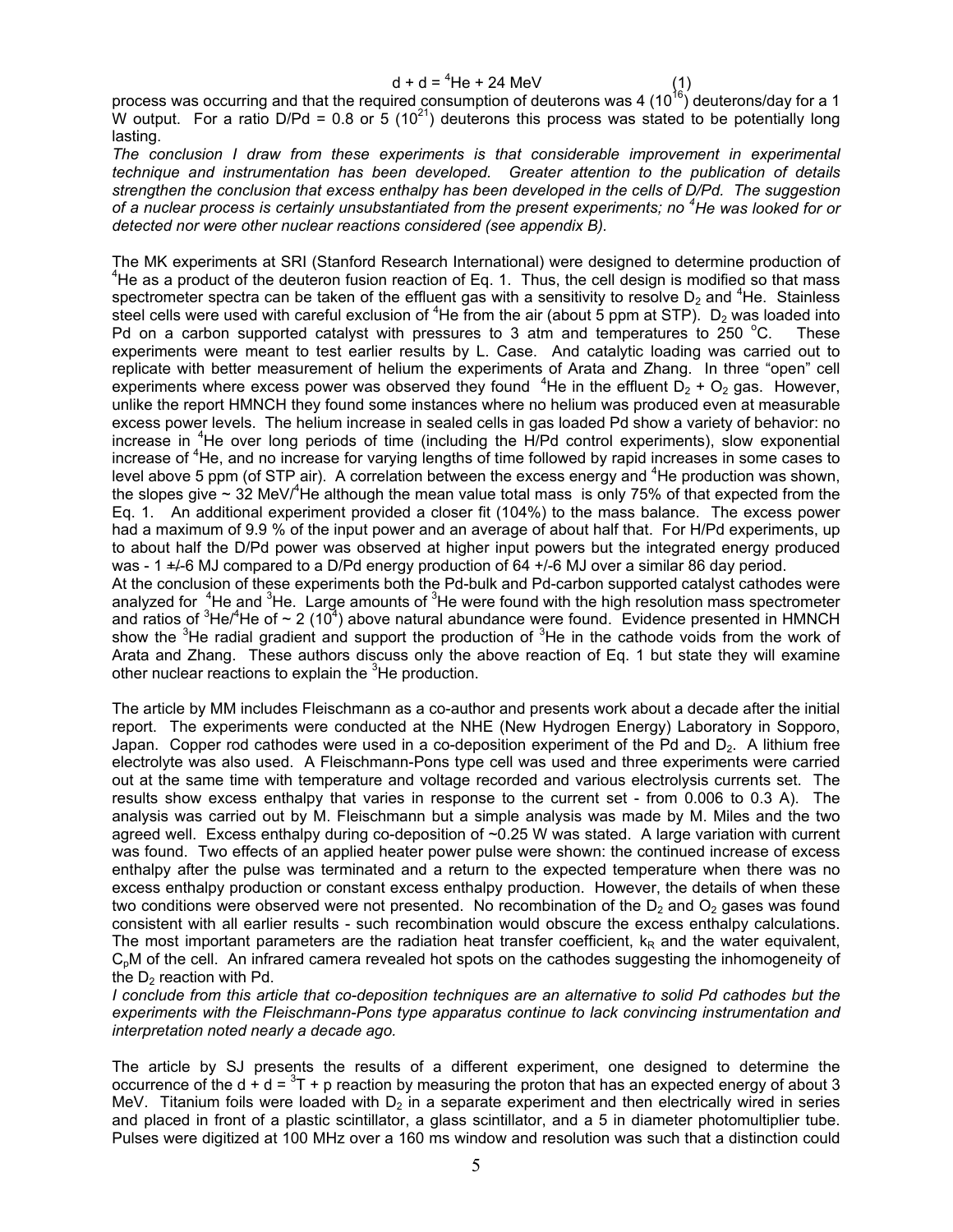$$d + d = {}^4He + 24\ MeV \qquad (1)$$

process was occurring and that the required consumption of deuterons was 4 ($10^{16}$) deuterons/day for a 1 W output. For a ratio D/Pd = 0.8 or 5 ($10^{21}$) deuterons this process was stated to be potentially long lasting.

*The conclusion I draw from these experiments is that considerable improvement in experimental technique and instrumentation has been developed. Greater attention to the publication of details strengthen the conclusion that excess enthalpy has been developed in the cells of D/Pd. The suggestion of a nuclear process is certainly unsubstantiated from the present experiments; no $^4He$ was looked for or detected nor were other nuclear reactions considered (see appendix B).*

The MK experiments at SRI (Stanford Research International) were designed to determine production of $^4He$ as a product of the deuteron fusion reaction of Eq. 1. Thus, the cell design is modified so that mass spectrometer spectra can be taken of the effluent gas with a sensitivity to resolve $D_2$ and $^4He$. Stainless steel cells were used with careful exclusion of $^4He$ from the air (about 5 ppm at STP). $D_2$ was loaded into Pd on a carbon supported catalyst with pressures to 3 atm and temperatures to 250 °C. These experiments were meant to test earlier results by L. Case. And catalytic loading was carried out to replicate with better measurement of helium the experiments of Arata and Zhang. In three "open" cell experiments where excess power was observed they found $^4He$ in the effluent $D_2 + O_2$ gas. However, unlike the report HMNCH they found some instances where no helium was produced even at measurable excess power levels. The helium increase in sealed cells in gas loaded Pd show a variety of behavior: no increase in $^4He$ over long periods of time (including the H/Pd control experiments), slow exponential increase of $^4He$, and no increase for varying lengths of time followed by rapid increases in some cases to level above 5 ppm (of STP air). A correlation between the excess energy and $^4He$ production was shown, the slopes give ~ 32 MeV/$^4He$ although the mean value total mass is only 75% of that expected from the Eq. 1. An additional experiment provided a closer fit (104%) to the mass balance. The excess power had a maximum of 9.9 % of the input power and an average of about half that. For H/Pd experiments, up to about half the D/Pd power was observed at higher input powers but the integrated energy produced was - 1 +/-6 MJ compared to a D/Pd energy production of 64 +/-6 MJ over a similar 86 day period.

At the conclusion of these experiments both the Pd-bulk and Pd-carbon supported catalyst cathodes were analyzed for $^4He$ and $^3He$. Large amounts of $^3He$ were found with the high resolution mass spectrometer and ratios of $^3He/^4He$ of ~ 2 ($10^4$) above natural abundance were found. Evidence presented in HMNCH show the $^3He$ radial gradient and support the production of $^3He$ in the cathode voids from the work of Arata and Zhang. These authors discuss only the above reaction of Eq. 1 but state they will examine other nuclear reactions to explain the $^3He$ production.

The article by MM includes Fleischmann as a co-author and presents work about a decade after the initial report. The experiments were conducted at the NHE (New Hydrogen Energy) Laboratory in Sopporo, Japan. Copper rod cathodes were used in a co-deposition experiment of the Pd and $D_2$. A lithium free electrolyte was also used. A Fleischmann-Pons type cell was used and three experiments were carried out at the same time with temperature and voltage recorded and various electrolysis currents set. The results show excess enthalpy that varies in response to the current set - from 0.006 to 0.3 A). The analysis was carried out by M. Fleischmann but a simple analysis was made by M. Miles and the two agreed well. Excess enthalpy during co-deposition of ~0.25 W was stated. A large variation with current was found. Two effects of an applied heater power pulse were shown: the continued increase of excess enthalpy after the pulse was terminated and a return to the expected temperature when there was no excess enthalpy production or constant excess enthalpy production. However, the details of when these two conditions were observed were not presented. No recombination of the $D_2$ and $O_2$ gases was found consistent with all earlier results - such recombination would obscure the excess enthalpy calculations. The most important parameters are the radiation heat transfer coefficient, $k_R$ and the water equivalent, $C_pM$ of the cell. An infrared camera revealed hot spots on the cathodes suggesting the inhomogeneity of the $D_2$ reaction with Pd.

*I conclude from this article that co-deposition techniques are an alternative to solid Pd cathodes but the experiments with the Fleischmann-Pons type apparatus continue to lack convincing instrumentation and interpretation noted nearly a decade ago.*

The article by SJ presents the results of a different experiment, one designed to determine the occurrence of the $d + d = {}^3T + p$ reaction by measuring the proton that has an expected energy of about 3 MeV. Titanium foils were loaded with $D_2$ in a separate experiment and then electrically wired in series and placed in front of a plastic scintillator, a glass scintillator, and a 5 in diameter photomultiplier tube. Pulses were digitized at 100 MHz over a 160 ms window and resolution was such that a distinction could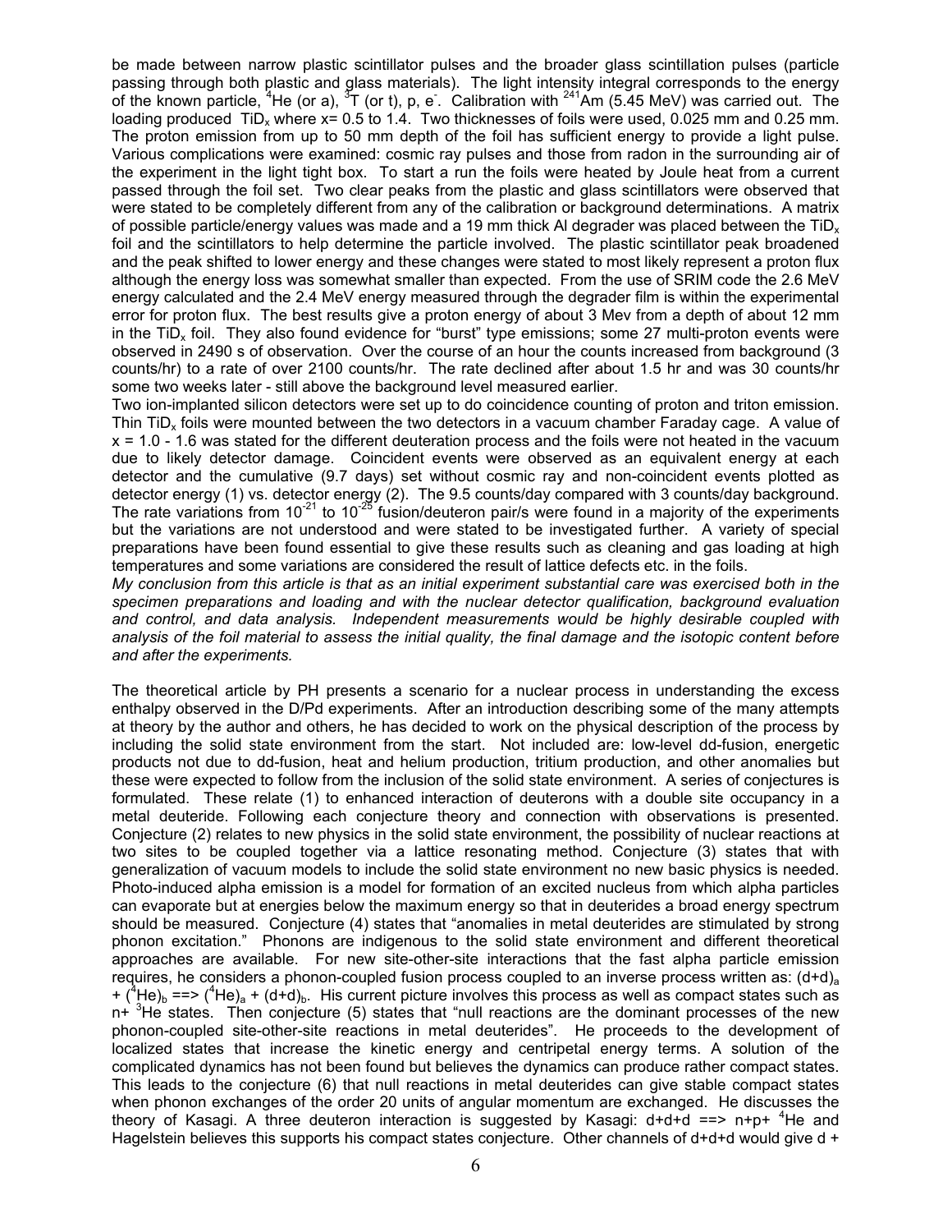be made between narrow plastic scintillator pulses and the broader glass scintillation pulses (particle passing through both plastic and glass materials). The light intensity integral corresponds to the energy of the known particle, $^4$He (or a), $^3$T (or t), p, e$^-$. Calibration with $^{241}$Am (5.45 MeV) was carried out. The loading produced $TiD_x$ where x= 0.5 to 1.4. Two thicknesses of foils were used, 0.025 mm and 0.25 mm. The proton emission from up to 50 mm depth of the foil has sufficient energy to provide a light pulse. Various complications were examined: cosmic ray pulses and those from radon in the surrounding air of the experiment in the light tight box. To start a run the foils were heated by Joule heat from a current passed through the foil set. Two clear peaks from the plastic and glass scintillators were observed that were stated to be completely different from any of the calibration or background determinations. A matrix of possible particle/energy values was made and a 19 mm thick Al degrader was placed between the $TiD_x$ foil and the scintillators to help determine the particle involved. The plastic scintillator peak broadened and the peak shifted to lower energy and these changes were stated to most likely represent a proton flux although the energy loss was somewhat smaller than expected. From the use of SRIM code the 2.6 MeV energy calculated and the 2.4 MeV energy measured through the degrader film is within the experimental error for proton flux. The best results give a proton energy of about 3 Mev from a depth of about 12 mm in the $TiD_x$ foil. They also found evidence for "burst" type emissions; some 27 multi-proton events were observed in 2490 s of observation. Over the course of an hour the counts increased from background (3 counts/hr) to a rate of over 2100 counts/hr. The rate declined after about 1.5 hr and was 30 counts/hr some two weeks later - still above the background level measured earlier.

Two ion-implanted silicon detectors were set up to do coincidence counting of proton and triton emission. Thin $TiD_x$ foils were mounted between the two detectors in a vacuum chamber Faraday cage. A value of x = 1.0 - 1.6 was stated for the different deuteration process and the foils were not heated in the vacuum due to likely detector damage. Coincident events were observed as an equivalent energy at each detector and the cumulative (9.7 days) set without cosmic ray and non-coincident events plotted as detector energy (1) vs. detector energy (2). The 9.5 counts/day compared with 3 counts/day background. The rate variations from $10^{-21}$ to $10^{-25}$ fusion/deuteron pair/s were found in a majority of the experiments but the variations are not understood and were stated to be investigated further. A variety of special preparations have been found essential to give these results such as cleaning and gas loading at high temperatures and some variations are considered the result of lattice defects etc. in the foils.

*My conclusion from this article is that as an initial experiment substantial care was exercised both in the specimen preparations and loading and with the nuclear detector qualification, background evaluation and control, and data analysis. Independent measurements would be highly desirable coupled with analysis of the foil material to assess the initial quality, the final damage and the isotopic content before and after the experiments.*

The theoretical article by PH presents a scenario for a nuclear process in understanding the excess enthalpy observed in the D/Pd experiments. After an introduction describing some of the many attempts at theory by the author and others, he has decided to work on the physical description of the process by including the solid state environment from the start. Not included are: low-level dd-fusion, energetic products not due to dd-fusion, heat and helium production, tritium production, and other anomalies but these were expected to follow from the inclusion of the solid state environment. A series of conjectures is formulated. These relate (1) to enhanced interaction of deuterons with a double site occupancy in a metal deuteride. Following each conjecture theory and connection with observations is presented. Conjecture (2) relates to new physics in the solid state environment, the possibility of nuclear reactions at two sites to be coupled together via a lattice resonating method. Conjecture (3) states that with generalization of vacuum models to include the solid state environment no new basic physics is needed. Photo-induced alpha emission is a model for formation of an excited nucleus from which alpha particles can evaporate but at energies below the maximum energy so that in deuterides a broad energy spectrum should be measured. Conjecture (4) states that "anomalies in metal deuterides are stimulated by strong phonon excitation." Phonons are indigenous to the solid state environment and different theoretical approaches are available. For new site-other-site interactions that the fast alpha particle emission requires, he considers a phonon-coupled fusion process coupled to an inverse process written as: $(d+d)_a + (^4He)_b \Longrightarrow (^4He)_a + (d+d)_b$. His current picture involves this process as well as compact states such as n+ $^3$He states. Then conjecture (5) states that "null reactions are the dominant processes of the new phonon-coupled site-other-site reactions in metal deuterides". He proceeds to the development of localized states that increase the kinetic energy and centripetal energy terms. A solution of the complicated dynamics has not been found but believes the dynamics can produce rather compact states. This leads to the conjecture (6) that null reactions in metal deuterides can give stable compact states when phonon exchanges of the order 20 units of angular momentum are exchanged. He discusses the theory of Kasagi. A three deuteron interaction is suggested by Kasagi: d+d+d ==> n+p+ $^4$He and Hagelstein believes this supports his compact states conjecture. Other channels of d+d+d would give d +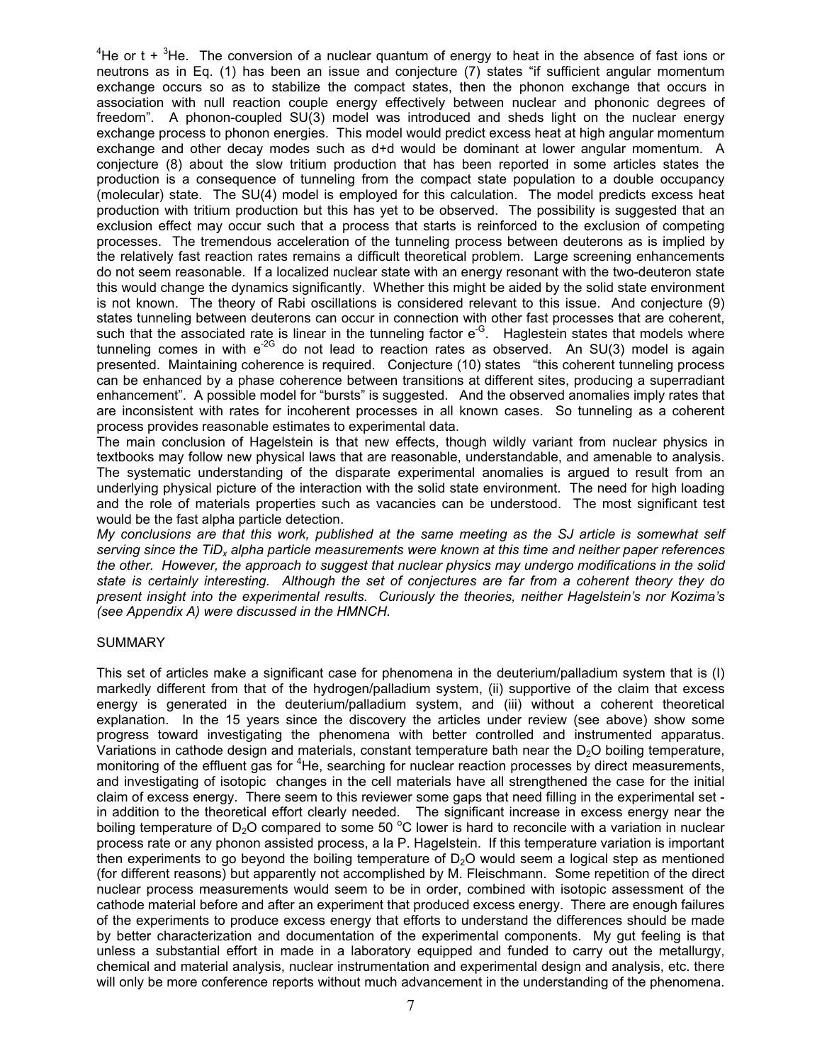$^4He$ or t + $^3He$. The conversion of a nuclear quantum of energy to heat in the absence of fast ions or neutrons as in Eq. (1) has been an issue and conjecture (7) states "if sufficient angular momentum exchange occurs so as to stabilize the compact states, then the phonon exchange that occurs in association with null reaction couple energy effectively between nuclear and phononic degrees of freedom". A phonon-coupled SU(3) model was introduced and sheds light on the nuclear energy exchange process to phonon energies. This model would predict excess heat at high angular momentum exchange and other decay modes such as d+d would be dominant at lower angular momentum. A conjecture (8) about the slow tritium production that has been reported in some articles states the production is a consequence of tunneling from the compact state population to a double occupancy (molecular) state. The SU(4) model is employed for this calculation. The model predicts excess heat production with tritium production but this has yet to be observed. The possibility is suggested that an exclusion effect may occur such that a process that starts is reinforced to the exclusion of competing processes. The tremendous acceleration of the tunneling process between deuterons as is implied by the relatively fast reaction rates remains a difficult theoretical problem. Large screening enhancements do not seem reasonable. If a localized nuclear state with an energy resonant with the two-deuteron state this would change the dynamics significantly. Whether this might be aided by the solid state environment is not known. The theory of Rabi oscillations is considered relevant to this issue. And conjecture (9) states tunneling between deuterons can occur in connection with other fast processes that are coherent, such that the associated rate is linear in the tunneling factor $e^{-G}$. Haglestein states that models where tunneling comes in with $e^{-2G}$ do not lead to reaction rates as observed. An SU(3) model is again presented. Maintaining coherence is required. Conjecture (10) states "this coherent tunneling process can be enhanced by a phase coherence between transitions at different sites, producing a superradiant enhancement". A possible model for "bursts" is suggested. And the observed anomalies imply rates that are inconsistent with rates for incoherent processes in all known cases. So tunneling as a coherent process provides reasonable estimates to experimental data.

The main conclusion of Hagelstein is that new effects, though wildly variant from nuclear physics in textbooks may follow new physical laws that are reasonable, understandable, and amenable to analysis. The systematic understanding of the disparate experimental anomalies is argued to result from an underlying physical picture of the interaction with the solid state environment. The need for high loading and the role of materials properties such as vacancies can be understood. The most significant test would be the fast alpha particle detection.

*My conclusions are that this work, published at the same meeting as the SJ article is somewhat self serving since the $TiD_x$ alpha particle measurements were known at this time and neither paper references the other. However, the approach to suggest that nuclear physics may undergo modifications in the solid state is certainly interesting. Although the set of conjectures are far from a coherent theory they do present insight into the experimental results. Curiously the theories, neither Hagelstein's nor Kozima's (see Appendix A) were discussed in the HMNCH.*

SUMMARY

This set of articles make a significant case for phenomena in the deuterium/palladium system that is (I) markedly different from that of the hydrogen/palladium system, (ii) supportive of the claim that excess energy is generated in the deuterium/palladium system, and (iii) without a coherent theoretical explanation. In the 15 years since the discovery the articles under review (see above) show some progress toward investigating the phenomena with better controlled and instrumented apparatus. Variations in cathode design and materials, constant temperature bath near the $D_2O$ boiling temperature, monitoring of the effluent gas for $^4He$, searching for nuclear reaction processes by direct measurements, and investigating of isotopic changes in the cell materials have all strengthened the case for the initial claim of excess energy. There seem to this reviewer some gaps that need filling in the experimental set - in addition to the theoretical effort clearly needed. The significant increase in excess energy near the boiling temperature of $D_2O$ compared to some 50 °C lower is hard to reconcile with a variation in nuclear process rate or any phonon assisted process, a la P. Hagelstein. If this temperature variation is important then experiments to go beyond the boiling temperature of $D_2O$ would seem a logical step as mentioned (for different reasons) but apparently not accomplished by M. Fleischmann. Some repetition of the direct nuclear process measurements would seem to be in order, combined with isotopic assessment of the cathode material before and after an experiment that produced excess energy. There are enough failures of the experiments to produce excess energy that efforts to understand the differences should be made by better characterization and documentation of the experimental components. My gut feeling is that unless a substantial effort in made in a laboratory equipped and funded to carry out the metallurgy, chemical and material analysis, nuclear instrumentation and experimental design and analysis, etc. there will only be more conference reports without much advancement in the understanding of the phenomena.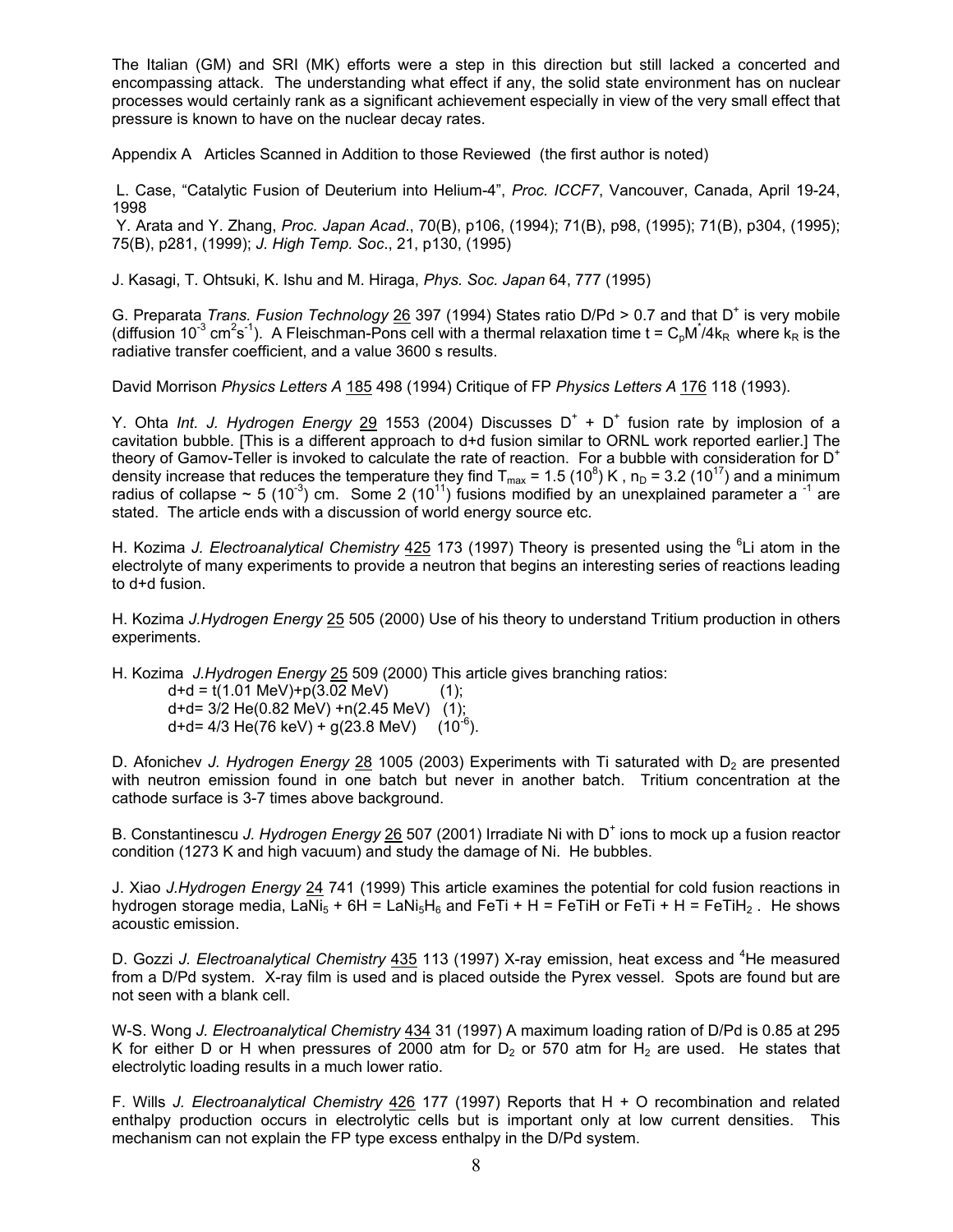The Italian (GM) and SRI (MK) efforts were a step in this direction but still lacked a concerted and encompassing attack. The understanding what effect if any, the solid state environment has on nuclear processes would certainly rank as a significant achievement especially in view of the very small effect that pressure is known to have on the nuclear decay rates.

Appendix A Articles Scanned in Addition to those Reviewed (the first author is noted)

L. Case, "Catalytic Fusion of Deuterium into Helium-4", *Proc. ICCF7*, Vancouver, Canada, April 19-24, 1998

Y. Arata and Y. Zhang, *Proc. Japan Acad*., 70(B), p106, (1994); 71(B), p98, (1995); 71(B), p304, (1995); 75(B), p281, (1999); *J. High Temp. Soc*., 21, p130, (1995)

J. Kasagi, T. Ohtsuki, K. Ishu and M. Hiraga, *Phys. Soc. Japan* 64, 777 (1995)

G. Preparata *Trans. Fusion Technology* 26 397 (1994) States ratio D/Pd > 0.7 and that $D^+$ is very mobile (diffusion $10^{-3}$ $cm^2s^{-1}$). A Fleischman-Pons cell with a thermal relaxation time $t = C_pM^*/4k_R$ where $k_R$ is the radiative transfer coefficient, and a value 3600 s results.

David Morrison *Physics Letters A* 185 498 (1994) Critique of FP *Physics Letters A* 176 118 (1993).

Y. Ohta *Int. J. Hydrogen Energy* 29 1553 (2004) Discusses $D^+$ + $D^+$ fusion rate by implosion of a cavitation bubble. [This is a different approach to d+d fusion similar to ORNL work reported earlier.] The theory of Gamov-Teller is invoked to calculate the rate of reaction. For a bubble with consideration for $D^+$ density increase that reduces the temperature they find $T_{max} = 1.5\ (10^8)$ K , $n_D = 3.2\ (10^{17})$ and a minimum radius of collapse ~ 5 ($10^{-3}$) cm. Some 2 ($10^{11}$) fusions modified by an unexplained parameter a $^{-1}$ are stated. The article ends with a discussion of world energy source etc.

H. Kozima *J. Electroanalytical Chemistry* 425 173 (1997) Theory is presented using the $^6$Li atom in the electrolyte of many experiments to provide a neutron that begins an interesting series of reactions leading to d+d fusion.

H. Kozima *J.Hydrogen Energy* 25 505 (2000) Use of his theory to understand Tritium production in others experiments.

H. Kozima *J.Hydrogen Energy* 25 509 (2000) This article gives branching ratios:

d+d = t(1.01 MeV)+p(3.02 MeV) (1);
d+d= 3/2 He(0.82 MeV) +n(2.45 MeV) (1);
d+d= 4/3 He(76 keV) + g(23.8 MeV) ($10^{-6}$).

D. Afonichev *J. Hydrogen Energy* 28 1005 (2003) Experiments with Ti saturated with $D_2$ are presented with neutron emission found in one batch but never in another batch. Tritium concentration at the cathode surface is 3-7 times above background.

B. Constantinescu *J. Hydrogen Energy* 26 507 (2001) Irradiate Ni with $D^+$ ions to mock up a fusion reactor condition (1273 K and high vacuum) and study the damage of Ni. He bubbles.

J. Xiao *J.Hydrogen Energy* 24 741 (1999) This article examines the potential for cold fusion reactions in hydrogen storage media, $LaNi_5 + 6H = LaNi_5H_6$ and FeTi + H = FeTiH or FeTi + H = $FeTiH_2$ . He shows acoustic emission.

D. Gozzi *J. Electroanalytical Chemistry* 435 113 (1997) X-ray emission, heat excess and $^4$He measured from a D/Pd system. X-ray film is used and is placed outside the Pyrex vessel. Spots are found but are not seen with a blank cell.

W-S. Wong *J. Electroanalytical Chemistry* 434 31 (1997) A maximum loading ration of D/Pd is 0.85 at 295 K for either D or H when pressures of 2000 atm for $D_2$ or 570 atm for $H_2$ are used. He states that electrolytic loading results in a much lower ratio.

F. Wills *J. Electroanalytical Chemistry* 426 177 (1997) Reports that H + O recombination and related enthalpy production occurs in electrolytic cells but is important only at low current densities. This mechanism can not explain the FP type excess enthalpy in the D/Pd system.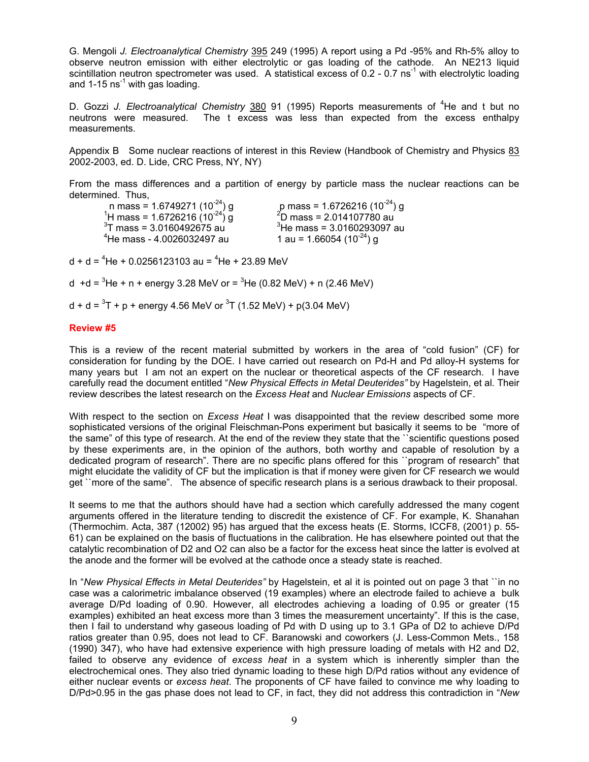G. Mengoli *J. Electroanalytical Chemistry* 395 249 (1995) A report using a Pd -95% and Rh-5% alloy to observe neutron emission with either electrolytic or gas loading of the cathode. An NE213 liquid scintillation neutron spectrometer was used. A statistical excess of 0.2 - 0.7 $ns^{-1}$ with electrolytic loading and 1-15 $ns^{-1}$ with gas loading.

D. Gozzi *J. Electroanalytical Chemistry* 380 91 (1995) Reports measurements of $^4$He and t but no neutrons were measured. The t excess was less than expected from the excess enthalpy measurements.

Appendix B Some nuclear reactions of interest in this Review (Handbook of Chemistry and Physics 83 2002-2003, ed. D. Lide, CRC Press, NY, NY)

From the mass differences and a partition of energy by particle mass the nuclear reactions can be determined. Thus,

n mass = 1.6749271 ($10^{-24}$) g    p mass = 1.6726216 ($10^{-24}$) g

$^1$H mass = 1.6726216 ($10^{-24}$) g    $^2$D mass = 2.014107780 au

$^3$T mass = 3.0160492675 au    $^3$He mass = 3.0160293097 au

$^4$He mass - 4.0026032497 au    1 au = 1.66054 ($10^{-24}$) g

d + d = $^4$He + 0.0256123103 au = $^4$He + 23.89 MeV

d +d = $^3$He + n + energy 3.28 MeV or = $^3$He (0.82 MeV) + n (2.46 MeV)

d + d = $^3$T + p + energy 4.56 MeV or $^3$T (1.52 MeV) + p(3.04 MeV)

## Review #5

This is a review of the recent material submitted by workers in the area of "cold fusion" (CF) for consideration for funding by the DOE. I have carried out research on Pd-H and Pd alloy-H systems for many years but I am not an expert on the nuclear or theoretical aspects of the CF research. I have carefully read the document entitled "*New Physical Effects in Metal Deuterides"* by Hagelstein, et al. Their review describes the latest research on the *Excess Heat* and *Nuclear Emissions* aspects of CF.

With respect to the section on *Excess Heat* I was disappointed that the review described some more sophisticated versions of the original Fleischman-Pons experiment but basically it seems to be "more of the same" of this type of research. At the end of the review they state that the ``scientific questions posed by these experiments are, in the opinion of the authors, both worthy and capable of resolution by a dedicated program of research". There are no specific plans offered for this ``program of research" that might elucidate the validity of CF but the implication is that if money were given for CF research we would get ``more of the same". The absence of specific research plans is a serious drawback to their proposal.

It seems to me that the authors should have had a section which carefully addressed the many cogent arguments offered in the literature tending to discredit the existence of CF. For example, K. Shanahan (Thermochim. Acta, 387 (12002) 95) has argued that the excess heats (E. Storms, ICCF8, (2001) p. 55-61) can be explained on the basis of fluctuations in the calibration. He has elsewhere pointed out that the catalytic recombination of D2 and O2 can also be a factor for the excess heat since the latter is evolved at the anode and the former will be evolved at the cathode once a steady state is reached.

In "*New Physical Effects in Metal Deuterides"* by Hagelstein, et al it is pointed out on page 3 that ``in no case was a calorimetric imbalance observed (19 examples) where an electrode failed to achieve a bulk average D/Pd loading of 0.90. However, all electrodes achieving a loading of 0.95 or greater (15 examples) exhibited an heat excess more than 3 times the measurement uncertainty". If this is the case, then I fail to understand why gaseous loading of Pd with D using up to 3.1 GPa of D2 to achieve D/Pd ratios greater than 0.95, does not lead to CF. Baranowski and coworkers (J. Less-Common Mets., 158 (1990) 347), who have had extensive experience with high pressure loading of metals with H2 and D2, failed to observe any evidence of *excess heat* in a system which is inherently simpler than the electrochemical ones. They also tried dynamic loading to these high D/Pd ratios without any evidence of either nuclear events or *excess heat*. The proponents of CF have failed to convince me why loading to D/Pd>0.95 in the gas phase does not lead to CF, in fact, they did not address this contradiction in "*New*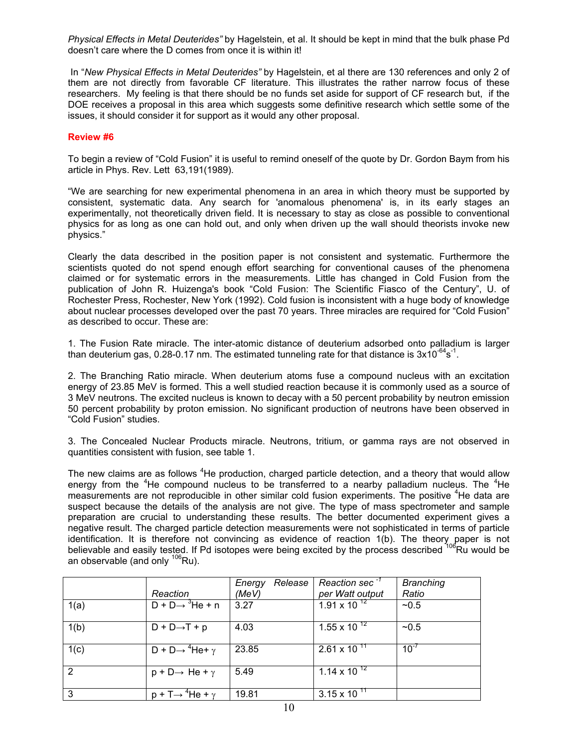*Physical Effects in Metal Deuterides"* by Hagelstein, et al. It should be kept in mind that the bulk phase Pd doesn't care where the D comes from once it is within it!

In "*New Physical Effects in Metal Deuterides"* by Hagelstein, et al there are 130 references and only 2 of them are not directly from favorable CF literature. This illustrates the rather narrow focus of these researchers. My feeling is that there should be no funds set aside for support of CF research but, if the DOE receives a proposal in this area which suggests some definitive research which settle some of the issues, it should consider it for support as it would any other proposal.

**Review #6**

To begin a review of "Cold Fusion" it is useful to remind oneself of the quote by Dr. Gordon Baym from his article in Phys. Rev. Lett 63,191(1989).

"We are searching for new experimental phenomena in an area in which theory must be supported by consistent, systematic data. Any search for 'anomalous phenomena' is, in its early stages an experimentally, not theoretically driven field. It is necessary to stay as close as possible to conventional physics for as long as one can hold out, and only when driven up the wall should theorists invoke new physics."

Clearly the data described in the position paper is not consistent and systematic. Furthermore the scientists quoted do not spend enough effort searching for conventional causes of the phenomena claimed or for systematic errors in the measurements. Little has changed in Cold Fusion from the publication of John R. Huizenga's book "Cold Fusion: The Scientific Fiasco of the Century", U. of Rochester Press, Rochester, New York (1992). Cold fusion is inconsistent with a huge body of knowledge about nuclear processes developed over the past 70 years. Three miracles are required for "Cold Fusion" as described to occur. These are:

1. The Fusion Rate miracle. The inter-atomic distance of deuterium adsorbed onto palladium is larger than deuterium gas, 0.28-0.17 nm. The estimated tunneling rate for that distance is $3x10^{-64}s^{-1}$.

2. The Branching Ratio miracle. When deuterium atoms fuse a compound nucleus with an excitation energy of 23.85 MeV is formed. This a well studied reaction because it is commonly used as a source of 3 MeV neutrons. The excited nucleus is known to decay with a 50 percent probability by neutron emission 50 percent probability by proton emission. No significant production of neutrons have been observed in "Cold Fusion" studies.

3. The Concealed Nuclear Products miracle. Neutrons, tritium, or gamma rays are not observed in quantities consistent with fusion, see table 1.

The new claims are as follows $^4$He production, charged particle detection, and a theory that would allow energy from the $^4$He compound nucleus to be transferred to a nearby palladium nucleus. The $^4$He measurements are not reproducible in other similar cold fusion experiments. The positive $^4$He data are suspect because the details of the analysis are not give. The type of mass spectrometer and sample preparation are crucial to understanding these results. The better documented experiment gives a negative result. The charged particle detection measurements were not sophisticated in terms of particle identification. It is therefore not convincing as evidence of reaction 1(b). The theory paper is not believable and easily tested. If Pd isotopes were being excited by the process described $^{106}$Ru would be an observable (and only $^{106}$Ru).

| | *Reaction* | *Energy Release (MeV)* | *Reaction sec $^{-1}$ per Watt output* | *Branching Ratio* |
|---|---|---|---|---|
| 1(a) | $D + D \rightarrow {}^3He + n$ | 3.27 | $1.91 \times 10^{12}$ | ~0.5 |
| 1(b) | $D + D \rightarrow T + p$ | 4.03 | $1.55 \times 10^{12}$ | ~0.5 |
| 1(c) | $D + D \rightarrow {}^4He + \gamma$ | 23.85 | $2.61 \times 10^{11}$ | $10^{-7}$ |
| 2 | $p + D \rightarrow He + \gamma$ | 5.49 | $1.14 \times 10^{12}$ | |
| 3 | $p + T \rightarrow {}^4He + \gamma$ | 19.81 | $3.15 \times 10^{11}$ | |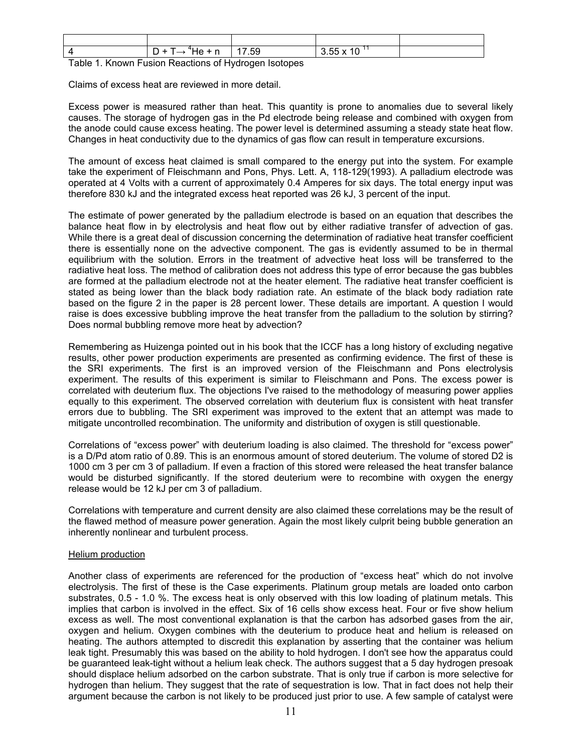| | | | | |
|---|---|---|---|---|
| 4 | $D + T \rightarrow {}^4He + n$ | 17.59 | $3.55 \times 10^{11}$ | |

Table 1. Known Fusion Reactions of Hydrogen Isotopes

Claims of excess heat are reviewed in more detail.

Excess power is measured rather than heat. This quantity is prone to anomalies due to several likely causes. The storage of hydrogen gas in the Pd electrode being release and combined with oxygen from the anode could cause excess heating. The power level is determined assuming a steady state heat flow. Changes in heat conductivity due to the dynamics of gas flow can result in temperature excursions.

The amount of excess heat claimed is small compared to the energy put into the system. For example take the experiment of Fleischmann and Pons, Phys. Lett. A, 118-129(1993). A palladium electrode was operated at 4 Volts with a current of approximately 0.4 Amperes for six days. The total energy input was therefore 830 kJ and the integrated excess heat reported was 26 kJ, 3 percent of the input.

The estimate of power generated by the palladium electrode is based on an equation that describes the balance heat flow in by electrolysis and heat flow out by either radiative transfer of advection of gas. While there is a great deal of discussion concerning the determination of radiative heat transfer coefficient there is essentially none on the advective component. The gas is evidently assumed to be in thermal equilibrium with the solution. Errors in the treatment of advective heat loss will be transferred to the radiative heat loss. The method of calibration does not address this type of error because the gas bubbles are formed at the palladium electrode not at the heater element. The radiative heat transfer coefficient is stated as being lower than the black body radiation rate. An estimate of the black body radiation rate based on the figure 2 in the paper is 28 percent lower. These details are important. A question I would raise is does excessive bubbling improve the heat transfer from the palladium to the solution by stirring? Does normal bubbling remove more heat by advection?

Remembering as Huizenga pointed out in his book that the ICCF has a long history of excluding negative results, other power production experiments are presented as confirming evidence. The first of these is the SRI experiments. The first is an improved version of the Fleischmann and Pons electrolysis experiment. The results of this experiment is similar to Fleischmann and Pons. The excess power is correlated with deuterium flux. The objections I've raised to the methodology of measuring power applies equally to this experiment. The observed correlation with deuterium flux is consistent with heat transfer errors due to bubbling. The SRI experiment was improved to the extent that an attempt was made to mitigate uncontrolled recombination. The uniformity and distribution of oxygen is still questionable.

Correlations of “excess power” with deuterium loading is also claimed. The threshold for “excess power” is a D/Pd atom ratio of 0.89. This is an enormous amount of stored deuterium. The volume of stored D2 is 1000 cm 3 per cm 3 of palladium. If even a fraction of this stored were released the heat transfer balance would be disturbed significantly. If the stored deuterium were to recombine with oxygen the energy release would be 12 kJ per cm 3 of palladium.

Correlations with temperature and current density are also claimed these correlations may be the result of the flawed method of measure power generation. Again the most likely culprit being bubble generation an inherently nonlinear and turbulent process.

<u>Helium production</u>

Another class of experiments are referenced for the production of “excess heat” which do not involve electrolysis. The first of these is the Case experiments. Platinum group metals are loaded onto carbon substrates, 0.5 - 1.0 %. The excess heat is only observed with this low loading of platinum metals. This implies that carbon is involved in the effect. Six of 16 cells show excess heat. Four or five show helium excess as well. The most conventional explanation is that the carbon has adsorbed gases from the air, oxygen and helium. Oxygen combines with the deuterium to produce heat and helium is released on heating. The authors attempted to discredit this explanation by asserting that the container was helium leak tight. Presumably this was based on the ability to hold hydrogen. I don't see how the apparatus could be guaranteed leak-tight without a helium leak check. The authors suggest that a 5 day hydrogen presoak should displace helium adsorbed on the carbon substrate. That is only true if carbon is more selective for hydrogen than helium. They suggest that the rate of sequestration is low. That in fact does not help their argument because the carbon is not likely to be produced just prior to use. A few sample of catalyst were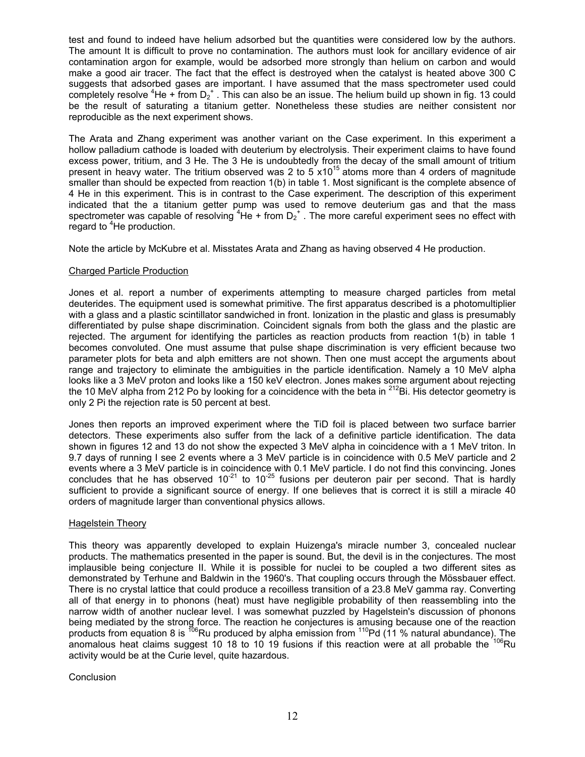test and found to indeed have helium adsorbed but the quantities were considered low by the authors. The amount It is difficult to prove no contamination. The authors must look for ancillary evidence of air contamination argon for example, would be adsorbed more strongly than helium on carbon and would make a good air tracer. The fact that the effect is destroyed when the catalyst is heated above 300 C suggests that adsorbed gases are important. I have assumed that the mass spectrometer used could completely resolve $^4He^+$ from $D_2^+$. This can also be an issue. The helium build up shown in fig. 13 could be the result of saturating a titanium getter. Nonetheless these studies are neither consistent nor reproducible as the next experiment shows.

The Arata and Zhang experiment was another variant on the Case experiment. In this experiment a hollow palladium cathode is loaded with deuterium by electrolysis. Their experiment claims to have found excess power, tritium, and 3 He. The 3 He is undoubtedly from the decay of the small amount of tritium present in heavy water. The tritium observed was 2 to 5 $x10^{15}$ atoms more than 4 orders of magnitude smaller than should be expected from reaction 1(b) in table 1. Most significant is the complete absence of 4 He in this experiment. This is in contrast to the Case experiment. The description of this experiment indicated that the a titanium getter pump was used to remove deuterium gas and that the mass spectrometer was capable of resolving $^4He^+$ from $D_2^+$. The more careful experiment sees no effect with regard to $^4He$ production.

Note the article by McKubre et al. Misstates Arata and Zhang as having observed 4 He production.

## Charged Particle Production

Jones et al. report a number of experiments attempting to measure charged particles from metal deuterides. The equipment used is somewhat primitive. The first apparatus described is a photomultiplier with a glass and a plastic scintillator sandwiched in front. Ionization in the plastic and glass is presumably differentiated by pulse shape discrimination. Coincident signals from both the glass and the plastic are rejected. The argument for identifying the particles as reaction products from reaction 1(b) in table 1 becomes convoluted. One must assume that pulse shape discrimination is very efficient because two parameter plots for beta and alph emitters are not shown. Then one must accept the arguments about range and trajectory to eliminate the ambiguities in the particle identification. Namely a 10 MeV alpha looks like a 3 MeV proton and looks like a 150 keV electron. Jones makes some argument about rejecting the 10 MeV alpha from 212 Po by looking for a coincidence with the beta in $^{212}Bi$. His detector geometry is only 2 Pi the rejection rate is 50 percent at best.

Jones then reports an improved experiment where the TiD foil is placed between two surface barrier detectors. These experiments also suffer from the lack of a definitive particle identification. The data shown in figures 12 and 13 do not show the expected 3 MeV alpha in coincidence with a 1 MeV triton. In 9.7 days of running I see 2 events where a 3 MeV particle is in coincidence with 0.5 MeV particle and 2 events where a 3 MeV particle is in coincidence with 0.1 MeV particle. I do not find this convincing. Jones concludes that he has observed $10^{-21}$ to $10^{-25}$ fusions per deuteron pair per second. That is hardly sufficient to provide a significant source of energy. If one believes that is correct it is still a miracle 40 orders of magnitude larger than conventional physics allows.

## Hagelstein Theory

This theory was apparently developed to explain Huizenga's miracle number 3, concealed nuclear products. The mathematics presented in the paper is sound. But, the devil is in the conjectures. The most implausible being conjecture II. While it is possible for nuclei to be coupled a two different sites as demonstrated by Terhune and Baldwin in the 1960's. That coupling occurs through the Mössbauer effect. There is no crystal lattice that could produce a recoilless transition of a 23.8 MeV gamma ray. Converting all of that energy in to phonons (heat) must have negligible probability of then reassembling into the narrow width of another nuclear level. I was somewhat puzzled by Hagelstein's discussion of phonons being mediated by the strong force. The reaction he conjectures is amusing because one of the reaction products from equation 8 is $^{106}Ru$ produced by alpha emission from $^{110}Pd$ (11 % natural abundance). The anomalous heat claims suggest 10 18 to 10 19 fusions if this reaction were at all probable the $^{106}Ru$ activity would be at the Curie level, quite hazardous.

## Conclusion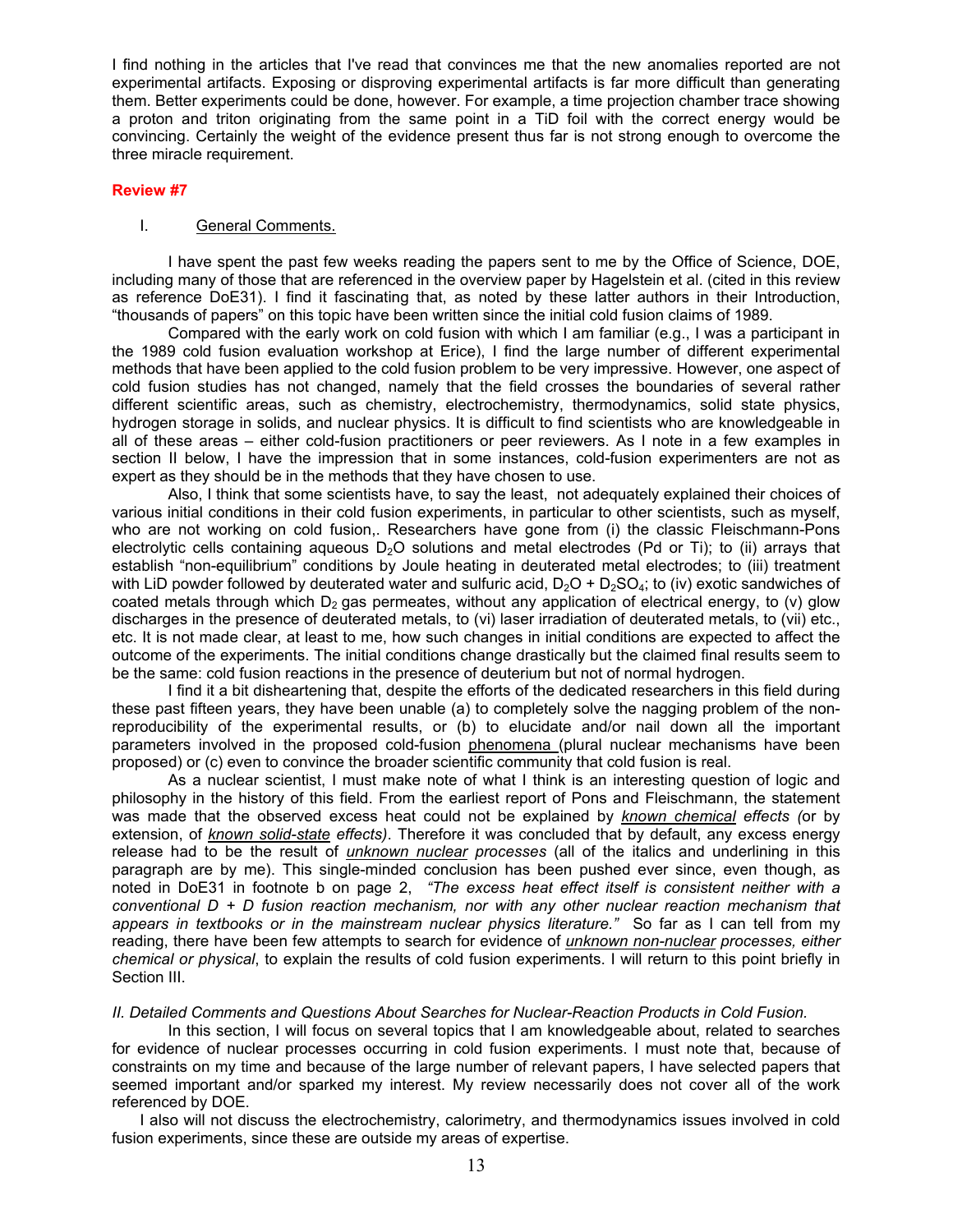I find nothing in the articles that I've read that convinces me that the new anomalies reported are not experimental artifacts. Exposing or disproving experimental artifacts is far more difficult than generating them. Better experiments could be done, however. For example, a time projection chamber trace showing a proton and triton originating from the same point in a TiD foil with the correct energy would be convincing. Certainly the weight of the evidence present thus far is not strong enough to overcome the three miracle requirement.

## Review #7

### I. General Comments.

I have spent the past few weeks reading the papers sent to me by the Office of Science, DOE, including many of those that are referenced in the overview paper by Hagelstein et al. (cited in this review as reference DoE31). I find it fascinating that, as noted by these latter authors in their Introduction, "thousands of papers" on this topic have been written since the initial cold fusion claims of 1989.

Compared with the early work on cold fusion with which I am familiar (e.g., I was a participant in the 1989 cold fusion evaluation workshop at Erice), I find the large number of different experimental methods that have been applied to the cold fusion problem to be very impressive. However, one aspect of cold fusion studies has not changed, namely that the field crosses the boundaries of several rather different scientific areas, such as chemistry, electrochemistry, thermodynamics, solid state physics, hydrogen storage in solids, and nuclear physics. It is difficult to find scientists who are knowledgeable in all of these areas – either cold-fusion practitioners or peer reviewers. As I note in a few examples in section II below, I have the impression that in some instances, cold-fusion experimenters are not as expert as they should be in the methods that they have chosen to use.

Also, I think that some scientists have, to say the least, not adequately explained their choices of various initial conditions in their cold fusion experiments, in particular to other scientists, such as myself, who are not working on cold fusion,. Researchers have gone from (i) the classic Fleischmann-Pons electrolytic cells containing aqueous $D_2O$ solutions and metal electrodes (Pd or Ti); to (ii) arrays that establish "non-equilibrium" conditions by Joule heating in deuterated metal electrodes; to (iii) treatment with LiD powder followed by deuterated water and sulfuric acid, $D_2O$ + $D_2SO_4$; to (iv) exotic sandwiches of coated metals through which $D_2$ gas permeates, without any application of electrical energy, to (v) glow discharges in the presence of deuterated metals, to (vi) laser irradiation of deuterated metals, to (vii) etc., etc. It is not made clear, at least to me, how such changes in initial conditions are expected to affect the outcome of the experiments. The initial conditions change drastically but the claimed final results seem to be the same: cold fusion reactions in the presence of deuterium but not of normal hydrogen.

I find it a bit disheartening that, despite the efforts of the dedicated researchers in this field during these past fifteen years, they have been unable (a) to completely solve the nagging problem of the non-reproducibility of the experimental results, or (b) to elucidate and/or nail down all the important parameters involved in the proposed cold-fusion phenomena (plural nuclear mechanisms have been proposed) or (c) even to convince the broader scientific community that cold fusion is real.

As a nuclear scientist, I must make note of what I think is an interesting question of logic and philosophy in the history of this field. From the earliest report of Pons and Fleischmann, the statement was made that the observed excess heat could not be explained by ***known chemical*** *effects* (or by extension, of ***known solid-state*** *effects)*. Therefore it was concluded that by default, any excess energy release had to be the result of ***unknown nuclear*** *processes* (all of the italics and underlining in this paragraph are by me). This single-minded conclusion has been pushed ever since, even though, as noted in DoE31 in footnote b on page 2, *"The excess heat effect itself is consistent neither with a conventional D + D fusion reaction mechanism, nor with any other nuclear reaction mechanism that appears in textbooks or in the mainstream nuclear physics literature."* So far as I can tell from my reading, there have been few attempts to search for evidence of ***unknown non-nuclear*** *processes, either chemical or physical*, to explain the results of cold fusion experiments. I will return to this point briefly in Section III.

### *II. Detailed Comments and Questions About Searches for Nuclear-Reaction Products in Cold Fusion.*

In this section, I will focus on several topics that I am knowledgeable about, related to searches for evidence of nuclear processes occurring in cold fusion experiments. I must note that, because of constraints on my time and because of the large number of relevant papers, I have selected papers that seemed important and/or sparked my interest. My review necessarily does not cover all of the work referenced by DOE.

I also will not discuss the electrochemistry, calorimetry, and thermodynamics issues involved in cold fusion experiments, since these are outside my areas of expertise.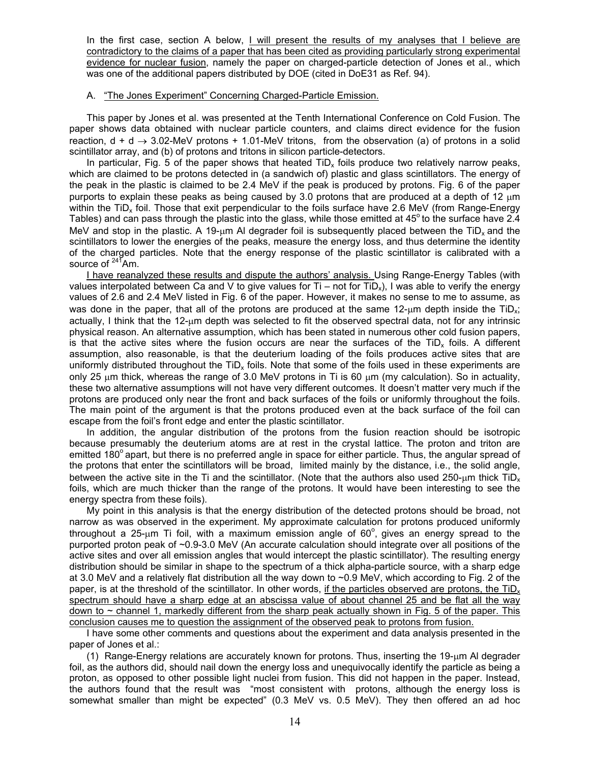In the first case, section A below, I will present the results of my analyses that I believe are contradictory to the claims of a paper that has been cited as providing particularly strong experimental evidence for nuclear fusion, namely the paper on charged-particle detection of Jones et al., which was one of the additional papers distributed by DOE (cited in DoE31 as Ref. 94).

## A. "The Jones Experiment" Concerning Charged-Particle Emission.

This paper by Jones et al. was presented at the Tenth International Conference on Cold Fusion. The paper shows data obtained with nuclear particle counters, and claims direct evidence for the fusion reaction, d + d $\rightarrow$ 3.02-MeV protons + 1.01-MeV tritons, from the observation (a) of protons in a solid scintillator array, and (b) of protons and tritons in silicon particle-detectors.

In particular, Fig. 5 of the paper shows that heated $TiD_x$ foils produce two relatively narrow peaks, which are claimed to be protons detected in (a sandwich of) plastic and glass scintillators. The energy of the peak in the plastic is claimed to be 2.4 MeV if the peak is produced by protons. Fig. 6 of the paper purports to explain these peaks as being caused by 3.0 protons that are produced at a depth of 12 μm within the $TiD_x$ foil. Those that exit perpendicular to the foils surface have 2.6 MeV (from Range-Energy Tables) and can pass through the plastic into the glass, while those emitted at 45° to the surface have 2.4 MeV and stop in the plastic. A 19-μm Al degrader foil is subsequently placed between the $TiD_x$ and the scintillators to lower the energies of the peaks, measure the energy loss, and thus determine the identity of the charged particles. Note that the energy response of the plastic scintillator is calibrated with a source of $^{241}$Am.

I have reanalyzed these results and dispute the authors' analysis. Using Range-Energy Tables (with values interpolated between Ca and V to give values for Ti – not for $TiD_x$), I was able to verify the energy values of 2.6 and 2.4 MeV listed in Fig. 6 of the paper. However, it makes no sense to me to assume, as was done in the paper, that all of the protons are produced at the same 12-μm depth inside the $TiD_x$; actually, I think that the 12-μm depth was selected to fit the observed spectral data, not for any intrinsic physical reason. An alternative assumption, which has been stated in numerous other cold fusion papers, is that the active sites where the fusion occurs are near the surfaces of the $TiD_x$ foils. A different assumption, also reasonable, is that the deuterium loading of the foils produces active sites that are uniformly distributed throughout the $TiD_x$ foils. Note that some of the foils used in these experiments are only 25 μm thick, whereas the range of 3.0 MeV protons in Ti is 60 μm (my calculation). So in actuality, these two alternative assumptions will not have very different outcomes. It doesn't matter very much if the protons are produced only near the front and back surfaces of the foils or uniformly throughout the foils. The main point of the argument is that the protons produced even at the back surface of the foil can escape from the foil's front edge and enter the plastic scintillator.

In addition, the angular distribution of the protons from the fusion reaction should be isotropic because presumably the deuterium atoms are at rest in the crystal lattice. The proton and triton are emitted 180° apart, but there is no preferred angle in space for either particle. Thus, the angular spread of the protons that enter the scintillators will be broad, limited mainly by the distance, i.e., the solid angle, between the active site in the Ti and the scintillator. (Note that the authors also used 250-μm thick $TiD_x$ foils, which are much thicker than the range of the protons. It would have been interesting to see the energy spectra from these foils).

My point in this analysis is that the energy distribution of the detected protons should be broad, not narrow as was observed in the experiment. My approximate calculation for protons produced uniformly throughout a 25-μm Ti foil, with a maximum emission angle of 60°, gives an energy spread to the purported proton peak of ~0.9-3.0 MeV (An accurate calculation should integrate over all positions of the active sites and over all emission angles that would intercept the plastic scintillator). The resulting energy distribution should be similar in shape to the spectrum of a thick alpha-particle source, with a sharp edge at 3.0 MeV and a relatively flat distribution all the way down to ~0.9 MeV, which according to Fig. 2 of the paper, is at the threshold of the scintillator. In other words, if the particles observed are protons, the $TiD_x$ spectrum should have a sharp edge at an abscissa value of about channel 25 and be flat all the way down to ~ channel 1, markedly different from the sharp peak actually shown in Fig. 5 of the paper. This conclusion causes me to question the assignment of the observed peak to protons from fusion.

I have some other comments and questions about the experiment and data analysis presented in the paper of Jones et al.:

(1) Range-Energy relations are accurately known for protons. Thus, inserting the 19-μm Al degrader foil, as the authors did, should nail down the energy loss and unequivocally identify the particle as being a proton, as opposed to other possible light nuclei from fusion. This did not happen in the paper. Instead, the authors found that the result was "most consistent with protons, although the energy loss is somewhat smaller than might be expected" (0.3 MeV vs. 0.5 MeV). They then offered an ad hoc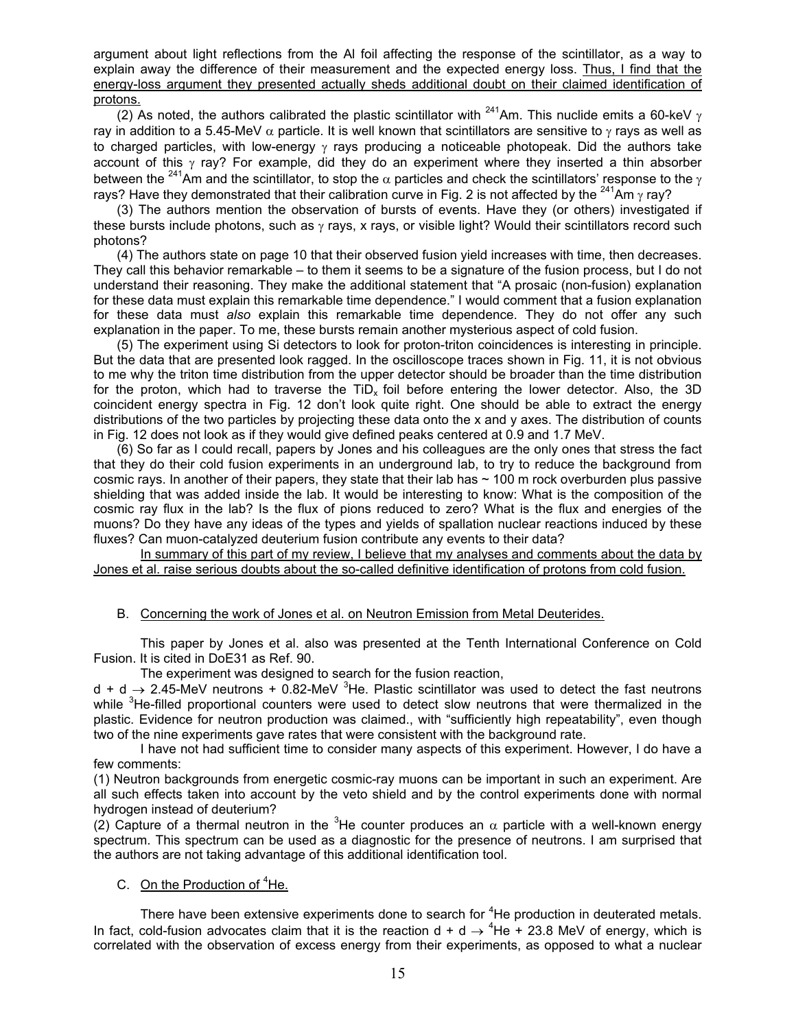argument about light reflections from the Al foil affecting the response of the scintillator, as a way to explain away the difference of their measurement and the expected energy loss. <u>Thus, I find that the energy-loss argument they presented actually sheds additional doubt on their claimed identification of protons.</u>

(2) As noted, the authors calibrated the plastic scintillator with $^{241}$Am. This nuclide emits a 60-keV $\gamma$ ray in addition to a 5.45-MeV $\alpha$ particle. It is well known that scintillators are sensitive to $\gamma$ rays as well as to charged particles, with low-energy $\gamma$ rays producing a noticeable photopeak. Did the authors take account of this $\gamma$ ray? For example, did they do an experiment where they inserted a thin absorber between the $^{241}$Am and the scintillator, to stop the $\alpha$ particles and check the scintillators' response to the $\gamma$ rays? Have they demonstrated that their calibration curve in Fig. 2 is not affected by the $^{241}$Am $\gamma$ ray?

(3) The authors mention the observation of bursts of events. Have they (or others) investigated if these bursts include photons, such as $\gamma$ rays, x rays, or visible light? Would their scintillators record such photons?

(4) The authors state on page 10 that their observed fusion yield increases with time, then decreases. They call this behavior remarkable – to them it seems to be a signature of the fusion process, but I do not understand their reasoning. They make the additional statement that "A prosaic (non-fusion) explanation for these data must explain this remarkable time dependence." I would comment that a fusion explanation for these data must *also* explain this remarkable time dependence. They do not offer any such explanation in the paper. To me, these bursts remain another mysterious aspect of cold fusion.

(5) The experiment using Si detectors to look for proton-triton coincidences is interesting in principle. But the data that are presented look ragged. In the oscilloscope traces shown in Fig. 11, it is not obvious to me why the triton time distribution from the upper detector should be broader than the time distribution for the proton, which had to traverse the $TiD_x$ foil before entering the lower detector. Also, the 3D coincident energy spectra in Fig. 12 don't look quite right. One should be able to extract the energy distributions of the two particles by projecting these data onto the x and y axes. The distribution of counts in Fig. 12 does not look as if they would give defined peaks centered at 0.9 and 1.7 MeV.

(6) So far as I could recall, papers by Jones and his colleagues are the only ones that stress the fact that they do their cold fusion experiments in an underground lab, to try to reduce the background from cosmic rays. In another of their papers, they state that their lab has ~ 100 m rock overburden plus passive shielding that was added inside the lab. It would be interesting to know: What is the composition of the cosmic ray flux in the lab? Is the flux of pions reduced to zero? What is the flux and energies of the muons? Do they have any ideas of the types and yields of spallation nuclear reactions induced by these fluxes? Can muon-catalyzed deuterium fusion contribute any events to their data?

<u>In summary of this part of my review, I believe that my analyses and comments about the data by Jones et al. raise serious doubts about the so-called definitive identification of protons from cold fusion.</u>

## B. <u>Concerning the work of Jones et al. on Neutron Emission from Metal Deuterides.</u>

This paper by Jones et al. also was presented at the Tenth International Conference on Cold Fusion. It is cited in DoE31 as Ref. 90.

The experiment was designed to search for the fusion reaction,

$d + d \rightarrow$ 2.45-MeV neutrons + 0.82-MeV $^3$He. Plastic scintillator was used to detect the fast neutrons while $^3$He-filled proportional counters were used to detect slow neutrons that were thermalized in the plastic. Evidence for neutron production was claimed., with "sufficiently high repeatability", even though two of the nine experiments gave rates that were consistent with the background rate.

I have not had sufficient time to consider many aspects of this experiment. However, I do have a few comments:

(1) Neutron backgrounds from energetic cosmic-ray muons can be important in such an experiment. Are all such effects taken into account by the veto shield and by the control experiments done with normal hydrogen instead of deuterium?

(2) Capture of a thermal neutron in the $^3$He counter produces an $\alpha$ particle with a well-known energy spectrum. This spectrum can be used as a diagnostic for the presence of neutrons. I am surprised that the authors are not taking advantage of this additional identification tool.

## C. <u>On the Production of $^4$He.</u>

There have been extensive experiments done to search for $^4$He production in deuterated metals. In fact, cold-fusion advocates claim that it is the reaction $d + d \rightarrow {}^4He$ + 23.8 MeV of energy, which is correlated with the observation of excess energy from their experiments, as opposed to what a nuclear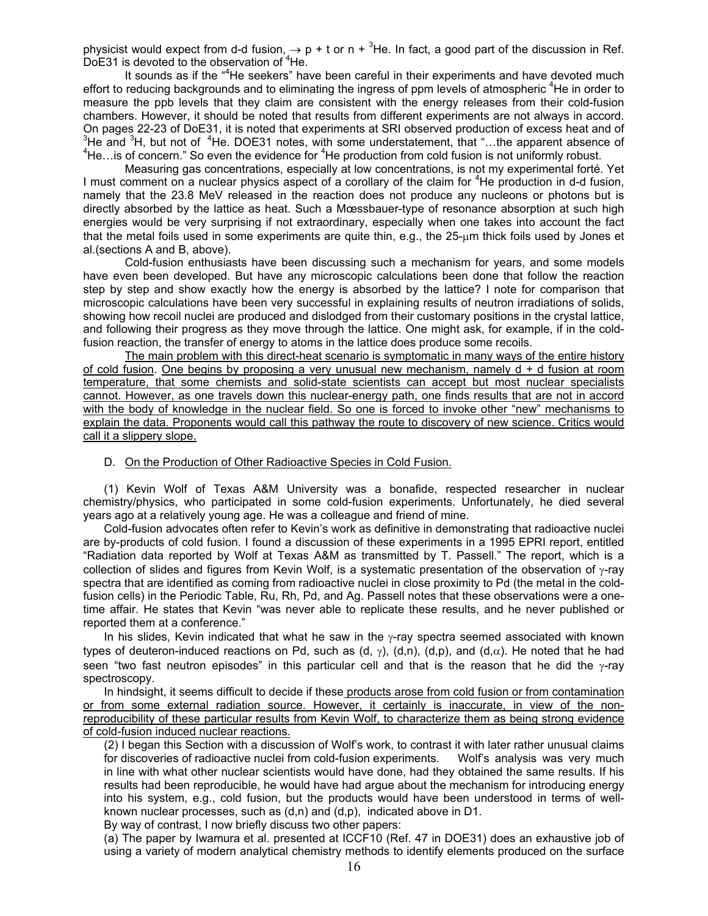physicist would expect from d-d fusion, $\rightarrow$ p + t or n + $^{3}$He. In fact, a good part of the discussion in Ref. DoE31 is devoted to the observation of $^{4}$He.

It sounds as if the "$^{4}$He seekers" have been careful in their experiments and have devoted much effort to reducing backgrounds and to eliminating the ingress of ppm levels of atmospheric $^{4}$He in order to measure the ppb levels that they claim are consistent with the energy releases from their cold-fusion chambers. However, it should be noted that results from different experiments are not always in accord. On pages 22-23 of DoE31, it is noted that experiments at SRI observed production of excess heat and of $^{3}$He and $^{3}$H, but not of $^{4}$He. DOE31 notes, with some understatement, that "…the apparent absence of $^{4}$He…is of concern." So even the evidence for $^{4}$He production from cold fusion is not uniformly robust.

Measuring gas concentrations, especially at low concentrations, is not my experimental forté. Yet I must comment on a nuclear physics aspect of a corollary of the claim for $^{4}$He production in d-d fusion, namely that the 23.8 MeV released in the reaction does not produce any nucleons or photons but is directly absorbed by the lattice as heat. Such a Mœssbauer-type of resonance absorption at such high energies would be very surprising if not extraordinary, especially when one takes into account the fact that the metal foils used in some experiments are quite thin, e.g., the 25-$\mu$m thick foils used by Jones et al.(sections A and B, above).

Cold-fusion enthusiasts have been discussing such a mechanism for years, and some models have even been developed. But have any microscopic calculations been done that follow the reaction step by step and show exactly how the energy is absorbed by the lattice? I note for comparison that microscopic calculations have been very successful in explaining results of neutron irradiations of solids, showing how recoil nuclei are produced and dislodged from their customary positions in the crystal lattice, and following their progress as they move through the lattice. One might ask, for example, if in the cold-fusion reaction, the transfer of energy to atoms in the lattice does produce some recoils.

The main problem with this direct-heat scenario is symptomatic in many ways of the entire history of cold fusion. One begins by proposing a very unusual new mechanism, namely d + d fusion at room temperature, that some chemists and solid-state scientists can accept but most nuclear specialists cannot. However, as one travels down this nuclear-energy path, one finds results that are not in accord with the body of knowledge in the nuclear field. So one is forced to invoke other "new" mechanisms to explain the data. Proponents would call this pathway the route to discovery of new science. Critics would call it a slippery slope.

D. On the Production of Other Radioactive Species in Cold Fusion.

(1) Kevin Wolf of Texas A&M University was a bonafide, respected researcher in nuclear chemistry/physics, who participated in some cold-fusion experiments. Unfortunately, he died several years ago at a relatively young age. He was a colleague and friend of mine.

Cold-fusion advocates often refer to Kevin's work as definitive in demonstrating that radioactive nuclei are by-products of cold fusion. I found a discussion of these experiments in a 1995 EPRI report, entitled "Radiation data reported by Wolf at Texas A&M as transmitted by T. Passell." The report, which is a collection of slides and figures from Kevin Wolf, is a systematic presentation of the observation of $\gamma$-ray spectra that are identified as coming from radioactive nuclei in close proximity to Pd (the metal in the cold-fusion cells) in the Periodic Table, Ru, Rh, Pd, and Ag. Passell notes that these observations were a one-time affair. He states that Kevin "was never able to replicate these results, and he never published or reported them at a conference."

In his slides, Kevin indicated that what he saw in the $\gamma$-ray spectra seemed associated with known types of deuteron-induced reactions on Pd, such as (d, $\gamma$), (d,n), (d,p), and (d,$\alpha$). He noted that he had seen "two fast neutron episodes" in this particular cell and that is the reason that he did the $\gamma$-ray spectroscopy.

In hindsight, it seems difficult to decide if these products arose from cold fusion or from contamination or from some external radiation source. However, it certainly is inaccurate, in view of the non-reproducibility of these particular results from Kevin Wolf, to characterize them as being strong evidence of cold-fusion induced nuclear reactions.

(2) I began this Section with a discussion of Wolf's work, to contrast it with later rather unusual claims for discoveries of radioactive nuclei from cold-fusion experiments. Wolf's analysis was very much in line with what other nuclear scientists would have done, had they obtained the same results. If his results had been reproducible, he would have had argue about the mechanism for introducing energy into his system, e.g., cold fusion, but the products would have been understood in terms of well-known nuclear processes, such as (d,n) and (d,p), indicated above in D1.

By way of contrast, I now briefly discuss two other papers:

(a) The paper by Iwamura et al. presented at ICCF10 (Ref. 47 in DOE31) does an exhaustive job of using a variety of modern analytical chemistry methods to identify elements produced on the surface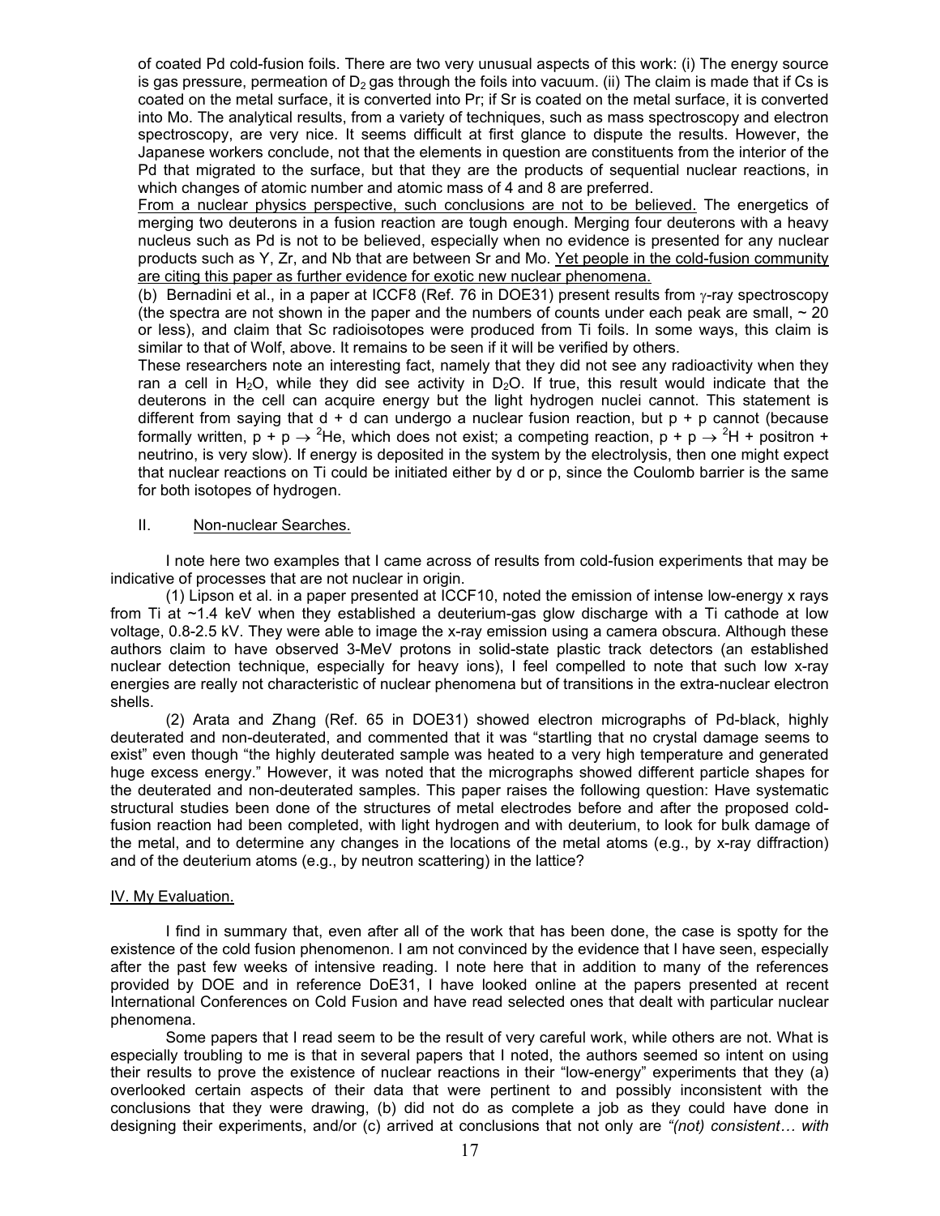of coated Pd cold-fusion foils. There are two very unusual aspects of this work: (i) The energy source is gas pressure, permeation of $D_2$ gas through the foils into vacuum. (ii) The claim is made that if Cs is coated on the metal surface, it is converted into Pr; if Sr is coated on the metal surface, it is converted into Mo. The analytical results, from a variety of techniques, such as mass spectroscopy and electron spectroscopy, are very nice. It seems difficult at first glance to dispute the results. However, the Japanese workers conclude, not that the elements in question are constituents from the interior of the Pd that migrated to the surface, but that they are the products of sequential nuclear reactions, in which changes of atomic number and atomic mass of 4 and 8 are preferred.

<u>From a nuclear physics perspective, such conclusions are not to be believed.</u> The energetics of merging two deuterons in a fusion reaction are tough enough. Merging four deuterons with a heavy nucleus such as Pd is not to be believed, especially when no evidence is presented for any nuclear products such as Y, Zr, and Nb that are between Sr and Mo. <u>Yet people in the cold-fusion community are citing this paper as further evidence for exotic new nuclear phenomena.</u>

(b) Bernadini et al., in a paper at ICCF8 (Ref. 76 in DOE31) present results from $\gamma$-ray spectroscopy (the spectra are not shown in the paper and the numbers of counts under each peak are small, ~ 20 or less), and claim that Sc radioisotopes were produced from Ti foils. In some ways, this claim is similar to that of Wolf, above. It remains to be seen if it will be verified by others.

These researchers note an interesting fact, namely that they did not see any radioactivity when they ran a cell in $H_2O$, while they did see activity in $D_2O$. If true, this result would indicate that the deuterons in the cell can acquire energy but the light hydrogen nuclei cannot. This statement is different from saying that d + d can undergo a nuclear fusion reaction, but p + p cannot (because formally written, $p + p \rightarrow {}^2He$, which does not exist; a competing reaction, $p + p \rightarrow {}^2H$ + positron + neutrino, is very slow). If energy is deposited in the system by the electrolysis, then one might expect that nuclear reactions on Ti could be initiated either by d or p, since the Coulomb barrier is the same for both isotopes of hydrogen.

## II. <u>Non-nuclear Searches.</u>

I note here two examples that I came across of results from cold-fusion experiments that may be indicative of processes that are not nuclear in origin.

(1) Lipson et al. in a paper presented at ICCF10, noted the emission of intense low-energy x rays from Ti at ~1.4 keV when they established a deuterium-gas glow discharge with a Ti cathode at low voltage, 0.8-2.5 kV. They were able to image the x-ray emission using a camera obscura. Although these authors claim to have observed 3-MeV protons in solid-state plastic track detectors (an established nuclear detection technique, especially for heavy ions), I feel compelled to note that such low x-ray energies are really not characteristic of nuclear phenomena but of transitions in the extra-nuclear electron shells.

(2) Arata and Zhang (Ref. 65 in DOE31) showed electron micrographs of Pd-black, highly deuterated and non-deuterated, and commented that it was "startling that no crystal damage seems to exist" even though "the highly deuterated sample was heated to a very high temperature and generated huge excess energy." However, it was noted that the micrographs showed different particle shapes for the deuterated and non-deuterated samples. This paper raises the following question: Have systematic structural studies been done of the structures of metal electrodes before and after the proposed cold-fusion reaction had been completed, with light hydrogen and with deuterium, to look for bulk damage of the metal, and to determine any changes in the locations of the metal atoms (e.g., by x-ray diffraction) and of the deuterium atoms (e.g., by neutron scattering) in the lattice?

## <u>IV. My Evaluation.</u>

I find in summary that, even after all of the work that has been done, the case is spotty for the existence of the cold fusion phenomenon. I am not convinced by the evidence that I have seen, especially after the past few weeks of intensive reading. I note here that in addition to many of the references provided by DOE and in reference DoE31, I have looked online at the papers presented at recent International Conferences on Cold Fusion and have read selected ones that dealt with particular nuclear phenomena.

Some papers that I read seem to be the result of very careful work, while others are not. What is especially troubling to me is that in several papers that I noted, the authors seemed so intent on using their results to prove the existence of nuclear reactions in their "low-energy" experiments that they (a) overlooked certain aspects of their data that were pertinent to and possibly inconsistent with the conclusions that they were drawing, (b) did not do as complete a job as they could have done in designing their experiments, and/or (c) arrived at conclusions that not only are *"(not) consistent… with*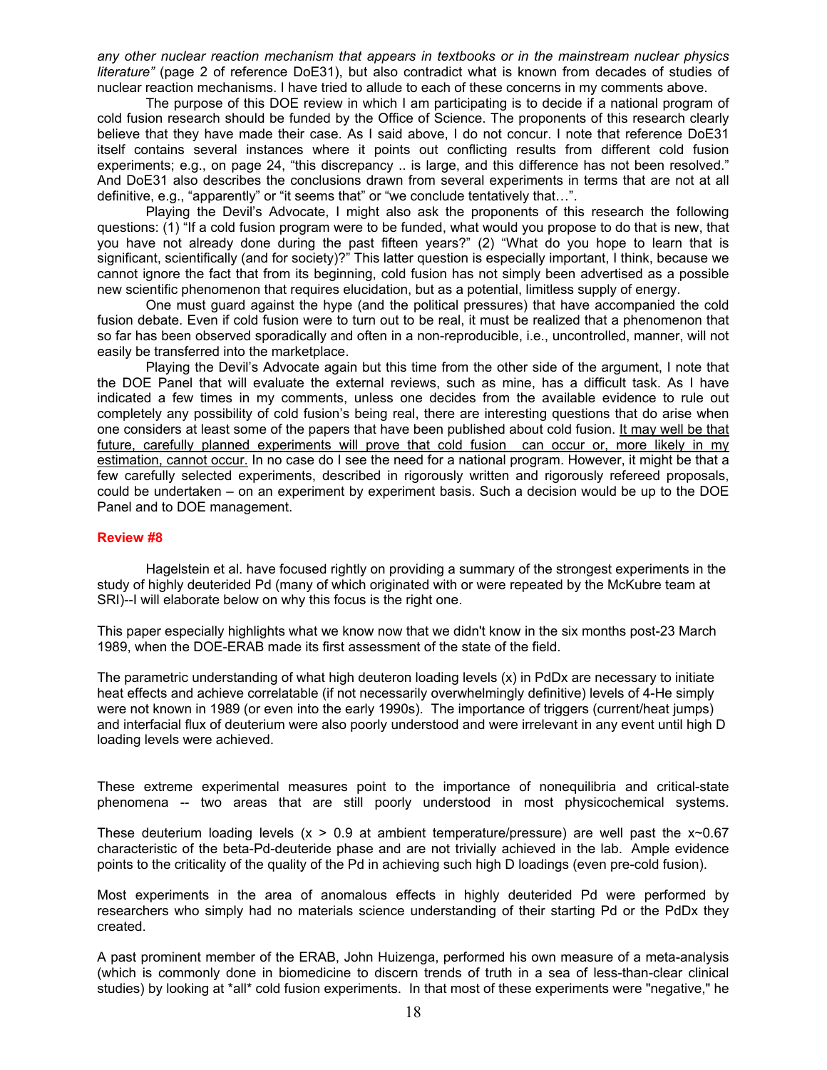*any other nuclear reaction mechanism that appears in textbooks or in the mainstream nuclear physics literature"* (page 2 of reference DoE31), but also contradict what is known from decades of studies of nuclear reaction mechanisms. I have tried to allude to each of these concerns in my comments above.

The purpose of this DOE review in which I am participating is to decide if a national program of cold fusion research should be funded by the Office of Science. The proponents of this research clearly believe that they have made their case. As I said above, I do not concur. I note that reference DoE31 itself contains several instances where it points out conflicting results from different cold fusion experiments; e.g., on page 24, "this discrepancy .. is large, and this difference has not been resolved." And DoE31 also describes the conclusions drawn from several experiments in terms that are not at all definitive, e.g., "apparently" or "it seems that" or "we conclude tentatively that…".

Playing the Devil's Advocate, I might also ask the proponents of this research the following questions: (1) "If a cold fusion program were to be funded, what would you propose to do that is new, that you have not already done during the past fifteen years?" (2) "What do you hope to learn that is significant, scientifically (and for society)?" This latter question is especially important, I think, because we cannot ignore the fact that from its beginning, cold fusion has not simply been advertised as a possible new scientific phenomenon that requires elucidation, but as a potential, limitless supply of energy.

One must guard against the hype (and the political pressures) that have accompanied the cold fusion debate. Even if cold fusion were to turn out to be real, it must be realized that a phenomenon that so far has been observed sporadically and often in a non-reproducible, i.e., uncontrolled, manner, will not easily be transferred into the marketplace.

Playing the Devil's Advocate again but this time from the other side of the argument, I note that the DOE Panel that will evaluate the external reviews, such as mine, has a difficult task. As I have indicated a few times in my comments, unless one decides from the available evidence to rule out completely any possibility of cold fusion's being real, there are interesting questions that do arise when one considers at least some of the papers that have been published about cold fusion. <u>It may well be that future, carefully planned experiments will prove that cold fusion can occur or, more likely in my estimation, cannot occur.</u> In no case do I see the need for a national program. However, it might be that a few carefully selected experiments, described in rigorously written and rigorously refereed proposals, could be undertaken – on an experiment by experiment basis. Such a decision would be up to the DOE Panel and to DOE management.

## Review #8

Hagelstein et al. have focused rightly on providing a summary of the strongest experiments in the study of highly deuterided Pd (many of which originated with or were repeated by the McKubre team at SRI)--I will elaborate below on why this focus is the right one.

This paper especially highlights what we know now that we didn't know in the six months post-23 March 1989, when the DOE-ERAB made its first assessment of the state of the field.

The parametric understanding of what high deuteron loading levels (x) in $PdD_x$ are necessary to initiate heat effects and achieve correlatable (if not necessarily overwhelmingly definitive) levels of 4-He simply were not known in 1989 (or even into the early 1990s). The importance of triggers (current/heat jumps) and interfacial flux of deuterium were also poorly understood and were irrelevant in any event until high D loading levels were achieved.

These extreme experimental measures point to the importance of nonequilibria and critical-state phenomena -- two areas that are still poorly understood in most physicochemical systems.

These deuterium loading levels ($x > 0.9$ at ambient temperature/pressure) are well past the $x \sim 0.67$ characteristic of the beta-Pd-deuteride phase and are not trivially achieved in the lab. Ample evidence points to the criticality of the quality of the Pd in achieving such high D loadings (even pre-cold fusion).

Most experiments in the area of anomalous effects in highly deuterided Pd were performed by researchers who simply had no materials science understanding of their starting Pd or the $PdD_x$ they created.

A past prominent member of the ERAB, John Huizenga, performed his own measure of a meta-analysis (which is commonly done in biomedicine to discern trends of truth in a sea of less-than-clear clinical studies) by looking at *all* cold fusion experiments. In that most of these experiments were "negative," he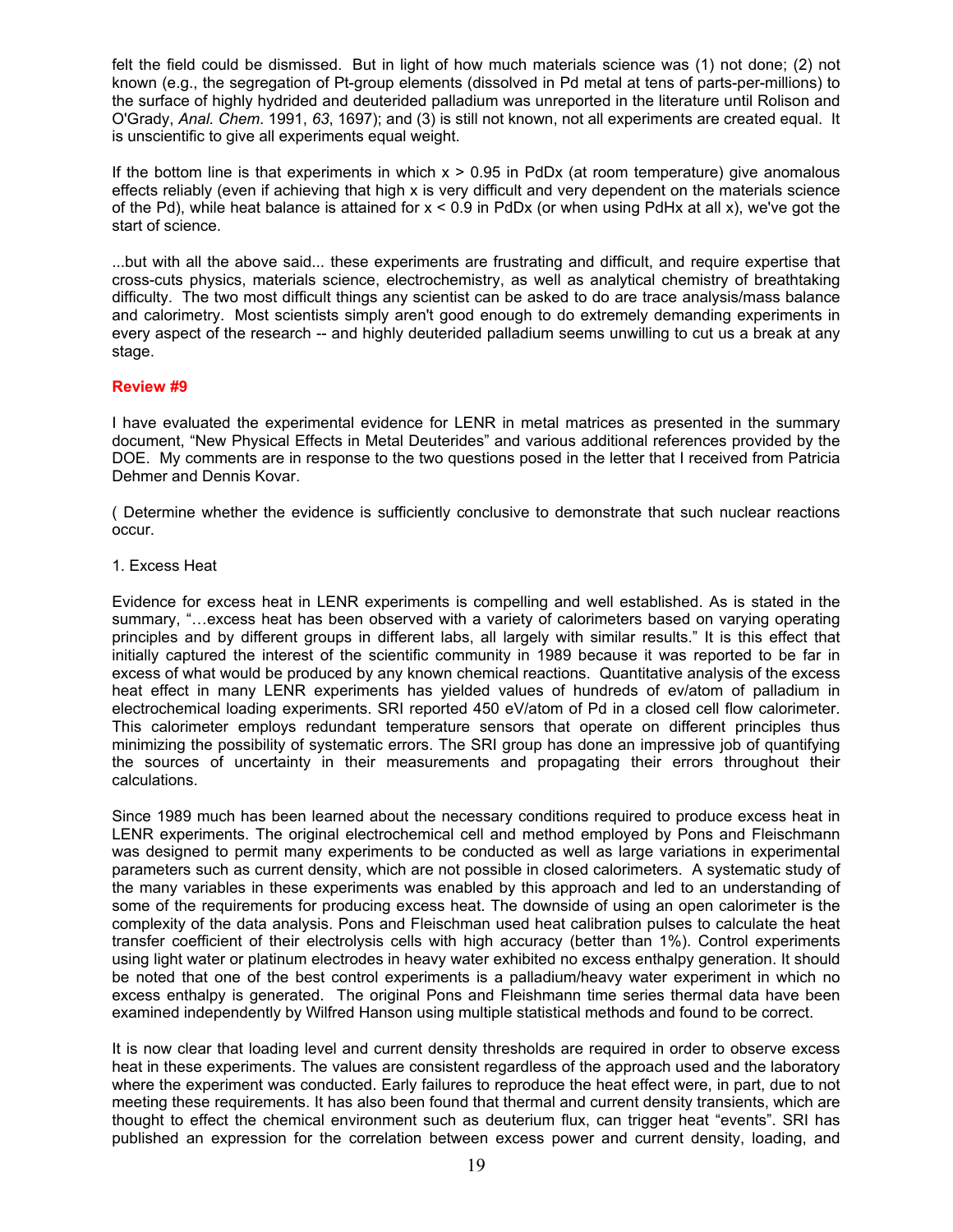felt the field could be dismissed. But in light of how much materials science was (1) not done; (2) not known (e.g., the segregation of Pt-group elements (dissolved in Pd metal at tens of parts-per-millions) to the surface of highly hydrided and deuterided palladium was unreported in the literature until Rolison and O'Grady, *Anal. Chem*. 1991, *63*, 1697); and (3) is still not known, not all experiments are created equal. It is unscientific to give all experiments equal weight.

If the bottom line is that experiments in which $x > 0.95$ in $PdD_x$ (at room temperature) give anomalous effects reliably (even if achieving that high x is very difficult and very dependent on the materials science of the Pd), while heat balance is attained for $x < 0.9$ in $PdD_x$ (or when using $PdH_x$ at all x), we've got the start of science.

...but with all the above said... these experiments are frustrating and difficult, and require expertise that cross-cuts physics, materials science, electrochemistry, as well as analytical chemistry of breathtaking difficulty. The two most difficult things any scientist can be asked to do are trace analysis/mass balance and calorimetry. Most scientists simply aren't good enough to do extremely demanding experiments in every aspect of the research -- and highly deuterided palladium seems unwilling to cut us a break at any stage.

**Review #9**

I have evaluated the experimental evidence for LENR in metal matrices as presented in the summary document, "New Physical Effects in Metal Deuterides" and various additional references provided by the DOE. My comments are in response to the two questions posed in the letter that I received from Patricia Dehmer and Dennis Kovar.

( Determine whether the evidence is sufficiently conclusive to demonstrate that such nuclear reactions occur.

1. Excess Heat

Evidence for excess heat in LENR experiments is compelling and well established. As is stated in the summary, "…excess heat has been observed with a variety of calorimeters based on varying operating principles and by different groups in different labs, all largely with similar results." It is this effect that initially captured the interest of the scientific community in 1989 because it was reported to be far in excess of what would be produced by any known chemical reactions. Quantitative analysis of the excess heat effect in many LENR experiments has yielded values of hundreds of ev/atom of palladium in electrochemical loading experiments. SRI reported 450 eV/atom of Pd in a closed cell flow calorimeter. This calorimeter employs redundant temperature sensors that operate on different principles thus minimizing the possibility of systematic errors. The SRI group has done an impressive job of quantifying the sources of uncertainty in their measurements and propagating their errors throughout their calculations.

Since 1989 much has been learned about the necessary conditions required to produce excess heat in LENR experiments. The original electrochemical cell and method employed by Pons and Fleischmann was designed to permit many experiments to be conducted as well as large variations in experimental parameters such as current density, which are not possible in closed calorimeters. A systematic study of the many variables in these experiments was enabled by this approach and led to an understanding of some of the requirements for producing excess heat. The downside of using an open calorimeter is the complexity of the data analysis. Pons and Fleischman used heat calibration pulses to calculate the heat transfer coefficient of their electrolysis cells with high accuracy (better than 1%). Control experiments using light water or platinum electrodes in heavy water exhibited no excess enthalpy generation. It should be noted that one of the best control experiments is a palladium/heavy water experiment in which no excess enthalpy is generated. The original Pons and Fleishmann time series thermal data have been examined independently by Wilfred Hanson using multiple statistical methods and found to be correct.

It is now clear that loading level and current density thresholds are required in order to observe excess heat in these experiments. The values are consistent regardless of the approach used and the laboratory where the experiment was conducted. Early failures to reproduce the heat effect were, in part, due to not meeting these requirements. It has also been found that thermal and current density transients, which are thought to effect the chemical environment such as deuterium flux, can trigger heat "events". SRI has published an expression for the correlation between excess power and current density, loading, and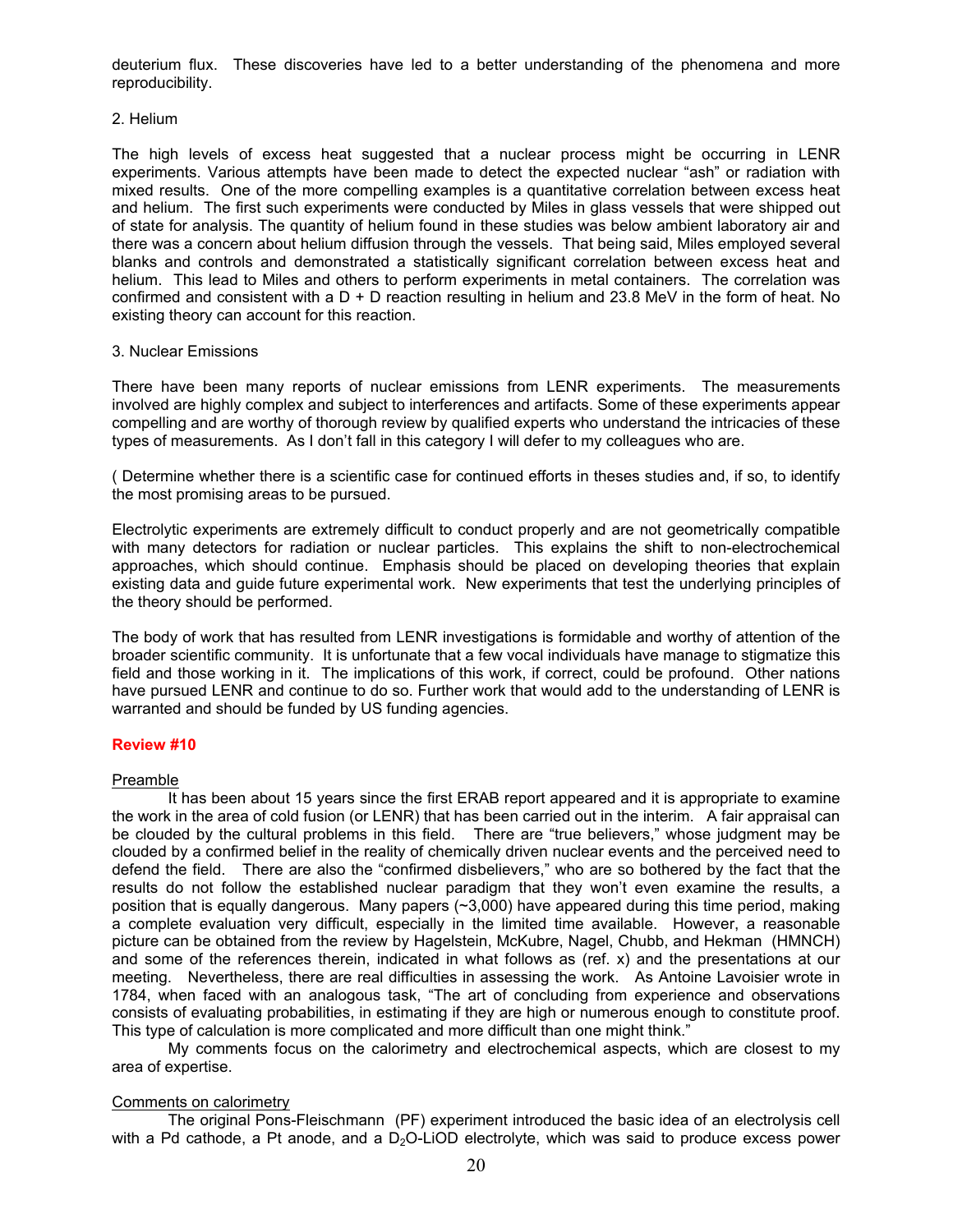deuterium flux. These discoveries have led to a better understanding of the phenomena and more reproducibility.

2. Helium

The high levels of excess heat suggested that a nuclear process might be occurring in LENR experiments. Various attempts have been made to detect the expected nuclear "ash" or radiation with mixed results. One of the more compelling examples is a quantitative correlation between excess heat and helium. The first such experiments were conducted by Miles in glass vessels that were shipped out of state for analysis. The quantity of helium found in these studies was below ambient laboratory air and there was a concern about helium diffusion through the vessels. That being said, Miles employed several blanks and controls and demonstrated a statistically significant correlation between excess heat and helium. This lead to Miles and others to perform experiments in metal containers. The correlation was confirmed and consistent with a D + D reaction resulting in helium and 23.8 MeV in the form of heat. No existing theory can account for this reaction.

3. Nuclear Emissions

There have been many reports of nuclear emissions from LENR experiments. The measurements involved are highly complex and subject to interferences and artifacts. Some of these experiments appear compelling and are worthy of thorough review by qualified experts who understand the intricacies of these types of measurements. As I don't fall in this category I will defer to my colleagues who are.

( Determine whether there is a scientific case for continued efforts in theses studies and, if so, to identify the most promising areas to be pursued.

Electrolytic experiments are extremely difficult to conduct properly and are not geometrically compatible with many detectors for radiation or nuclear particles. This explains the shift to non-electrochemical approaches, which should continue. Emphasis should be placed on developing theories that explain existing data and guide future experimental work. New experiments that test the underlying principles of the theory should be performed.

The body of work that has resulted from LENR investigations is formidable and worthy of attention of the broader scientific community. It is unfortunate that a few vocal individuals have manage to stigmatize this field and those working in it. The implications of this work, if correct, could be profound. Other nations have pursued LENR and continue to do so. Further work that would add to the understanding of LENR is warranted and should be funded by US funding agencies.

**Review #10**

Preamble

It has been about 15 years since the first ERAB report appeared and it is appropriate to examine the work in the area of cold fusion (or LENR) that has been carried out in the interim. A fair appraisal can be clouded by the cultural problems in this field. There are "true believers," whose judgment may be clouded by a confirmed belief in the reality of chemically driven nuclear events and the perceived need to defend the field. There are also the "confirmed disbelievers," who are so bothered by the fact that the results do not follow the established nuclear paradigm that they won't even examine the results, a position that is equally dangerous. Many papers (~3,000) have appeared during this time period, making a complete evaluation very difficult, especially in the limited time available. However, a reasonable picture can be obtained from the review by Hagelstein, McKubre, Nagel, Chubb, and Hekman (HMNCH) and some of the references therein, indicated in what follows as (ref. x) and the presentations at our meeting. Nevertheless, there are real difficulties in assessing the work. As Antoine Lavoisier wrote in 1784, when faced with an analogous task, "The art of concluding from experience and observations consists of evaluating probabilities, in estimating if they are high or numerous enough to constitute proof. This type of calculation is more complicated and more difficult than one might think."

My comments focus on the calorimetry and electrochemical aspects, which are closest to my area of expertise.

Comments on calorimetry

The original Pons-Fleischmann (PF) experiment introduced the basic idea of an electrolysis cell with a Pd cathode, a Pt anode, and a $D_2O$-LiOD electrolyte, which was said to produce excess power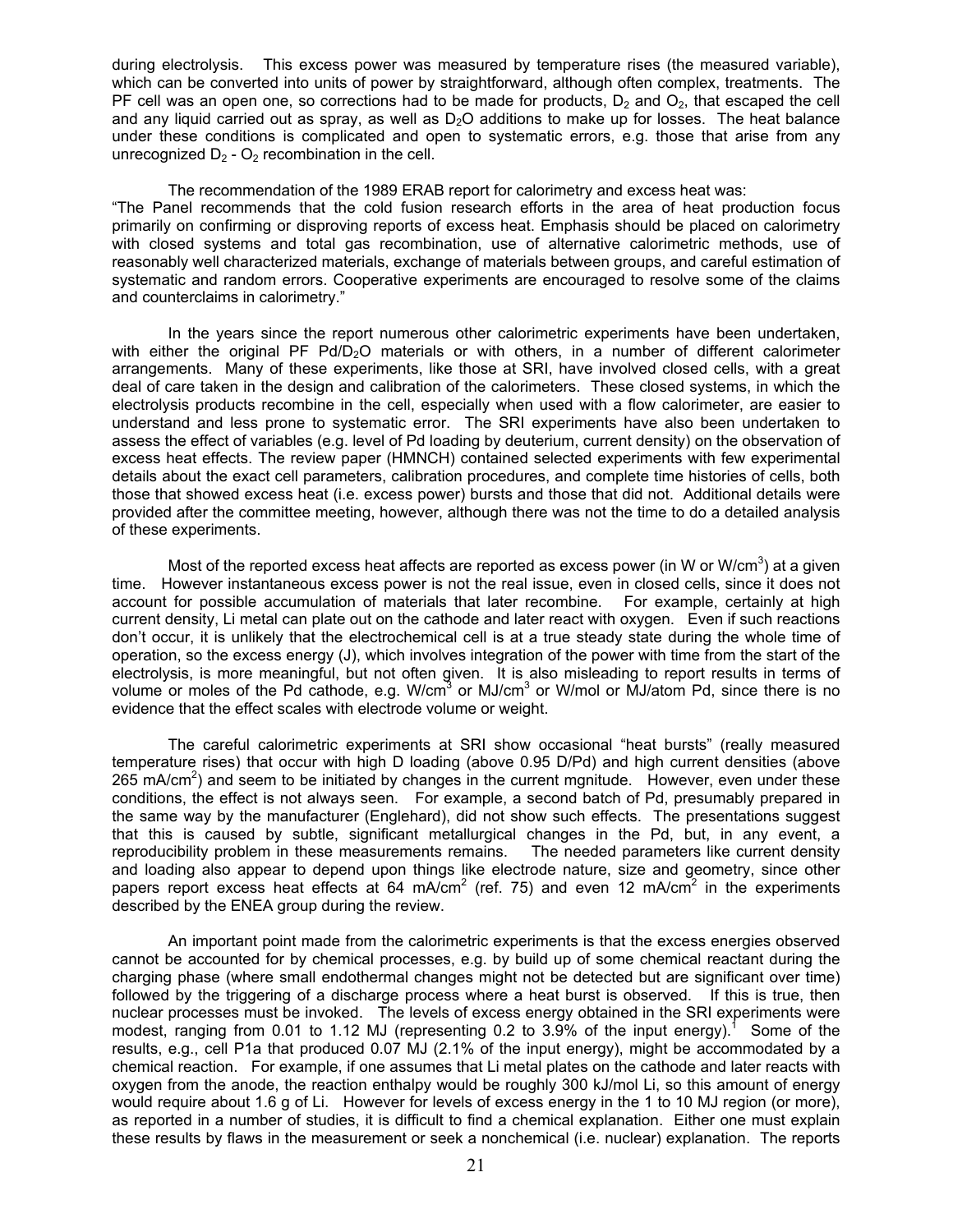during electrolysis. This excess power was measured by temperature rises (the measured variable), which can be converted into units of power by straightforward, although often complex, treatments. The PF cell was an open one, so corrections had to be made for products, $D_2$ and $O_2$, that escaped the cell and any liquid carried out as spray, as well as $D_2O$ additions to make up for losses. The heat balance under these conditions is complicated and open to systematic errors, e.g. those that arise from any unrecognized $D_2$ - $O_2$ recombination in the cell.

The recommendation of the 1989 ERAB report for calorimetry and excess heat was:
"The Panel recommends that the cold fusion research efforts in the area of heat production focus primarily on confirming or disproving reports of excess heat. Emphasis should be placed on calorimetry with closed systems and total gas recombination, use of alternative calorimetric methods, use of reasonably well characterized materials, exchange of materials between groups, and careful estimation of systematic and random errors. Cooperative experiments are encouraged to resolve some of the claims and counterclaims in calorimetry."

In the years since the report numerous other calorimetric experiments have been undertaken, with either the original PF $Pd/D_2O$ materials or with others, in a number of different calorimeter arrangements. Many of these experiments, like those at SRI, have involved closed cells, with a great deal of care taken in the design and calibration of the calorimeters. These closed systems, in which the electrolysis products recombine in the cell, especially when used with a flow calorimeter, are easier to understand and less prone to systematic error. The SRI experiments have also been undertaken to assess the effect of variables (e.g. level of Pd loading by deuterium, current density) on the observation of excess heat effects. The review paper (HMNCH) contained selected experiments with few experimental details about the exact cell parameters, calibration procedures, and complete time histories of cells, both those that showed excess heat (i.e. excess power) bursts and those that did not. Additional details were provided after the committee meeting, however, although there was not the time to do a detailed analysis of these experiments.

Most of the reported excess heat affects are reported as excess power (in W or W/cm$^3$) at a given time. However instantaneous excess power is not the real issue, even in closed cells, since it does not account for possible accumulation of materials that later recombine. For example, certainly at high current density, Li metal can plate out on the cathode and later react with oxygen. Even if such reactions don't occur, it is unlikely that the electrochemical cell is at a true steady state during the whole time of operation, so the excess energy (J), which involves integration of the power with time from the start of the electrolysis, is more meaningful, but not often given. It is also misleading to report results in terms of volume or moles of the Pd cathode, e.g. W/cm$^3$ or MJ/cm$^3$ or W/mol or MJ/atom Pd, since there is no evidence that the effect scales with electrode volume or weight.

The careful calorimetric experiments at SRI show occasional "heat bursts" (really measured temperature rises) that occur with high D loading (above 0.95 D/Pd) and high current densities (above 265 mA/cm$^2$) and seem to be initiated by changes in the current mgnitude. However, even under these conditions, the effect is not always seen. For example, a second batch of Pd, presumably prepared in the same way by the manufacturer (Englehard), did not show such effects. The presentations suggest that this is caused by subtle, significant metallurgical changes in the Pd, but, in any event, a reproducibility problem in these measurements remains. The needed parameters like current density and loading also appear to depend upon things like electrode nature, size and geometry, since other papers report excess heat effects at 64 mA/cm$^2$ (ref. 75) and even 12 mA/cm$^2$ in the experiments described by the ENEA group during the review.

An important point made from the calorimetric experiments is that the excess energies observed cannot be accounted for by chemical processes, e.g. by build up of some chemical reactant during the charging phase (where small endothermal changes might not be detected but are significant over time) followed by the triggering of a discharge process where a heat burst is observed. If this is true, then nuclear processes must be invoked. The levels of excess energy obtained in the SRI experiments were modest, ranging from 0.01 to 1.12 MJ (representing 0.2 to 3.9% of the input energy).[1] Some of the results, e.g., cell P1a that produced 0.07 MJ (2.1% of the input energy), might be accommodated by a chemical reaction. For example, if one assumes that Li metal plates on the cathode and later reacts with oxygen from the anode, the reaction enthalpy would be roughly 300 kJ/mol Li, so this amount of energy would require about 1.6 g of Li. However for levels of excess energy in the 1 to 10 MJ region (or more), as reported in a number of studies, it is difficult to find a chemical explanation. Either one must explain these results by flaws in the measurement or seek a nonchemical (i.e. nuclear) explanation. The reports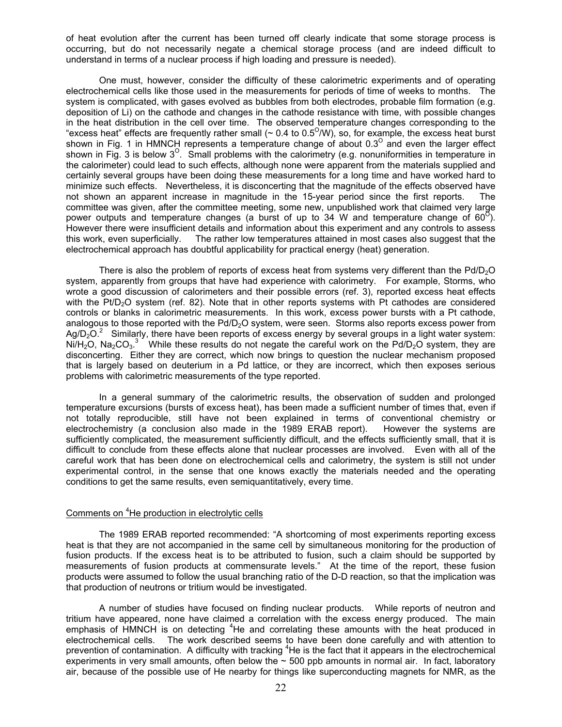of heat evolution after the current has been turned off clearly indicate that some storage process is occurring, but do not necessarily negate a chemical storage process (and are indeed difficult to understand in terms of a nuclear process if high loading and pressure is needed).

One must, however, consider the difficulty of these calorimetric experiments and of operating electrochemical cells like those used in the measurements for periods of time of weeks to months. The system is complicated, with gases evolved as bubbles from both electrodes, probable film formation (e.g. deposition of Li) on the cathode and changes in the cathode resistance with time, with possible changes in the heat distribution in the cell over time. The observed temperature changes corresponding to the "excess heat" effects are frequently rather small (~ 0.4 to $0.5^{O}$/W), so, for example, the excess heat burst shown in Fig. 1 in HMNCH represents a temperature change of about $0.3^{O}$ and even the larger effect shown in Fig. 3 is below $3^{O}$. Small problems with the calorimetry (e.g. nonuniformities in temperature in the calorimeter) could lead to such effects, although none were apparent from the materials supplied and certainly several groups have been doing these measurements for a long time and have worked hard to minimize such effects. Nevertheless, it is disconcerting that the magnitude of the effects observed have not shown an apparent increase in magnitude in the 15-year period since the first reports. The committee was given, after the committee meeting, some new, unpublished work that claimed very large power outputs and temperature changes (a burst of up to 34 W and temperature change of $60^{O}$). However there were insufficient details and information about this experiment and any controls to assess this work, even superficially. The rather low temperatures attained in most cases also suggest that the electrochemical approach has doubtful applicability for practical energy (heat) generation.

There is also the problem of reports of excess heat from systems very different than the $Pd/D_2O$ system, apparently from groups that have had experience with calorimetry. For example, Storms, who wrote a good discussion of calorimeters and their possible errors (ref. 3), reported excess heat effects with the $Pt/D_2O$ system (ref. 82). Note that in other reports systems with Pt cathodes are considered controls or blanks in calorimetric measurements. In this work, excess power bursts with a Pt cathode, analogous to those reported with the $Pd/D_2O$ system, were seen. Storms also reports excess power from $Ag/D_2O$.[2] Similarly, there have been reports of excess energy by several groups in a light water system: $Ni/H_2O$, $Na_2CO_3$.[3] While these results do not negate the careful work on the $Pd/D_2O$ system, they are disconcerting. Either they are correct, which now brings to question the nuclear mechanism proposed that is largely based on deuterium in a Pd lattice, or they are incorrect, which then exposes serious problems with calorimetric measurements of the type reported.

In a general summary of the calorimetric results, the observation of sudden and prolonged temperature excursions (bursts of excess heat), has been made a sufficient number of times that, even if not totally reproducible, still have not been explained in terms of conventional chemistry or electrochemistry (a conclusion also made in the 1989 ERAB report). However the systems are sufficiently complicated, the measurement sufficiently difficult, and the effects sufficiently small, that it is difficult to conclude from these effects alone that nuclear processes are involved. Even with all of the careful work that has been done on electrochemical cells and calorimetry, the system is still not under experimental control, in the sense that one knows exactly the materials needed and the operating conditions to get the same results, even semiquantitatively, every time.

## Comments on $^{4}$He production in electrolytic cells

The 1989 ERAB reported recommended: "A shortcoming of most experiments reporting excess heat is that they are not accompanied in the same cell by simultaneous monitoring for the production of fusion products. If the excess heat is to be attributed to fusion, such a claim should be supported by measurements of fusion products at commensurate levels." At the time of the report, these fusion products were assumed to follow the usual branching ratio of the D-D reaction, so that the implication was that production of neutrons or tritium would be investigated.

A number of studies have focused on finding nuclear products. While reports of neutron and tritium have appeared, none have claimed a correlation with the excess energy produced. The main emphasis of HMNCH is on detecting $^{4}$He and correlating these amounts with the heat produced in electrochemical cells. The work described seems to have been done carefully and with attention to prevention of contamination. A difficulty with tracking $^{4}$He is the fact that it appears in the electrochemical experiments in very small amounts, often below the ~ 500 ppb amounts in normal air. In fact, laboratory air, because of the possible use of He nearby for things like superconducting magnets for NMR, as the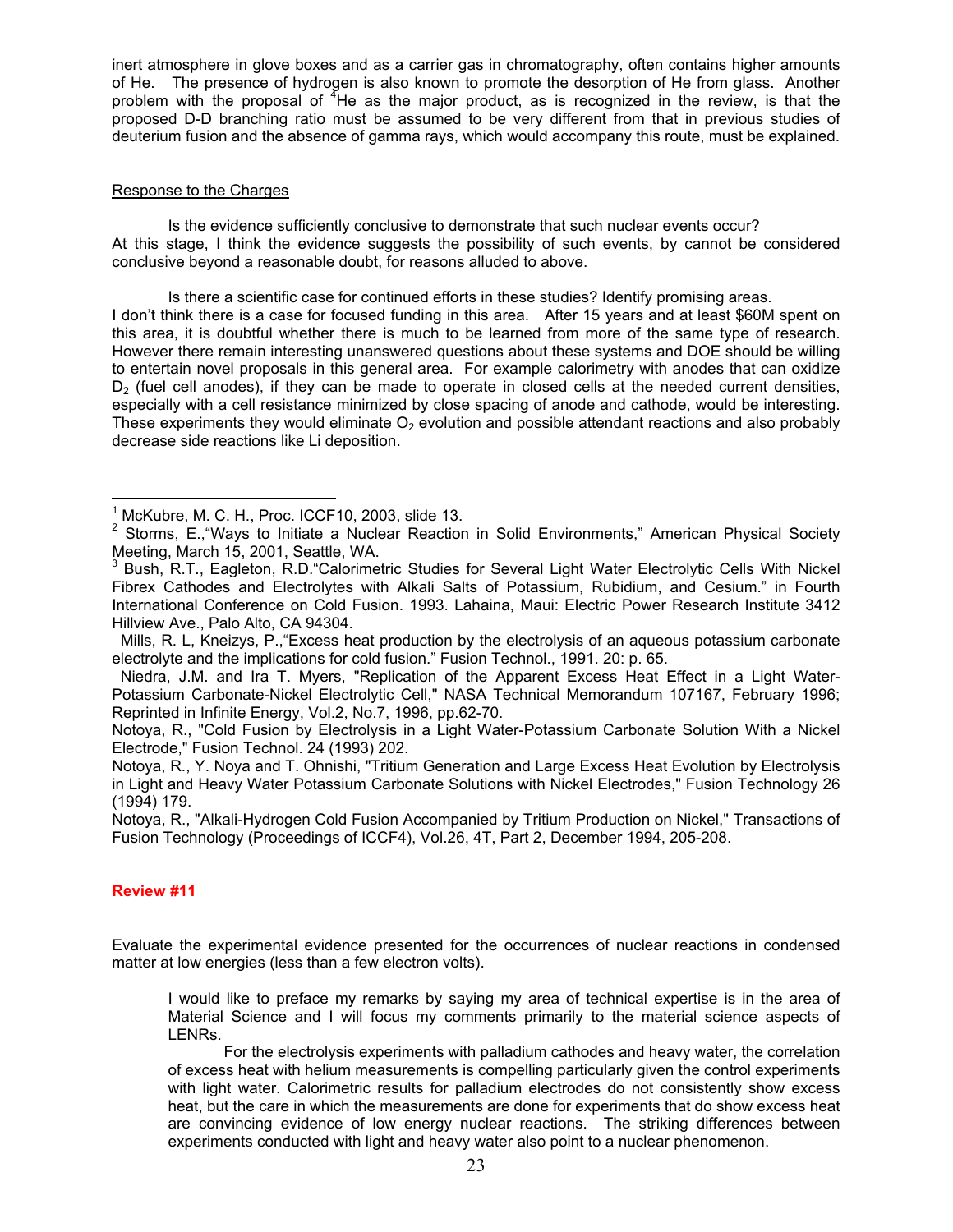inert atmosphere in glove boxes and as a carrier gas in chromatography, often contains higher amounts of He. The presence of hydrogen is also known to promote the desorption of He from glass. Another problem with the proposal of $^4$He as the major product, as is recognized in the review, is that the proposed D-D branching ratio must be assumed to be very different from that in previous studies of deuterium fusion and the absence of gamma rays, which would accompany this route, must be explained.

Response to the Charges

Is the evidence sufficiently conclusive to demonstrate that such nuclear events occur? At this stage, I think the evidence suggests the possibility of such events, by cannot be considered conclusive beyond a reasonable doubt, for reasons alluded to above.

Is there a scientific case for continued efforts in these studies? Identify promising areas. I don't think there is a case for focused funding in this area. After 15 years and at least $60M spent on this area, it is doubtful whether there is much to be learned from more of the same type of research. However there remain interesting unanswered questions about these systems and DOE should be willing to entertain novel proposals in this general area. For example calorimetry with anodes that can oxidize $D_2$ (fuel cell anodes), if they can be made to operate in closed cells at the needed current densities, especially with a cell resistance minimized by close spacing of anode and cathode, would be interesting. These experiments they would eliminate $O_2$ evolution and possible attendant reactions and also probably decrease side reactions like Li deposition.

---

[1] McKubre, M. C. H., Proc. ICCF10, 2003, slide 13.

[2] Storms, E.,"Ways to Initiate a Nuclear Reaction in Solid Environments," American Physical Society Meeting, March 15, 2001, Seattle, WA.

[3] Bush, R.T., Eagleton, R.D."Calorimetric Studies for Several Light Water Electrolytic Cells With Nickel Fibrex Cathodes and Electrolytes with Alkali Salts of Potassium, Rubidium, and Cesium." in Fourth International Conference on Cold Fusion. 1993. Lahaina, Maui: Electric Power Research Institute 3412 Hillview Ave., Palo Alto, CA 94304.

Mills, R. L, Kneizys, P.,"Excess heat production by the electrolysis of an aqueous potassium carbonate electrolyte and the implications for cold fusion." Fusion Technol., 1991. 20: p. 65.

Niedra, J.M. and Ira T. Myers, "Replication of the Apparent Excess Heat Effect in a Light Water-Potassium Carbonate-Nickel Electrolytic Cell," NASA Technical Memorandum 107167, February 1996; Reprinted in Infinite Energy, Vol.2, No.7, 1996, pp.62-70.

Notoya, R., "Cold Fusion by Electrolysis in a Light Water-Potassium Carbonate Solution With a Nickel Electrode," Fusion Technol. 24 (1993) 202.

Notoya, R., Y. Noya and T. Ohnishi, "Tritium Generation and Large Excess Heat Evolution by Electrolysis in Light and Heavy Water Potassium Carbonate Solutions with Nickel Electrodes," Fusion Technology 26 (1994) 179.

Notoya, R., "Alkali-Hydrogen Cold Fusion Accompanied by Tritium Production on Nickel," Transactions of Fusion Technology (Proceedings of ICCF4), Vol.26, 4T, Part 2, December 1994, 205-208.

**Review #11**

Evaluate the experimental evidence presented for the occurrences of nuclear reactions in condensed matter at low energies (less than a few electron volts).

> I would like to preface my remarks by saying my area of technical expertise is in the area of Material Science and I will focus my comments primarily to the material science aspects of LENRs.
>
> For the electrolysis experiments with palladium cathodes and heavy water, the correlation of excess heat with helium measurements is compelling particularly given the control experiments with light water. Calorimetric results for palladium electrodes do not consistently show excess heat, but the care in which the measurements are done for experiments that do show excess heat are convincing evidence of low energy nuclear reactions. The striking differences between experiments conducted with light and heavy water also point to a nuclear phenomenon.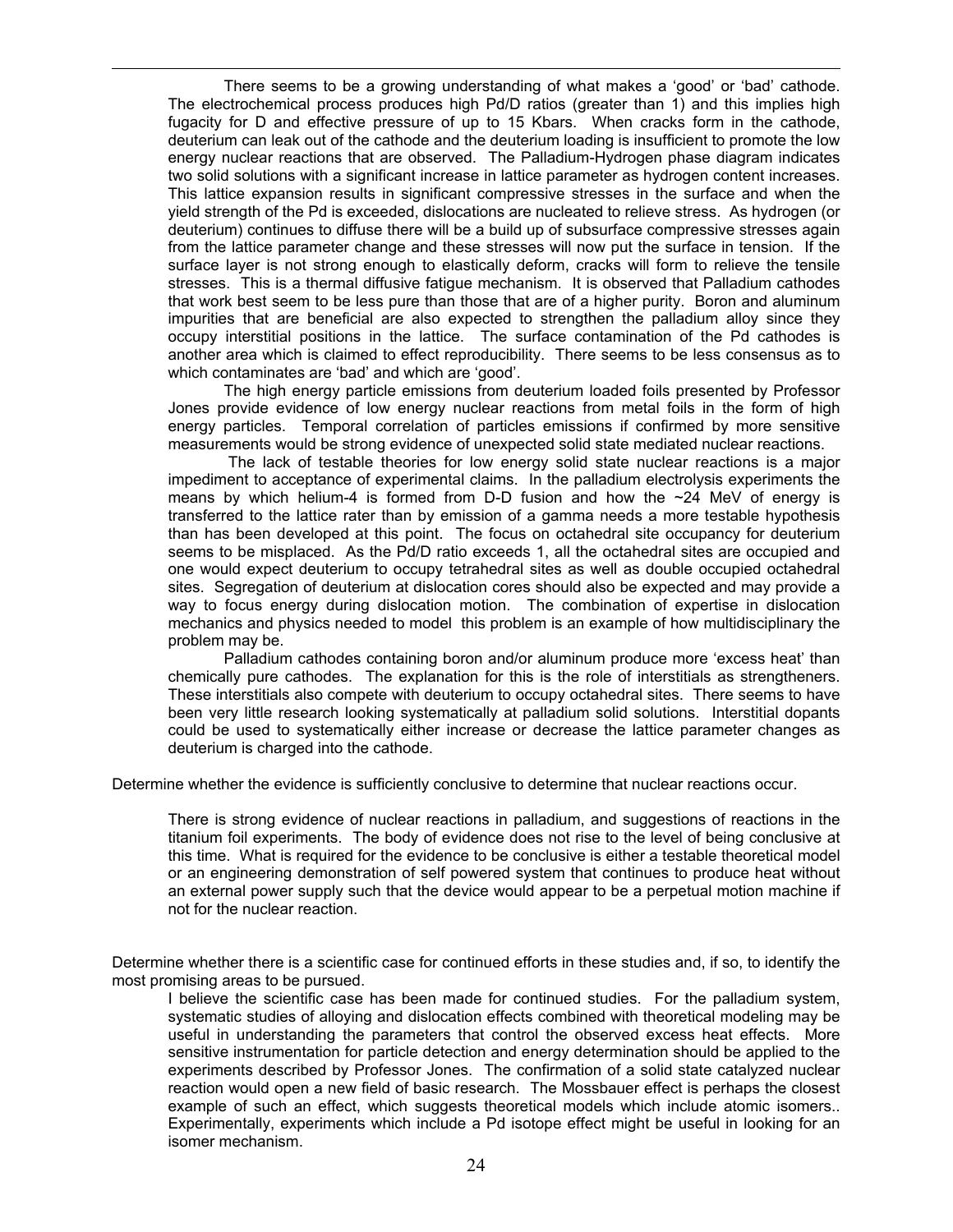There seems to be a growing understanding of what makes a 'good' or 'bad' cathode. The electrochemical process produces high Pd/D ratios (greater than 1) and this implies high fugacity for D and effective pressure of up to 15 Kbars. When cracks form in the cathode, deuterium can leak out of the cathode and the deuterium loading is insufficient to promote the low energy nuclear reactions that are observed. The Palladium-Hydrogen phase diagram indicates two solid solutions with a significant increase in lattice parameter as hydrogen content increases. This lattice expansion results in significant compressive stresses in the surface and when the yield strength of the Pd is exceeded, dislocations are nucleated to relieve stress. As hydrogen (or deuterium) continues to diffuse there will be a build up of subsurface compressive stresses again from the lattice parameter change and these stresses will now put the surface in tension. If the surface layer is not strong enough to elastically deform, cracks will form to relieve the tensile stresses. This is a thermal diffusive fatigue mechanism. It is observed that Palladium cathodes that work best seem to be less pure than those that are of a higher purity. Boron and aluminum impurities that are beneficial are also expected to strengthen the palladium alloy since they occupy interstitial positions in the lattice. The surface contamination of the Pd cathodes is another area which is claimed to effect reproducibility. There seems to be less consensus as to which contaminates are 'bad' and which are 'good'.

The high energy particle emissions from deuterium loaded foils presented by Professor Jones provide evidence of low energy nuclear reactions from metal foils in the form of high energy particles. Temporal correlation of particles emissions if confirmed by more sensitive measurements would be strong evidence of unexpected solid state mediated nuclear reactions.

The lack of testable theories for low energy solid state nuclear reactions is a major impediment to acceptance of experimental claims. In the palladium electrolysis experiments the means by which helium-4 is formed from D-D fusion and how the ~24 MeV of energy is transferred to the lattice rater than by emission of a gamma needs a more testable hypothesis than has been developed at this point. The focus on octahedral site occupancy for deuterium seems to be misplaced. As the Pd/D ratio exceeds 1, all the octahedral sites are occupied and one would expect deuterium to occupy tetrahedral sites as well as double occupied octahedral sites. Segregation of deuterium at dislocation cores should also be expected and may provide a way to focus energy during dislocation motion. The combination of expertise in dislocation mechanics and physics needed to model this problem is an example of how multidisciplinary the problem may be.

Palladium cathodes containing boron and/or aluminum produce more 'excess heat' than chemically pure cathodes. The explanation for this is the role of interstitials as strengtheners. These interstitials also compete with deuterium to occupy octahedral sites. There seems to have been very little research looking systematically at palladium solid solutions. Interstitial dopants could be used to systematically either increase or decrease the lattice parameter changes as deuterium is charged into the cathode.

Determine whether the evidence is sufficiently conclusive to determine that nuclear reactions occur.

There is strong evidence of nuclear reactions in palladium, and suggestions of reactions in the titanium foil experiments. The body of evidence does not rise to the level of being conclusive at this time. What is required for the evidence to be conclusive is either a testable theoretical model or an engineering demonstration of self powered system that continues to produce heat without an external power supply such that the device would appear to be a perpetual motion machine if not for the nuclear reaction.

Determine whether there is a scientific case for continued efforts in these studies and, if so, to identify the most promising areas to be pursued.

I believe the scientific case has been made for continued studies. For the palladium system, systematic studies of alloying and dislocation effects combined with theoretical modeling may be useful in understanding the parameters that control the observed excess heat effects. More sensitive instrumentation for particle detection and energy determination should be applied to the experiments described by Professor Jones. The confirmation of a solid state catalyzed nuclear reaction would open a new field of basic research. The Mossbauer effect is perhaps the closest example of such an effect, which suggests theoretical models which include atomic isomers.. Experimentally, experiments which include a Pd isotope effect might be useful in looking for an isomer mechanism.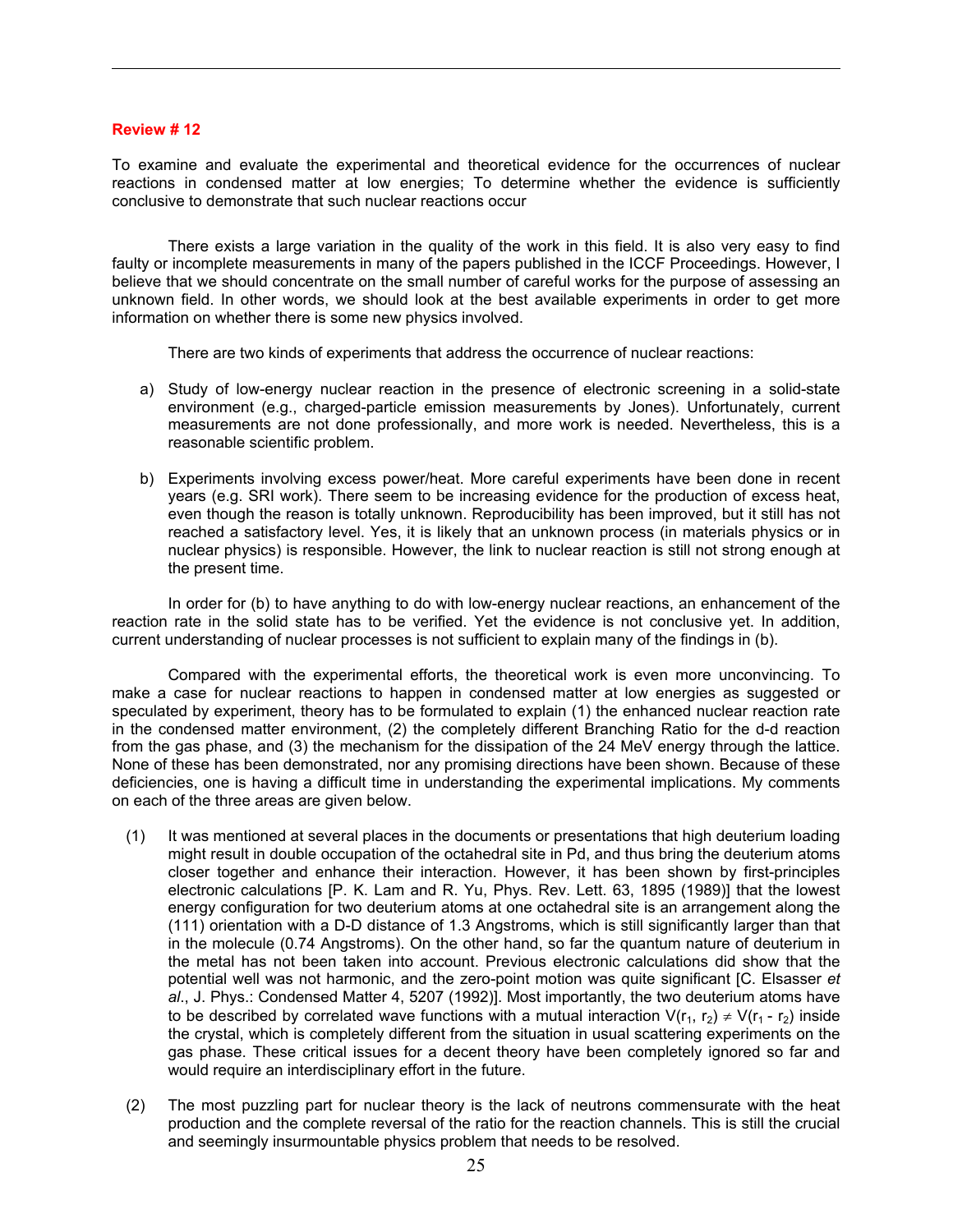**Review # 12**

To examine and evaluate the experimental and theoretical evidence for the occurrences of nuclear reactions in condensed matter at low energies; To determine whether the evidence is sufficiently conclusive to demonstrate that such nuclear reactions occur

There exists a large variation in the quality of the work in this field. It is also very easy to find faulty or incomplete measurements in many of the papers published in the ICCF Proceedings. However, I believe that we should concentrate on the small number of careful works for the purpose of assessing an unknown field. In other words, we should look at the best available experiments in order to get more information on whether there is some new physics involved.

There are two kinds of experiments that address the occurrence of nuclear reactions:

a) Study of low-energy nuclear reaction in the presence of electronic screening in a solid-state environment (e.g., charged-particle emission measurements by Jones). Unfortunately, current measurements are not done professionally, and more work is needed. Nevertheless, this is a reasonable scientific problem.

b) Experiments involving excess power/heat. More careful experiments have been done in recent years (e.g. SRI work). There seem to be increasing evidence for the production of excess heat, even though the reason is totally unknown. Reproducibility has been improved, but it still has not reached a satisfactory level. Yes, it is likely that an unknown process (in materials physics or in nuclear physics) is responsible. However, the link to nuclear reaction is still not strong enough at the present time.

In order for (b) to have anything to do with low-energy nuclear reactions, an enhancement of the reaction rate in the solid state has to be verified. Yet the evidence is not conclusive yet. In addition, current understanding of nuclear processes is not sufficient to explain many of the findings in (b).

Compared with the experimental efforts, the theoretical work is even more unconvincing. To make a case for nuclear reactions to happen in condensed matter at low energies as suggested or speculated by experiment, theory has to be formulated to explain (1) the enhanced nuclear reaction rate in the condensed matter environment, (2) the completely different Branching Ratio for the d-d reaction from the gas phase, and (3) the mechanism for the dissipation of the 24 MeV energy through the lattice. None of these has been demonstrated, nor any promising directions have been shown. Because of these deficiencies, one is having a difficult time in understanding the experimental implications. My comments on each of the three areas are given below.

(1) It was mentioned at several places in the documents or presentations that high deuterium loading might result in double occupation of the octahedral site in Pd, and thus bring the deuterium atoms closer together and enhance their interaction. However, it has been shown by first-principles electronic calculations [P. K. Lam and R. Yu, Phys. Rev. Lett. 63, 1895 (1989)] that the lowest energy configuration for two deuterium atoms at one octahedral site is an arrangement along the (111) orientation with a D-D distance of 1.3 Angstroms, which is still significantly larger than that in the molecule (0.74 Angstroms). On the other hand, so far the quantum nature of deuterium in the metal has not been taken into account. Previous electronic calculations did show that the potential well was not harmonic, and the zero-point motion was quite significant [C. Elsasser *et al*., J. Phys.: Condensed Matter 4, 5207 (1992)]. Most importantly, the two deuterium atoms have to be described by correlated wave functions with a mutual interaction $V(r_1, r_2) \neq V(r_1 - r_2)$ inside the crystal, which is completely different from the situation in usual scattering experiments on the gas phase. These critical issues for a decent theory have been completely ignored so far and would require an interdisciplinary effort in the future.

(2) The most puzzling part for nuclear theory is the lack of neutrons commensurate with the heat production and the complete reversal of the ratio for the reaction channels. This is still the crucial and seemingly insurmountable physics problem that needs to be resolved.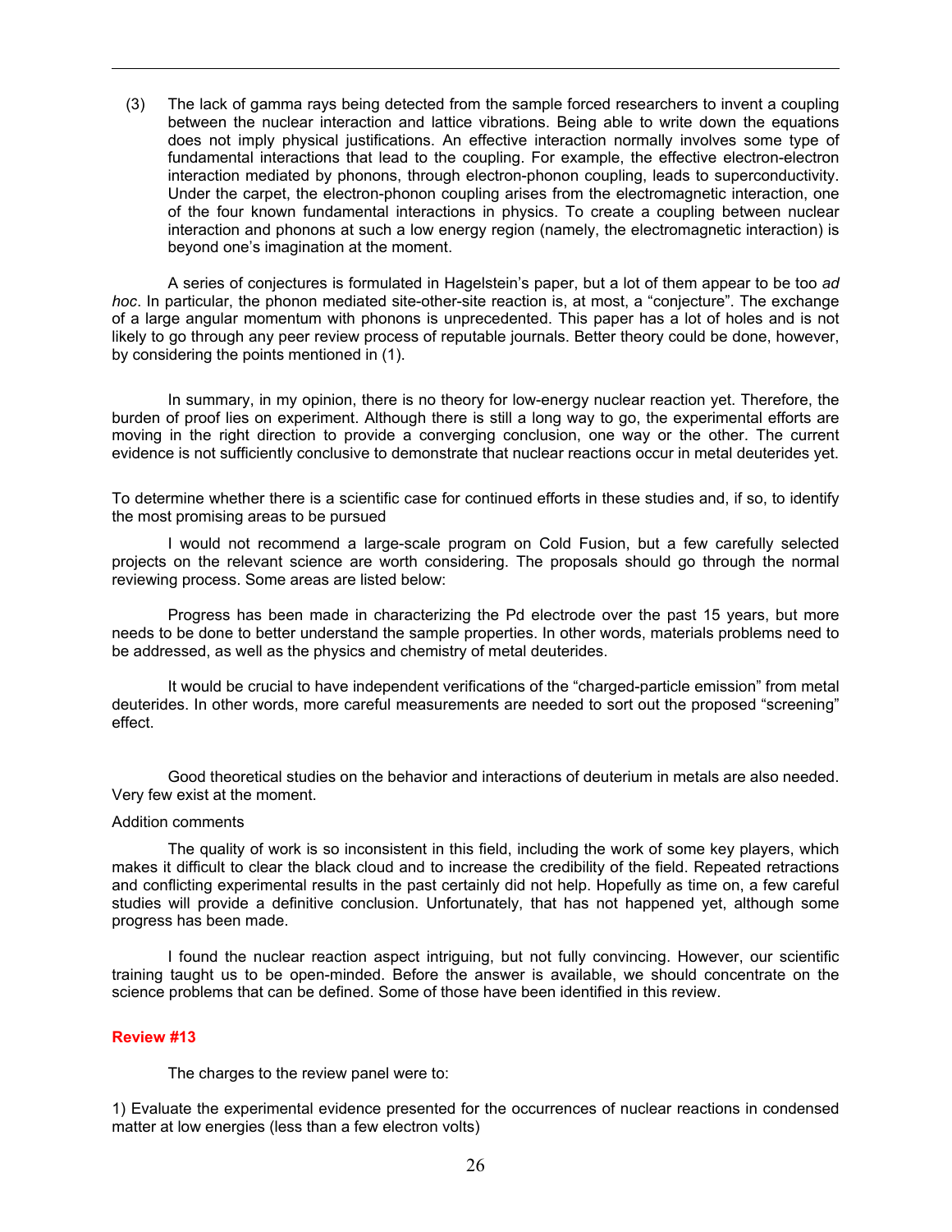(3) The lack of gamma rays being detected from the sample forced researchers to invent a coupling between the nuclear interaction and lattice vibrations. Being able to write down the equations does not imply physical justifications. An effective interaction normally involves some type of fundamental interactions that lead to the coupling. For example, the effective electron-electron interaction mediated by phonons, through electron-phonon coupling, leads to superconductivity. Under the carpet, the electron-phonon coupling arises from the electromagnetic interaction, one of the four known fundamental interactions in physics. To create a coupling between nuclear interaction and phonons at such a low energy region (namely, the electromagnetic interaction) is beyond one's imagination at the moment.

A series of conjectures is formulated in Hagelstein's paper, but a lot of them appear to be too *ad hoc*. In particular, the phonon mediated site-other-site reaction is, at most, a "conjecture". The exchange of a large angular momentum with phonons is unprecedented. This paper has a lot of holes and is not likely to go through any peer review process of reputable journals. Better theory could be done, however, by considering the points mentioned in (1).

In summary, in my opinion, there is no theory for low-energy nuclear reaction yet. Therefore, the burden of proof lies on experiment. Although there is still a long way to go, the experimental efforts are moving in the right direction to provide a converging conclusion, one way or the other. The current evidence is not sufficiently conclusive to demonstrate that nuclear reactions occur in metal deuterides yet.

To determine whether there is a scientific case for continued efforts in these studies and, if so, to identify the most promising areas to be pursued

I would not recommend a large-scale program on Cold Fusion, but a few carefully selected projects on the relevant science are worth considering. The proposals should go through the normal reviewing process. Some areas are listed below:

Progress has been made in characterizing the Pd electrode over the past 15 years, but more needs to be done to better understand the sample properties. In other words, materials problems need to be addressed, as well as the physics and chemistry of metal deuterides.

It would be crucial to have independent verifications of the "charged-particle emission" from metal deuterides. In other words, more careful measurements are needed to sort out the proposed "screening" effect.

Good theoretical studies on the behavior and interactions of deuterium in metals are also needed. Very few exist at the moment.

Addition comments

The quality of work is so inconsistent in this field, including the work of some key players, which makes it difficult to clear the black cloud and to increase the credibility of the field. Repeated retractions and conflicting experimental results in the past certainly did not help. Hopefully as time on, a few careful studies will provide a definitive conclusion. Unfortunately, that has not happened yet, although some progress has been made.

I found the nuclear reaction aspect intriguing, but not fully convincing. However, our scientific training taught us to be open-minded. Before the answer is available, we should concentrate on the science problems that can be defined. Some of those have been identified in this review.

**Review #13**

The charges to the review panel were to:

1) Evaluate the experimental evidence presented for the occurrences of nuclear reactions in condensed matter at low energies (less than a few electron volts)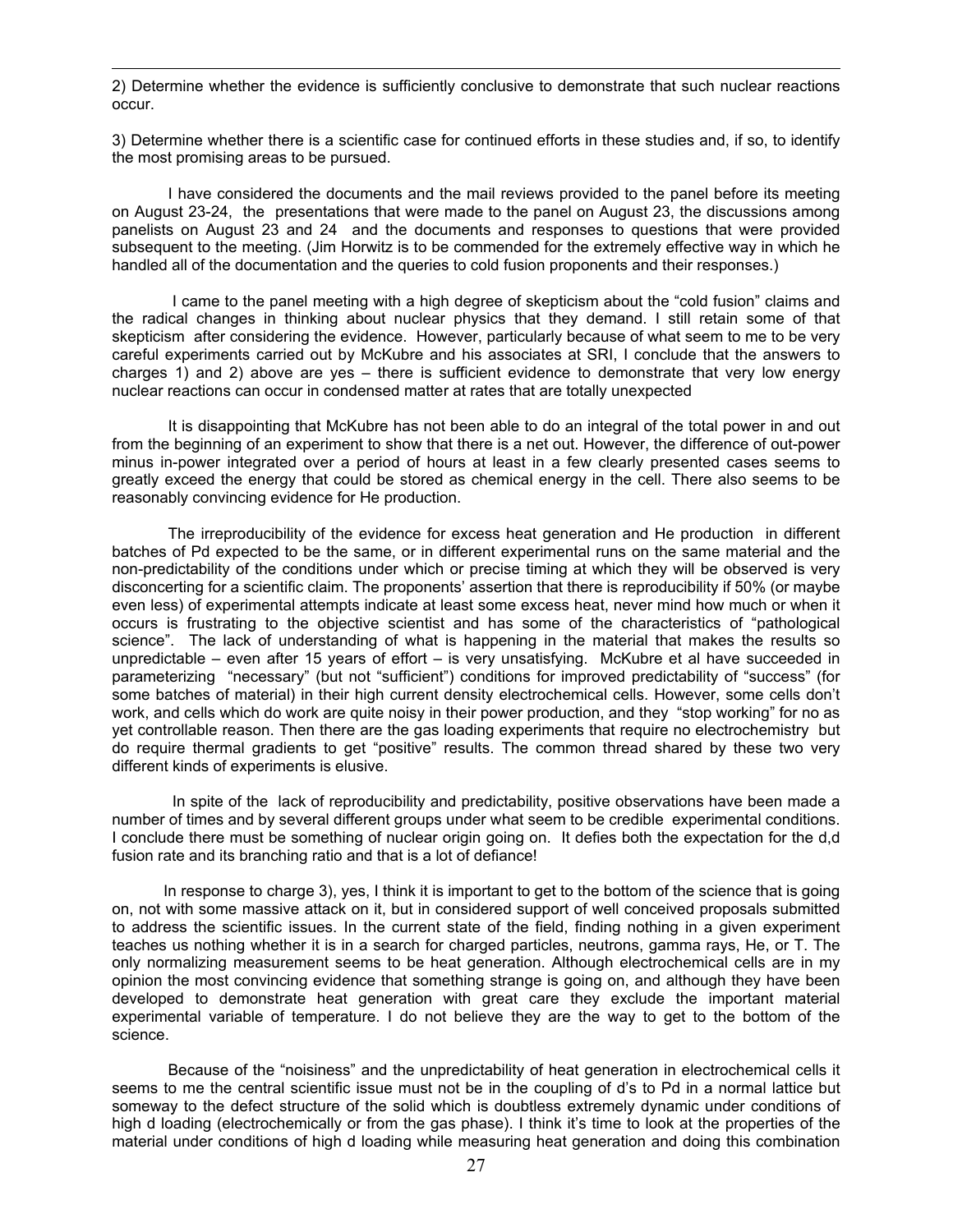2) Determine whether the evidence is sufficiently conclusive to demonstrate that such nuclear reactions occur.

3) Determine whether there is a scientific case for continued efforts in these studies and, if so, to identify the most promising areas to be pursued.

I have considered the documents and the mail reviews provided to the panel before its meeting on August 23-24, the presentations that were made to the panel on August 23, the discussions among panelists on August 23 and 24 and the documents and responses to questions that were provided subsequent to the meeting. (Jim Horwitz is to be commended for the extremely effective way in which he handled all of the documentation and the queries to cold fusion proponents and their responses.)

I came to the panel meeting with a high degree of skepticism about the "cold fusion" claims and the radical changes in thinking about nuclear physics that they demand. I still retain some of that skepticism after considering the evidence. However, particularly because of what seem to me to be very careful experiments carried out by McKubre and his associates at SRI, I conclude that the answers to charges 1) and 2) above are yes – there is sufficient evidence to demonstrate that very low energy nuclear reactions can occur in condensed matter at rates that are totally unexpected

It is disappointing that McKubre has not been able to do an integral of the total power in and out from the beginning of an experiment to show that there is a net out. However, the difference of out-power minus in-power integrated over a period of hours at least in a few clearly presented cases seems to greatly exceed the energy that could be stored as chemical energy in the cell. There also seems to be reasonably convincing evidence for He production.

The irreproducibility of the evidence for excess heat generation and He production in different batches of Pd expected to be the same, or in different experimental runs on the same material and the non-predictability of the conditions under which or precise timing at which they will be observed is very disconcerting for a scientific claim. The proponents' assertion that there is reproducibility if 50% (or maybe even less) of experimental attempts indicate at least some excess heat, never mind how much or when it occurs is frustrating to the objective scientist and has some of the characteristics of "pathological science". The lack of understanding of what is happening in the material that makes the results so unpredictable – even after 15 years of effort – is very unsatisfying. McKubre et al have succeeded in parameterizing "necessary" (but not "sufficient") conditions for improved predictability of "success" (for some batches of material) in their high current density electrochemical cells. However, some cells don't work, and cells which do work are quite noisy in their power production, and they "stop working" for no as yet controllable reason. Then there are the gas loading experiments that require no electrochemistry but do require thermal gradients to get "positive" results. The common thread shared by these two very different kinds of experiments is elusive.

In spite of the lack of reproducibility and predictability, positive observations have been made a number of times and by several different groups under what seem to be credible experimental conditions. I conclude there must be something of nuclear origin going on. It defies both the expectation for the d,d fusion rate and its branching ratio and that is a lot of defiance!

In response to charge 3), yes, I think it is important to get to the bottom of the science that is going on, not with some massive attack on it, but in considered support of well conceived proposals submitted to address the scientific issues. In the current state of the field, finding nothing in a given experiment teaches us nothing whether it is in a search for charged particles, neutrons, gamma rays, He, or T. The only normalizing measurement seems to be heat generation. Although electrochemical cells are in my opinion the most convincing evidence that something strange is going on, and although they have been developed to demonstrate heat generation with great care they exclude the important material experimental variable of temperature. I do not believe they are the way to get to the bottom of the science.

Because of the "noisiness" and the unpredictability of heat generation in electrochemical cells it seems to me the central scientific issue must not be in the coupling of d's to Pd in a normal lattice but someway to the defect structure of the solid which is doubtless extremely dynamic under conditions of high d loading (electrochemically or from the gas phase). I think it's time to look at the properties of the material under conditions of high d loading while measuring heat generation and doing this combination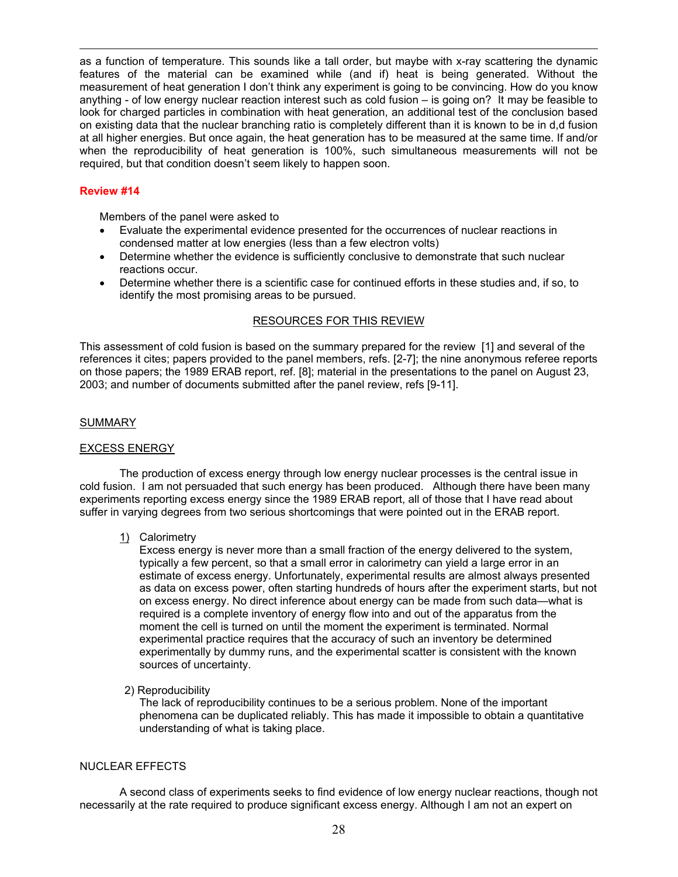as a function of temperature. This sounds like a tall order, but maybe with x-ray scattering the dynamic features of the material can be examined while (and if) heat is being generated. Without the measurement of heat generation I don't think any experiment is going to be convincing. How do you know anything - of low energy nuclear reaction interest such as cold fusion – is going on? It may be feasible to look for charged particles in combination with heat generation, an additional test of the conclusion based on existing data that the nuclear branching ratio is completely different than it is known to be in d,d fusion at all higher energies. But once again, the heat generation has to be measured at the same time. If and/or when the reproducibility of heat generation is 100%, such simultaneous measurements will not be required, but that condition doesn't seem likely to happen soon.

## Review #14

Members of the panel were asked to

- Evaluate the experimental evidence presented for the occurrences of nuclear reactions in condensed matter at low energies (less than a few electron volts)
- Determine whether the evidence is sufficiently conclusive to demonstrate that such nuclear reactions occur.
- Determine whether there is a scientific case for continued efforts in these studies and, if so, to identify the most promising areas to be pursued.

### RESOURCES FOR THIS REVIEW

This assessment of cold fusion is based on the summary prepared for the review [1] and several of the references it cites; papers provided to the panel members, refs. [2-7]; the nine anonymous referee reports on those papers; the 1989 ERAB report, ref. [8]; material in the presentations to the panel on August 23, 2003; and number of documents submitted after the panel review, refs [9-11].

### SUMMARY

### EXCESS ENERGY

The production of excess energy through low energy nuclear processes is the central issue in cold fusion. I am not persuaded that such energy has been produced. Although there have been many experiments reporting excess energy since the 1989 ERAB report, all of those that I have read about suffer in varying degrees from two serious shortcomings that were pointed out in the ERAB report.

1) Calorimetry
   Excess energy is never more than a small fraction of the energy delivered to the system, typically a few percent, so that a small error in calorimetry can yield a large error in an estimate of excess energy. Unfortunately, experimental results are almost always presented as data on excess power, often starting hundreds of hours after the experiment starts, but not on excess energy. No direct inference about energy can be made from such data—what is required is a complete inventory of energy flow into and out of the apparatus from the moment the cell is turned on until the moment the experiment is terminated. Normal experimental practice requires that the accuracy of such an inventory be determined experimentally by dummy runs, and the experimental scatter is consistent with the known sources of uncertainty.

2) Reproducibility
   The lack of reproducibility continues to be a serious problem. None of the important phenomena can be duplicated reliably. This has made it impossible to obtain a quantitative understanding of what is taking place.

### NUCLEAR EFFECTS

A second class of experiments seeks to find evidence of low energy nuclear reactions, though not necessarily at the rate required to produce significant excess energy. Although I am not an expert on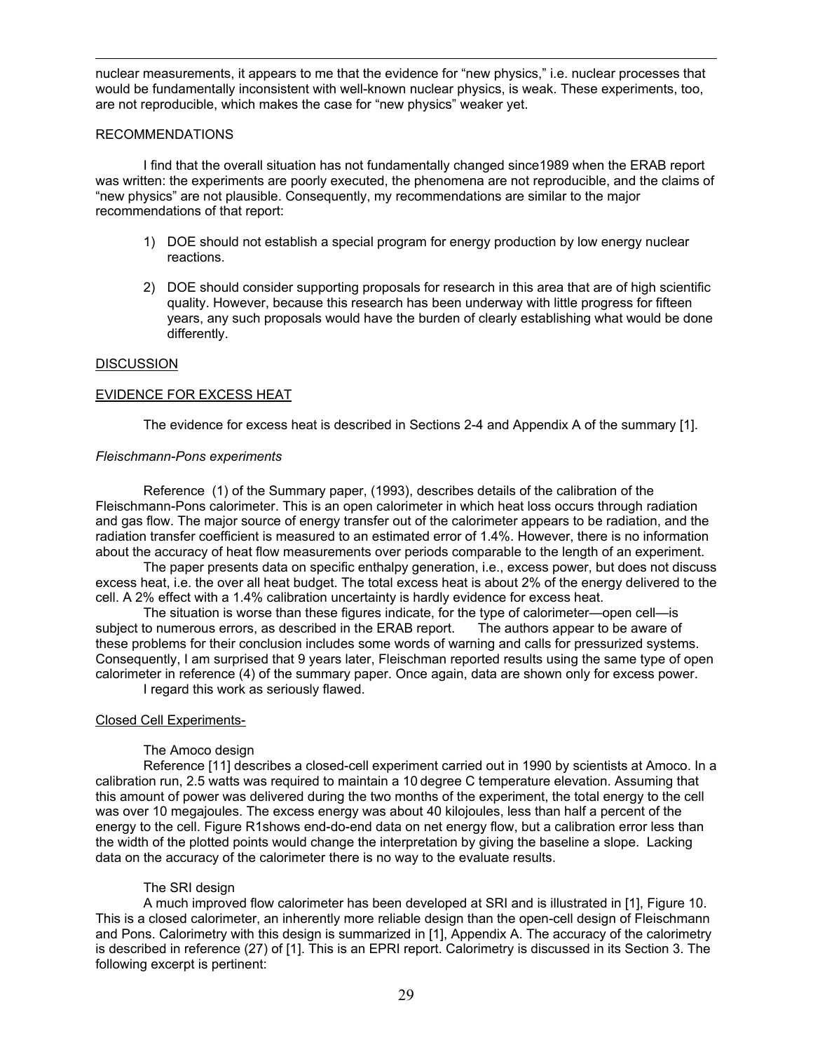nuclear measurements, it appears to me that the evidence for “new physics,” i.e. nuclear processes that would be fundamentally inconsistent with well-known nuclear physics, is weak. These experiments, too, are not reproducible, which makes the case for “new physics” weaker yet.

RECOMMENDATIONS

I find that the overall situation has not fundamentally changed since1989 when the ERAB report was written: the experiments are poorly executed, the phenomena are not reproducible, and the claims of “new physics” are not plausible. Consequently, my recommendations are similar to the major recommendations of that report:

1) DOE should not establish a special program for energy production by low energy nuclear reactions.

2) DOE should consider supporting proposals for research in this area that are of high scientific quality. However, because this research has been underway with little progress for fifteen years, any such proposals would have the burden of clearly establishing what would be done differently.

DISCUSSION

EVIDENCE FOR EXCESS HEAT

The evidence for excess heat is described in Sections 2-4 and Appendix A of the summary [1].

*Fleischmann-Pons experiments*

Reference (1) of the Summary paper, (1993), describes details of the calibration of the Fleischmann-Pons calorimeter. This is an open calorimeter in which heat loss occurs through radiation and gas flow. The major source of energy transfer out of the calorimeter appears to be radiation, and the radiation transfer coefficient is measured to an estimated error of 1.4%. However, there is no information about the accuracy of heat flow measurements over periods comparable to the length of an experiment.

The paper presents data on specific enthalpy generation, i.e., excess power, but does not discuss excess heat, i.e. the over all heat budget. The total excess heat is about 2% of the energy delivered to the cell. A 2% effect with a 1.4% calibration uncertainty is hardly evidence for excess heat.

The situation is worse than these figures indicate, for the type of calorimeter—open cell—is subject to numerous errors, as described in the ERAB report. The authors appear to be aware of these problems for their conclusion includes some words of warning and calls for pressurized systems. Consequently, I am surprised that 9 years later, Fleischman reported results using the same type of open calorimeter in reference (4) of the summary paper. Once again, data are shown only for excess power.

I regard this work as seriously flawed.

Closed Cell Experiments-

The Amoco design

Reference [11] describes a closed-cell experiment carried out in 1990 by scientists at Amoco. In a calibration run, 2.5 watts was required to maintain a 10 degree C temperature elevation. Assuming that this amount of power was delivered during the two months of the experiment, the total energy to the cell was over 10 megajoules. The excess energy was about 40 kilojoules, less than half a percent of the energy to the cell. Figure R1shows end-do-end data on net energy flow, but a calibration error less than the width of the plotted points would change the interpretation by giving the baseline a slope. Lacking data on the accuracy of the calorimeter there is no way to the evaluate results.

The SRI design

A much improved flow calorimeter has been developed at SRI and is illustrated in [1], Figure 10. This is a closed calorimeter, an inherently more reliable design than the open-cell design of Fleischmann and Pons. Calorimetry with this design is summarized in [1], Appendix A. The accuracy of the calorimetry is described in reference (27) of [1]. This is an EPRI report. Calorimetry is discussed in its Section 3. The following excerpt is pertinent: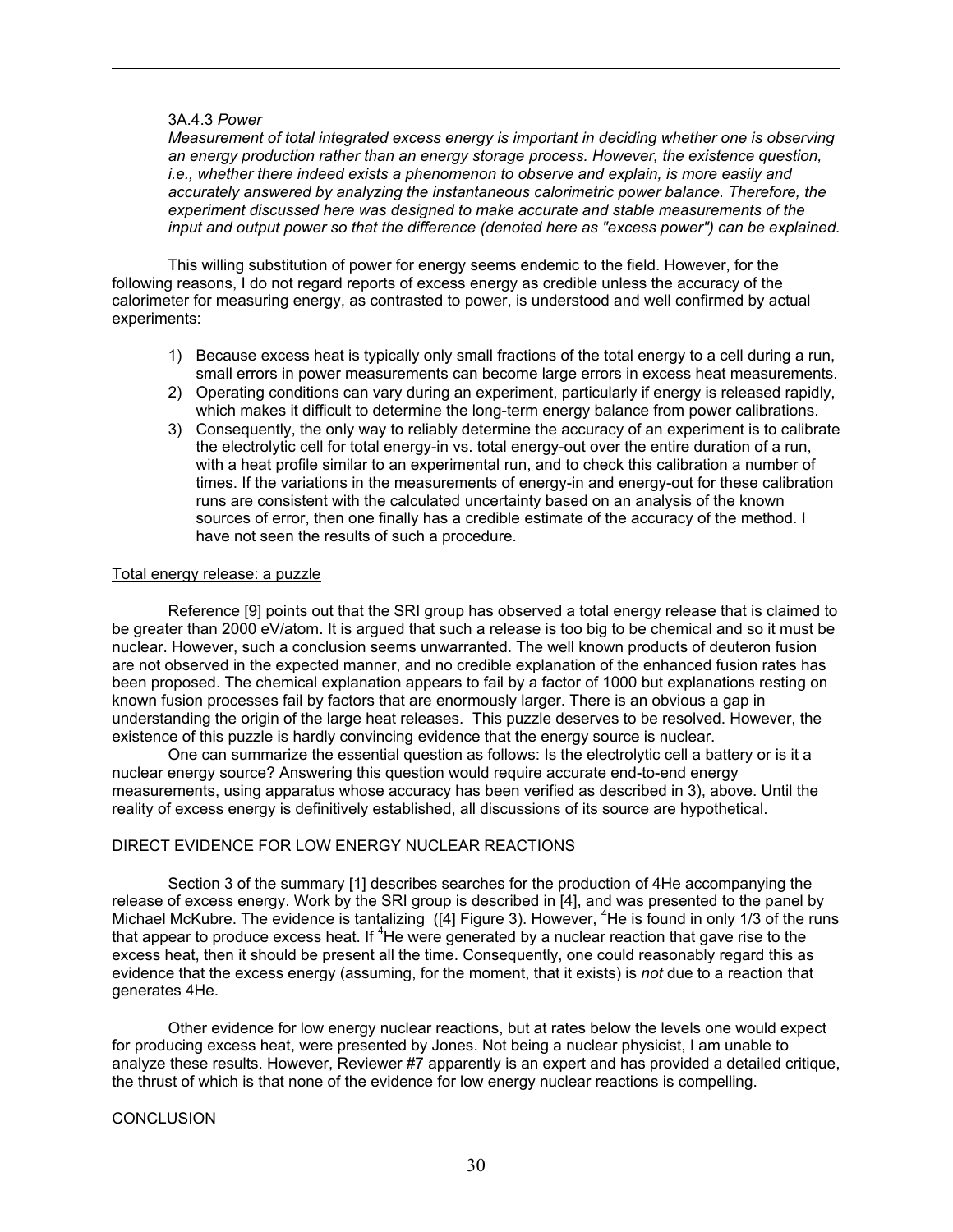3A.4.3 *Power*

*Measurement of total integrated excess energy is important in deciding whether one is observing an energy production rather than an energy storage process. However, the existence question, i.e., whether there indeed exists a phenomenon to observe and explain, is more easily and accurately answered by analyzing the instantaneous calorimetric power balance. Therefore, the experiment discussed here was designed to make accurate and stable measurements of the input and output power so that the difference (denoted here as "excess power") can be explained.*

This willing substitution of power for energy seems endemic to the field. However, for the following reasons, I do not regard reports of excess energy as credible unless the accuracy of the calorimeter for measuring energy, as contrasted to power, is understood and well confirmed by actual experiments:

1) Because excess heat is typically only small fractions of the total energy to a cell during a run, small errors in power measurements can become large errors in excess heat measurements.
2) Operating conditions can vary during an experiment, particularly if energy is released rapidly, which makes it difficult to determine the long-term energy balance from power calibrations.
3) Consequently, the only way to reliably determine the accuracy of an experiment is to calibrate the electrolytic cell for total energy-in vs. total energy-out over the entire duration of a run, with a heat profile similar to an experimental run, and to check this calibration a number of times. If the variations in the measurements of energy-in and energy-out for these calibration runs are consistent with the calculated uncertainty based on an analysis of the known sources of error, then one finally has a credible estimate of the accuracy of the method. I have not seen the results of such a procedure.

Total energy release: a puzzle

Reference [9] points out that the SRI group has observed a total energy release that is claimed to be greater than 2000 eV/atom. It is argued that such a release is too big to be chemical and so it must be nuclear. However, such a conclusion seems unwarranted. The well known products of deuteron fusion are not observed in the expected manner, and no credible explanation of the enhanced fusion rates has been proposed. The chemical explanation appears to fail by a factor of 1000 but explanations resting on known fusion processes fail by factors that are enormously larger. There is an obvious a gap in understanding the origin of the large heat releases. This puzzle deserves to be resolved. However, the existence of this puzzle is hardly convincing evidence that the energy source is nuclear.

One can summarize the essential question as follows: Is the electrolytic cell a battery or is it a nuclear energy source? Answering this question would require accurate end-to-end energy measurements, using apparatus whose accuracy has been verified as described in 3), above. Until the reality of excess energy is definitively established, all discussions of its source are hypothetical.

DIRECT EVIDENCE FOR LOW ENERGY NUCLEAR REACTIONS

Section 3 of the summary [1] describes searches for the production of 4He accompanying the release of excess energy. Work by the SRI group is described in [4], and was presented to the panel by Michael McKubre. The evidence is tantalizing ([4] Figure 3). However, $^4$He is found in only 1/3 of the runs that appear to produce excess heat. If $^4$He were generated by a nuclear reaction that gave rise to the excess heat, then it should be present all the time. Consequently, one could reasonably regard this as evidence that the excess energy (assuming, for the moment, that it exists) is *not* due to a reaction that generates 4He.

Other evidence for low energy nuclear reactions, but at rates below the levels one would expect for producing excess heat, were presented by Jones. Not being a nuclear physicist, I am unable to analyze these results. However, Reviewer #7 apparently is an expert and has provided a detailed critique, the thrust of which is that none of the evidence for low energy nuclear reactions is compelling.

CONCLUSION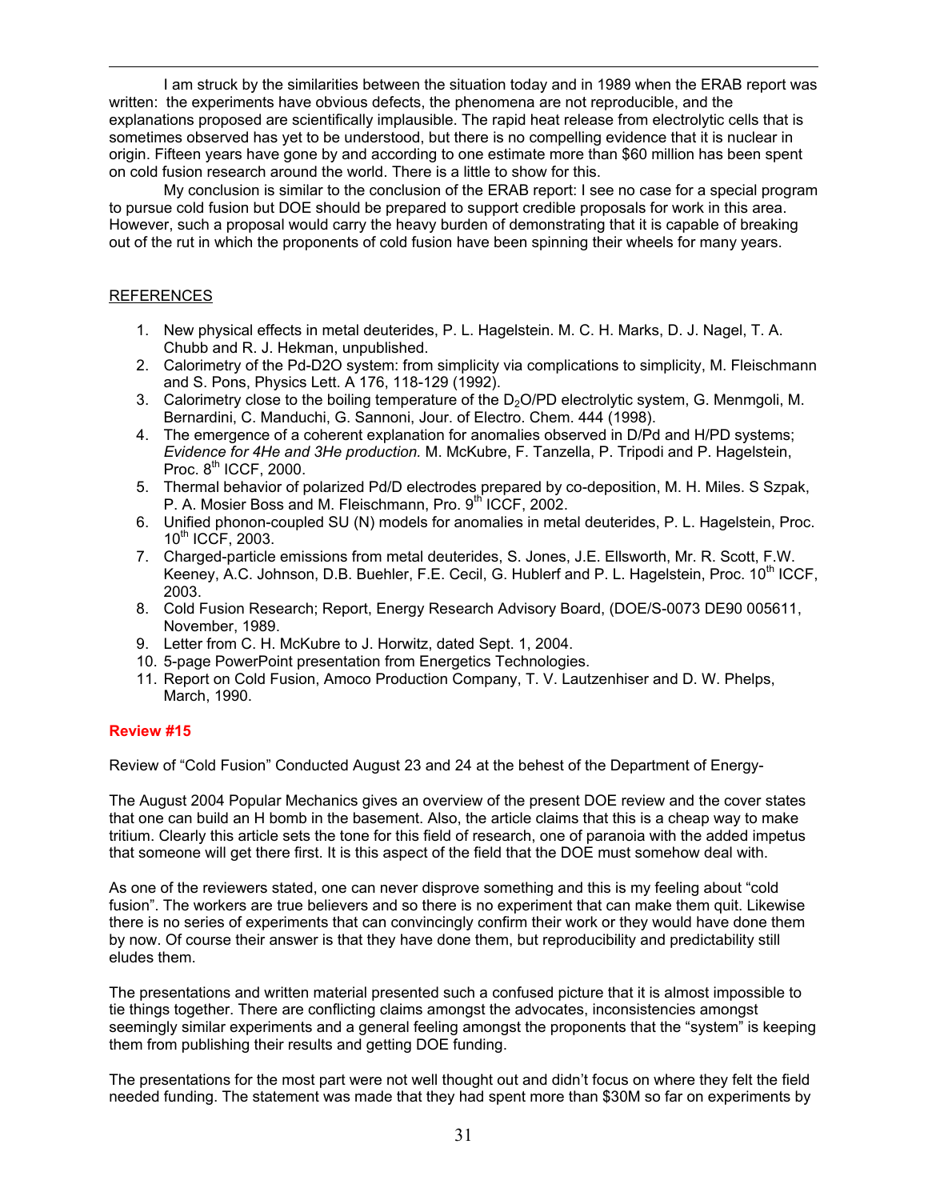I am struck by the similarities between the situation today and in 1989 when the ERAB report was written: the experiments have obvious defects, the phenomena are not reproducible, and the explanations proposed are scientifically implausible. The rapid heat release from electrolytic cells that is sometimes observed has yet to be understood, but there is no compelling evidence that it is nuclear in origin. Fifteen years have gone by and according to one estimate more than $60 million has been spent on cold fusion research around the world. There is a little to show for this.

My conclusion is similar to the conclusion of the ERAB report: I see no case for a special program to pursue cold fusion but DOE should be prepared to support credible proposals for work in this area. However, such a proposal would carry the heavy burden of demonstrating that it is capable of breaking out of the rut in which the proponents of cold fusion have been spinning their wheels for many years.

REFERENCES

1. New physical effects in metal deuterides, P. L. Hagelstein. M. C. H. Marks, D. J. Nagel, T. A. Chubb and R. J. Hekman, unpublished.
2. Calorimetry of the Pd-D2O system: from simplicity via complications to simplicity, M. Fleischmann and S. Pons, Physics Lett. A 176, 118-129 (1992).
3. Calorimetry close to the boiling temperature of the $D_2O$/PD electrolytic system, G. Menmgoli, M. Bernardini, C. Manduchi, G. Sannoni, Jour. of Electro. Chem. 444 (1998).
4. The emergence of a coherent explanation for anomalies observed in D/Pd and H/PD systems; *Evidence for 4He and 3He production.* M. McKubre, F. Tanzella, P. Tripodi and P. Hagelstein, Proc. 8th ICCF, 2000.
5. Thermal behavior of polarized Pd/D electrodes prepared by co-deposition, M. H. Miles. S Szpak, P. A. Mosier Boss and M. Fleischmann, Pro. 9th ICCF, 2002.
6. Unified phonon-coupled SU (N) models for anomalies in metal deuterides, P. L. Hagelstein, Proc. 10th ICCF, 2003.
7. Charged-particle emissions from metal deuterides, S. Jones, J.E. Ellsworth, Mr. R. Scott, F.W. Keeney, A.C. Johnson, D.B. Buehler, F.E. Cecil, G. Hublerf and P. L. Hagelstein, Proc. 10th ICCF, 2003.
8. Cold Fusion Research; Report, Energy Research Advisory Board, (DOE/S-0073 DE90 005611, November, 1989.
9. Letter from C. H. McKubre to J. Horwitz, dated Sept. 1, 2004.
10. 5-page PowerPoint presentation from Energetics Technologies.
11. Report on Cold Fusion, Amoco Production Company, T. V. Lautzenhiser and D. W. Phelps, March, 1990.

**Review #15**

Review of "Cold Fusion" Conducted August 23 and 24 at the behest of the Department of Energy-

The August 2004 Popular Mechanics gives an overview of the present DOE review and the cover states that one can build an H bomb in the basement. Also, the article claims that this is a cheap way to make tritium. Clearly this article sets the tone for this field of research, one of paranoia with the added impetus that someone will get there first. It is this aspect of the field that the DOE must somehow deal with.

As one of the reviewers stated, one can never disprove something and this is my feeling about "cold fusion". The workers are true believers and so there is no experiment that can make them quit. Likewise there is no series of experiments that can convincingly confirm their work or they would have done them by now. Of course their answer is that they have done them, but reproducibility and predictability still eludes them.

The presentations and written material presented such a confused picture that it is almost impossible to tie things together. There are conflicting claims amongst the advocates, inconsistencies amongst seemingly similar experiments and a general feeling amongst the proponents that the "system" is keeping them from publishing their results and getting DOE funding.

The presentations for the most part were not well thought out and didn't focus on where they felt the field needed funding. The statement was made that they had spent more than $30M so far on experiments by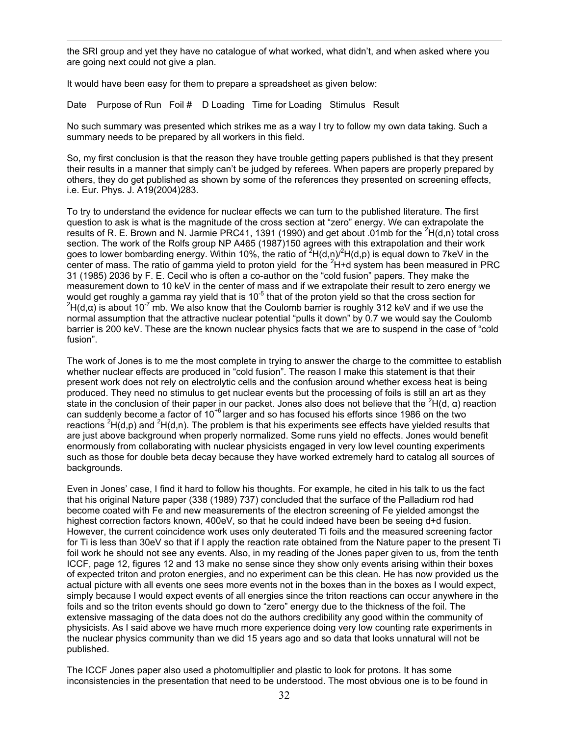the SRI group and yet they have no catalogue of what worked, what didn't, and when asked where you are going next could not give a plan.

It would have been easy for them to prepare a spreadsheet as given below:

Date Purpose of Run Foil # D Loading Time for Loading Stimulus Result

No such summary was presented which strikes me as a way I try to follow my own data taking. Such a summary needs to be prepared by all workers in this field.

So, my first conclusion is that the reason they have trouble getting papers published is that they present their results in a manner that simply can't be judged by referees. When papers are properly prepared by others, they do get published as shown by some of the references they presented on screening effects, i.e. Eur. Phys. J. A19(2004)283.

To try to understand the evidence for nuclear effects we can turn to the published literature. The first question to ask is what is the magnitude of the cross section at "zero" energy. We can extrapolate the results of R. E. Brown and N. Jarmie PRC41, 1391 (1990) and get about .01mb for the $^{2}H(d,n)$ total cross section. The work of the Rolfs group NP A465 (1987)150 agrees with this extrapolation and their work goes to lower bombarding energy. Within 10%, the ratio of $^{2}H(d,n)/^{2}H(d,p)$ is equal down to 7keV in the center of mass. The ratio of gamma yield to proton yield for the $^{2}H+d$ system has been measured in PRC 31 (1985) 2036 by F. E. Cecil who is often a co-author on the "cold fusion" papers. They make the measurement down to 10 keV in the center of mass and if we extrapolate their result to zero energy we would get roughly a gamma ray yield that is $10^{-5}$ that of the proton yield so that the cross section for $^{2}H(d,\alpha)$ is about $10^{-7}$ mb. We also know that the Coulomb barrier is roughly 312 keV and if we use the normal assumption that the attractive nuclear potential "pulls it down" by 0.7 we would say the Coulomb barrier is 200 keV. These are the known nuclear physics facts that we are to suspend in the case of "cold fusion".

The work of Jones is to me the most complete in trying to answer the charge to the committee to establish whether nuclear effects are produced in "cold fusion". The reason I make this statement is that their present work does not rely on electrolytic cells and the confusion around whether excess heat is being produced. They need no stimulus to get nuclear events but the processing of foils is still an art as they state in the conclusion of their paper in our packet. Jones also does not believe that the $^{2}H(d, \alpha)$ reaction can suddenly become a factor of $10^{+6}$ larger and so has focused his efforts since 1986 on the two reactions $^{2}H(d,p)$ and $^{2}H(d,n)$. The problem is that his experiments see effects have yielded results that are just above background when properly normalized. Some runs yield no effects. Jones would benefit enormously from collaborating with nuclear physicists engaged in very low level counting experiments such as those for double beta decay because they have worked extremely hard to catalog all sources of backgrounds.

Even in Jones' case, I find it hard to follow his thoughts. For example, he cited in his talk to us the fact that his original Nature paper (338 (1989) 737) concluded that the surface of the Palladium rod had become coated with Fe and new measurements of the electron screening of Fe yielded amongst the highest correction factors known, 400eV, so that he could indeed have been be seeing d+d fusion. However, the current coincidence work uses only deuterated Ti foils and the measured screening factor for Ti is less than 30eV so that if I apply the reaction rate obtained from the Nature paper to the present Ti foil work he should not see any events. Also, in my reading of the Jones paper given to us, from the tenth ICCF, page 12, figures 12 and 13 make no sense since they show only events arising within their boxes of expected triton and proton energies, and no experiment can be this clean. He has now provided us the actual picture with all events one sees more events not in the boxes than in the boxes as I would expect, simply because I would expect events of all energies since the triton reactions can occur anywhere in the foils and so the triton events should go down to "zero" energy due to the thickness of the foil. The extensive massaging of the data does not do the authors credibility any good within the community of physicists. As I said above we have much more experience doing very low counting rate experiments in the nuclear physics community than we did 15 years ago and so data that looks unnatural will not be published.

The ICCF Jones paper also used a photomultiplier and plastic to look for protons. It has some inconsistencies in the presentation that need to be understood. The most obvious one is to be found in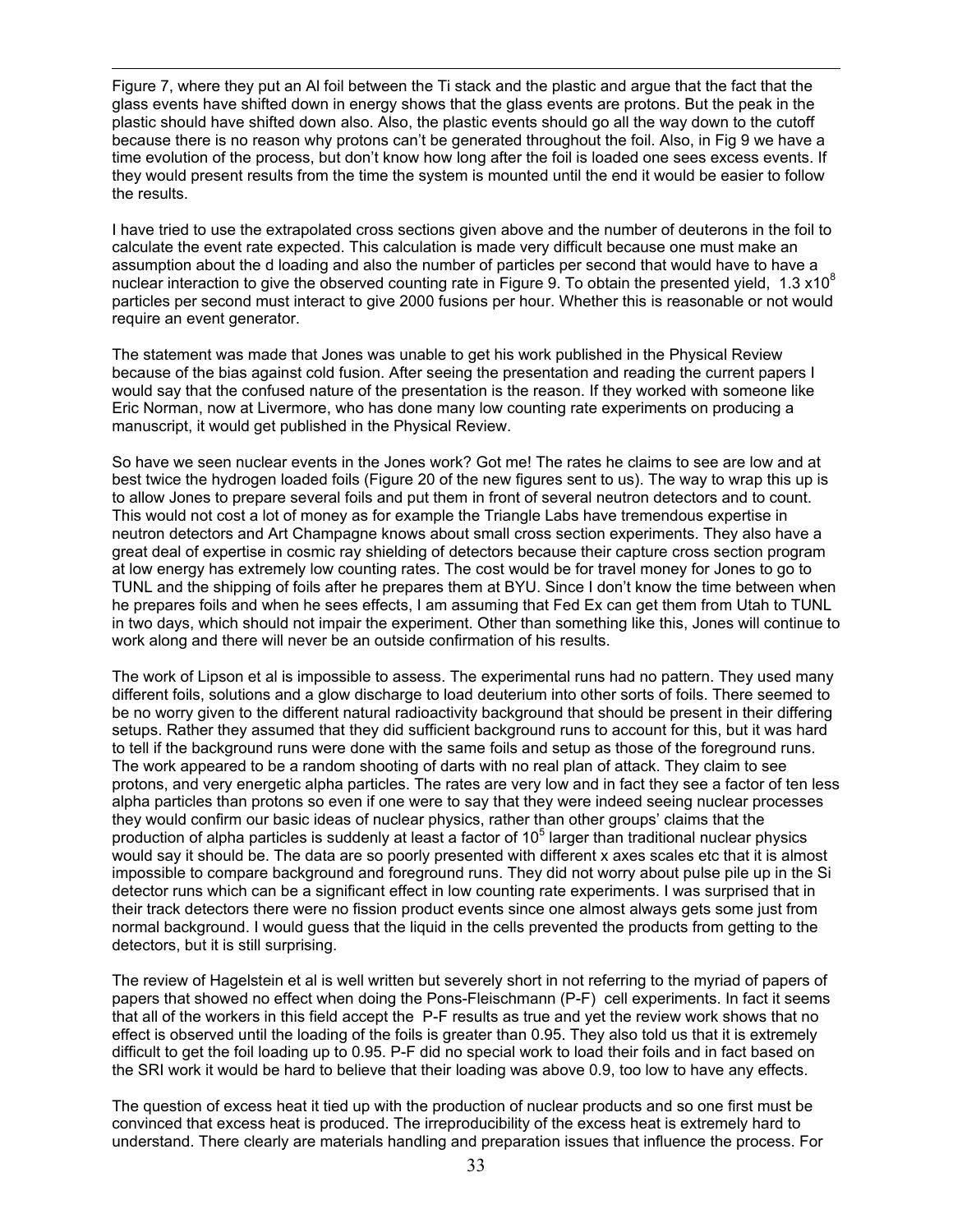Figure 7, where they put an Al foil between the Ti stack and the plastic and argue that the fact that the glass events have shifted down in energy shows that the glass events are protons. But the peak in the plastic should have shifted down also. Also, the plastic events should go all the way down to the cutoff because there is no reason why protons can't be generated throughout the foil. Also, in Fig 9 we have a time evolution of the process, but don't know how long after the foil is loaded one sees excess events. If they would present results from the time the system is mounted until the end it would be easier to follow the results.

I have tried to use the extrapolated cross sections given above and the number of deuterons in the foil to calculate the event rate expected. This calculation is made very difficult because one must make an assumption about the d loading and also the number of particles per second that would have to have a nuclear interaction to give the observed counting rate in Figure 9. To obtain the presented yield, $1.3 \times 10^8$ particles per second must interact to give 2000 fusions per hour. Whether this is reasonable or not would require an event generator.

The statement was made that Jones was unable to get his work published in the Physical Review because of the bias against cold fusion. After seeing the presentation and reading the current papers I would say that the confused nature of the presentation is the reason. If they worked with someone like Eric Norman, now at Livermore, who has done many low counting rate experiments on producing a manuscript, it would get published in the Physical Review.

So have we seen nuclear events in the Jones work? Got me! The rates he claims to see are low and at best twice the hydrogen loaded foils (Figure 20 of the new figures sent to us). The way to wrap this up is to allow Jones to prepare several foils and put them in front of several neutron detectors and to count. This would not cost a lot of money as for example the Triangle Labs have tremendous expertise in neutron detectors and Art Champagne knows about small cross section experiments. They also have a great deal of expertise in cosmic ray shielding of detectors because their capture cross section program at low energy has extremely low counting rates. The cost would be for travel money for Jones to go to TUNL and the shipping of foils after he prepares them at BYU. Since I don't know the time between when he prepares foils and when he sees effects, I am assuming that Fed Ex can get them from Utah to TUNL in two days, which should not impair the experiment. Other than something like this, Jones will continue to work along and there will never be an outside confirmation of his results.

The work of Lipson et al is impossible to assess. The experimental runs had no pattern. They used many different foils, solutions and a glow discharge to load deuterium into other sorts of foils. There seemed to be no worry given to the different natural radioactivity background that should be present in their differing setups. Rather they assumed that they did sufficient background runs to account for this, but it was hard to tell if the background runs were done with the same foils and setup as those of the foreground runs. The work appeared to be a random shooting of darts with no real plan of attack. They claim to see protons, and very energetic alpha particles. The rates are very low and in fact they see a factor of ten less alpha particles than protons so even if one were to say that they were indeed seeing nuclear processes they would confirm our basic ideas of nuclear physics, rather than other groups' claims that the production of alpha particles is suddenly at least a factor of $10^5$ larger than traditional nuclear physics would say it should be. The data are so poorly presented with different x axes scales etc that it is almost impossible to compare background and foreground runs. They did not worry about pulse pile up in the Si detector runs which can be a significant effect in low counting rate experiments. I was surprised that in their track detectors there were no fission product events since one almost always gets some just from normal background. I would guess that the liquid in the cells prevented the products from getting to the detectors, but it is still surprising.

The review of Hagelstein et al is well written but severely short in not referring to the myriad of papers of papers that showed no effect when doing the Pons-Fleischmann (P-F) cell experiments. In fact it seems that all of the workers in this field accept the P-F results as true and yet the review work shows that no effect is observed until the loading of the foils is greater than 0.95. They also told us that it is extremely difficult to get the foil loading up to 0.95. P-F did no special work to load their foils and in fact based on the SRI work it would be hard to believe that their loading was above 0.9, too low to have any effects.

The question of excess heat it tied up with the production of nuclear products and so one first must be convinced that excess heat is produced. The irreproducibility of the excess heat is extremely hard to understand. There clearly are materials handling and preparation issues that influence the process. For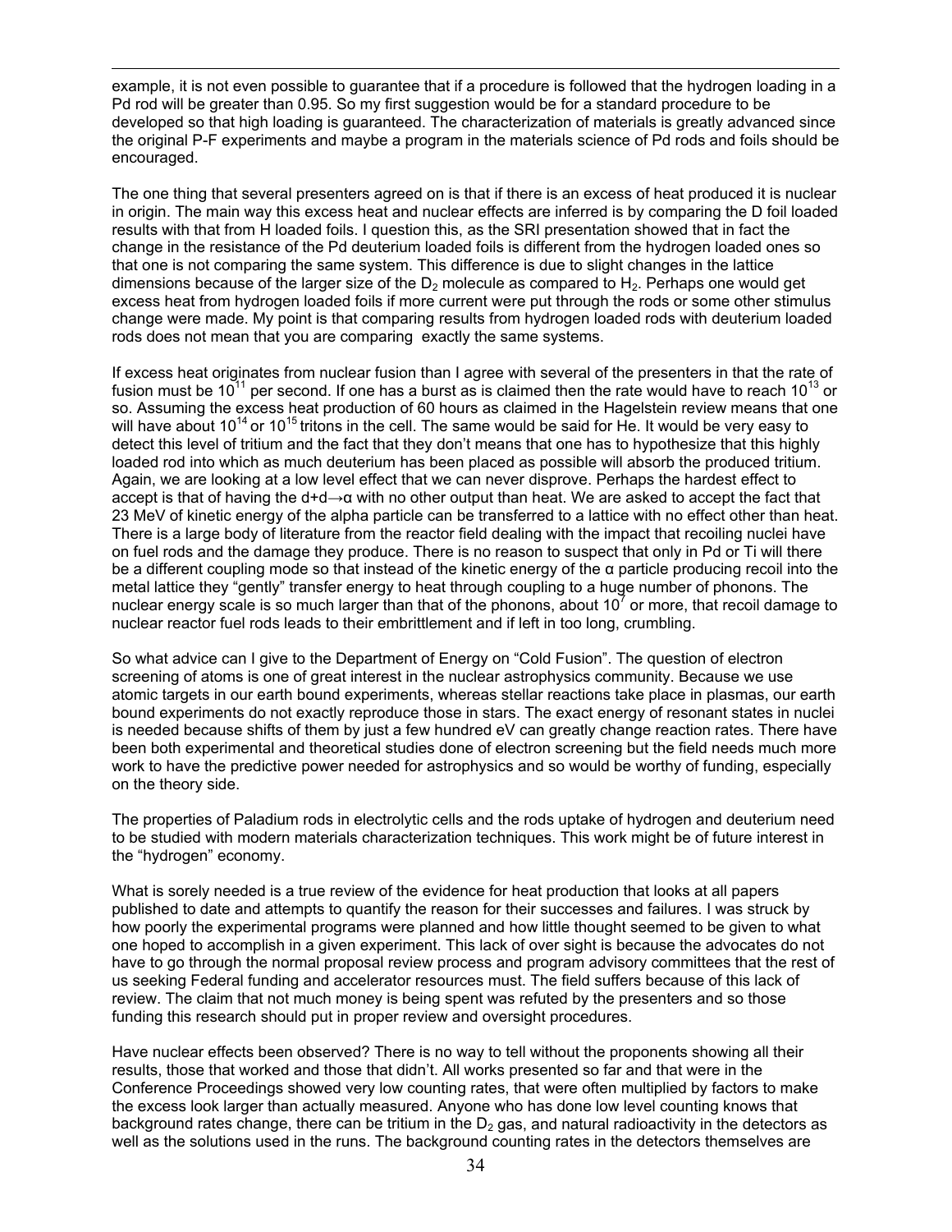example, it is not even possible to guarantee that if a procedure is followed that the hydrogen loading in a Pd rod will be greater than 0.95. So my first suggestion would be for a standard procedure to be developed so that high loading is guaranteed. The characterization of materials is greatly advanced since the original P-F experiments and maybe a program in the materials science of Pd rods and foils should be encouraged.

The one thing that several presenters agreed on is that if there is an excess of heat produced it is nuclear in origin. The main way this excess heat and nuclear effects are inferred is by comparing the D foil loaded results with that from H loaded foils. I question this, as the SRI presentation showed that in fact the change in the resistance of the Pd deuterium loaded foils is different from the hydrogen loaded ones so that one is not comparing the same system. This difference is due to slight changes in the lattice dimensions because of the larger size of the $D_2$ molecule as compared to $H_2$. Perhaps one would get excess heat from hydrogen loaded foils if more current were put through the rods or some other stimulus change were made. My point is that comparing results from hydrogen loaded rods with deuterium loaded rods does not mean that you are comparing exactly the same systems.

If excess heat originates from nuclear fusion than I agree with several of the presenters in that the rate of fusion must be $10^{11}$ per second. If one has a burst as is claimed then the rate would have to reach $10^{13}$ or so. Assuming the excess heat production of 60 hours as claimed in the Hagelstein review means that one will have about $10^{14}$ or $10^{15}$ tritons in the cell. The same would be said for He. It would be very easy to detect this level of tritium and the fact that they don't means that one has to hypothesize that this highly loaded rod into which as much deuterium has been placed as possible will absorb the produced tritium. Again, we are looking at a low level effect that we can never disprove. Perhaps the hardest effect to accept is that of having the $d+d \rightarrow \alpha$ with no other output than heat. We are asked to accept the fact that 23 MeV of kinetic energy of the alpha particle can be transferred to a lattice with no effect other than heat. There is a large body of literature from the reactor field dealing with the impact that recoiling nuclei have on fuel rods and the damage they produce. There is no reason to suspect that only in Pd or Ti will there be a different coupling mode so that instead of the kinetic energy of the $\alpha$ particle producing recoil into the metal lattice they "gently" transfer energy to heat through coupling to a huge number of phonons. The nuclear energy scale is so much larger than that of the phonons, about $10^7$ or more, that recoil damage to nuclear reactor fuel rods leads to their embrittlement and if left in too long, crumbling.

So what advice can I give to the Department of Energy on "Cold Fusion". The question of electron screening of atoms is one of great interest in the nuclear astrophysics community. Because we use atomic targets in our earth bound experiments, whereas stellar reactions take place in plasmas, our earth bound experiments do not exactly reproduce those in stars. The exact energy of resonant states in nuclei is needed because shifts of them by just a few hundred eV can greatly change reaction rates. There have been both experimental and theoretical studies done of electron screening but the field needs much more work to have the predictive power needed for astrophysics and so would be worthy of funding, especially on the theory side.

The properties of Paladium rods in electrolytic cells and the rods uptake of hydrogen and deuterium need to be studied with modern materials characterization techniques. This work might be of future interest in the "hydrogen" economy.

What is sorely needed is a true review of the evidence for heat production that looks at all papers published to date and attempts to quantify the reason for their successes and failures. I was struck by how poorly the experimental programs were planned and how little thought seemed to be given to what one hoped to accomplish in a given experiment. This lack of over sight is because the advocates do not have to go through the normal proposal review process and program advisory committees that the rest of us seeking Federal funding and accelerator resources must. The field suffers because of this lack of review. The claim that not much money is being spent was refuted by the presenters and so those funding this research should put in proper review and oversight procedures.

Have nuclear effects been observed? There is no way to tell without the proponents showing all their results, those that worked and those that didn't. All works presented so far and that were in the Conference Proceedings showed very low counting rates, that were often multiplied by factors to make the excess look larger than actually measured. Anyone who has done low level counting knows that background rates change, there can be tritium in the $D_2$ gas, and natural radioactivity in the detectors as well as the solutions used in the runs. The background counting rates in the detectors themselves are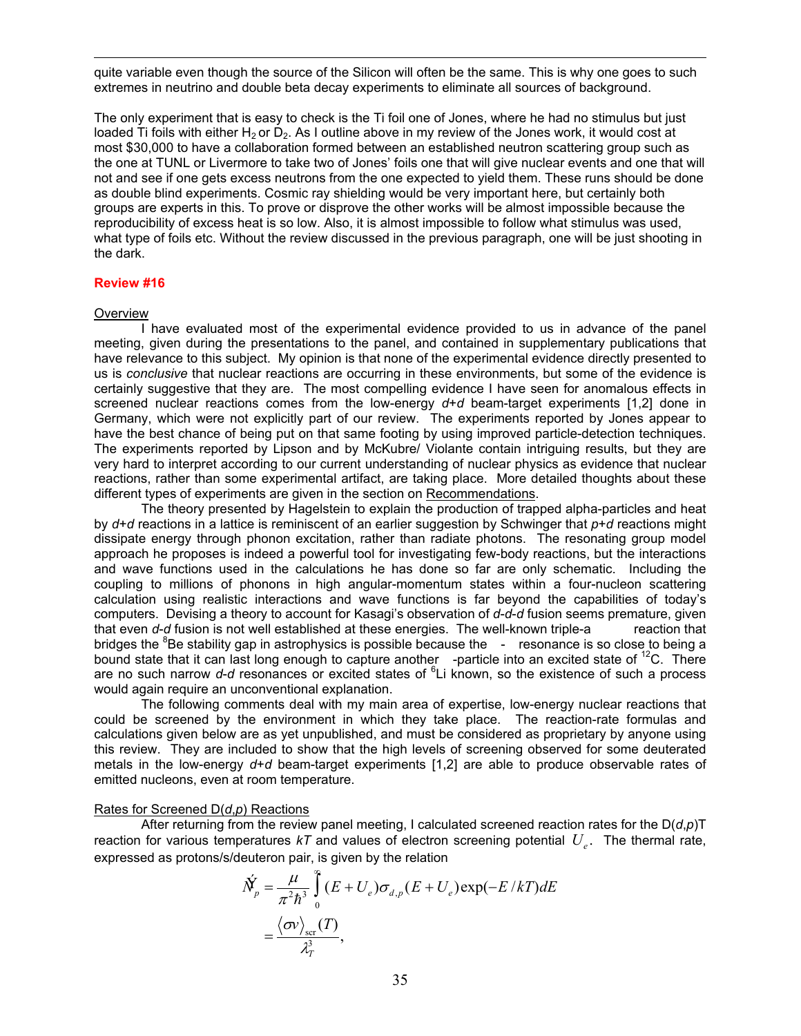quite variable even though the source of the Silicon will often be the same. This is why one goes to such extremes in neutrino and double beta decay experiments to eliminate all sources of background.

The only experiment that is easy to check is the Ti foil one of Jones, where he had no stimulus but just loaded Ti foils with either $H_2$ or $D_2$. As I outline above in my review of the Jones work, it would cost at most $30,000 to have a collaboration formed between an established neutron scattering group such as the one at TUNL or Livermore to take two of Jones' foils one that will give nuclear events and one that will not and see if one gets excess neutrons from the one expected to yield them. These runs should be done as double blind experiments. Cosmic ray shielding would be very important here, but certainly both groups are experts in this. To prove or disprove the other works will be almost impossible because the reproducibility of excess heat is so low. Also, it is almost impossible to follow what stimulus was used, what type of foils etc. Without the review discussed in the previous paragraph, one will be just shooting in the dark.

## Review #16

Overview

I have evaluated most of the experimental evidence provided to us in advance of the panel meeting, given during the presentations to the panel, and contained in supplementary publications that have relevance to this subject. My opinion is that none of the experimental evidence directly presented to us is *conclusive* that nuclear reactions are occurring in these environments, but some of the evidence is certainly suggestive that they are. The most compelling evidence I have seen for anomalous effects in screened nuclear reactions comes from the low-energy *d*+*d* beam-target experiments [1,2] done in Germany, which were not explicitly part of our review. The experiments reported by Jones appear to have the best chance of being put on that same footing by using improved particle-detection techniques. The experiments reported by Lipson and by McKubre/ Violante contain intriguing results, but they are very hard to interpret according to our current understanding of nuclear physics as evidence that nuclear reactions, rather than some experimental artifact, are taking place. More detailed thoughts about these different types of experiments are given in the section on Recommendations.

The theory presented by Hagelstein to explain the production of trapped alpha-particles and heat by *d*+*d* reactions in a lattice is reminiscent of an earlier suggestion by Schwinger that *p*+*d* reactions might dissipate energy through phonon excitation, rather than radiate photons. The resonating group model approach he proposes is indeed a powerful tool for investigating few-body reactions, but the interactions and wave functions used in the calculations he has done so far are only schematic. Including the coupling to millions of phonons in high angular-momentum states within a four-nucleon scattering calculation using realistic interactions and wave functions is far beyond the capabilities of today's computers. Devising a theory to account for Kasagi's observation of *d*-*d*-*d* fusion seems premature, given that even *d*-*d* fusion is not well established at these energies. The well-known triple-a reaction that bridges the $^8$Be stability gap in astrophysics is possible because the - resonance is so close to being a bound state that it can last long enough to capture another -particle into an excited state of $^{12}$C. There are no such narrow *d*-*d* resonances or excited states of $^6$Li known, so the existence of such a process would again require an unconventional explanation.

The following comments deal with my main area of expertise, low-energy nuclear reactions that could be screened by the environment in which they take place. The reaction-rate formulas and calculations given below are as yet unpublished, and must be considered as proprietary by anyone using this review. They are included to show that the high levels of screening observed for some deuterated metals in the low-energy *d*+*d* beam-target experiments [1,2] are able to produce observable rates of emitted nucleons, even at room temperature.

Rates for Screened D(*d*,*p*) Reactions

After returning from the review panel meeting, I calculated screened reaction rates for the D(*d*,*p*)T reaction for various temperatures $kT$ and values of electron screening potential $U_e$. The thermal rate, expressed as protons/s/deuteron pair, is given by the relation

$$\dot{N}_p = \frac{\mu}{\pi^2\hbar^3}\int_0^\infty (E+U_e)\sigma_{d,p}(E+U_e)\exp(-E/kT)dE$$
$$= \frac{\langle\sigma v\rangle_{\text{scr}}(T)}{\lambda_T^3},$$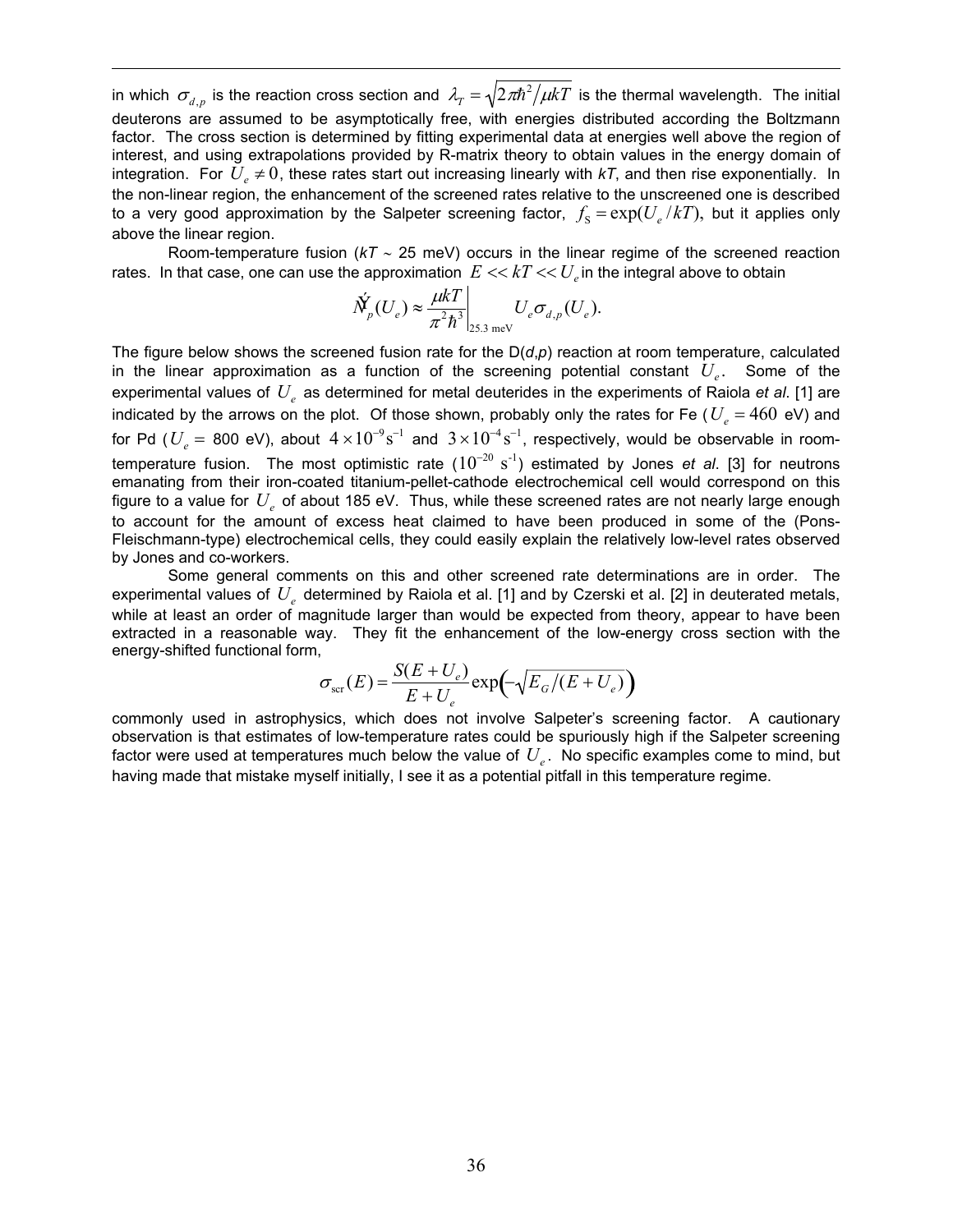in which $\sigma_{d,p}$ is the reaction cross section and $\lambda_T = \sqrt{2\pi\hbar^2/\mu kT}$ is the thermal wavelength. The initial deuterons are assumed to be asymptotically free, with energies distributed according the Boltzmann factor. The cross section is determined by fitting experimental data at energies well above the region of interest, and using extrapolations provided by R-matrix theory to obtain values in the energy domain of integration. For $U_e \neq 0$, these rates start out increasing linearly with *kT*, and then rise exponentially. In the non-linear region, the enhancement of the screened rates relative to the unscreened one is described to a very good approximation by the Salpeter screening factor, $f_S = \exp(U_e/kT)$, but it applies only above the linear region.

Room-temperature fusion (*kT* ~ 25 meV) occurs in the linear regime of the screened reaction rates. In that case, one can use the approximation $E << kT << U_e$ in the integral above to obtain

$$\dot{N}_p(U_e) \approx \frac{\mu kT}{\pi^2 \hbar^3}\bigg|_{25.3 \text{ meV}} U_e \sigma_{d,p}(U_e).$$

The figure below shows the screened fusion rate for the D(*d*,*p*) reaction at room temperature, calculated in the linear approximation as a function of the screening potential constant $U_e$. Some of the experimental values of $U_e$ as determined for metal deuterides in the experiments of Raiola *et al*. [1] are indicated by the arrows on the plot. Of those shown, probably only the rates for Fe ($U_e = 460$ eV) and for Pd ($U_e =$ 800 eV), about $4 \times 10^{-9}\,\text{s}^{-1}$ and $3 \times 10^{-4}\,\text{s}^{-1}$, respectively, would be observable in room-temperature fusion. The most optimistic rate ($10^{-20}$ s$^{-1}$) estimated by Jones *et al*. [3] for neutrons emanating from their iron-coated titanium-pellet-cathode electrochemical cell would correspond on this figure to a value for $U_e$ of about 185 eV. Thus, while these screened rates are not nearly large enough to account for the amount of excess heat claimed to have been produced in some of the (Pons-Fleischmann-type) electrochemical cells, they could easily explain the relatively low-level rates observed by Jones and co-workers.

Some general comments on this and other screened rate determinations are in order. The experimental values of $U_e$ determined by Raiola et al. [1] and by Czerski et al. [2] in deuterated metals, while at least an order of magnitude larger than would be expected from theory, appear to have been extracted in a reasonable way. They fit the enhancement of the low-energy cross section with the energy-shifted functional form,

$$\sigma_{\text{scr}}(E) = \frac{S(E+U_e)}{E+U_e} \exp\left(-\sqrt{E_G/(E+U_e)}\right)$$

commonly used in astrophysics, which does not involve Salpeter's screening factor. A cautionary observation is that estimates of low-temperature rates could be spuriously high if the Salpeter screening factor were used at temperatures much below the value of $U_e$. No specific examples come to mind, but having made that mistake myself initially, I see it as a potential pitfall in this temperature regime.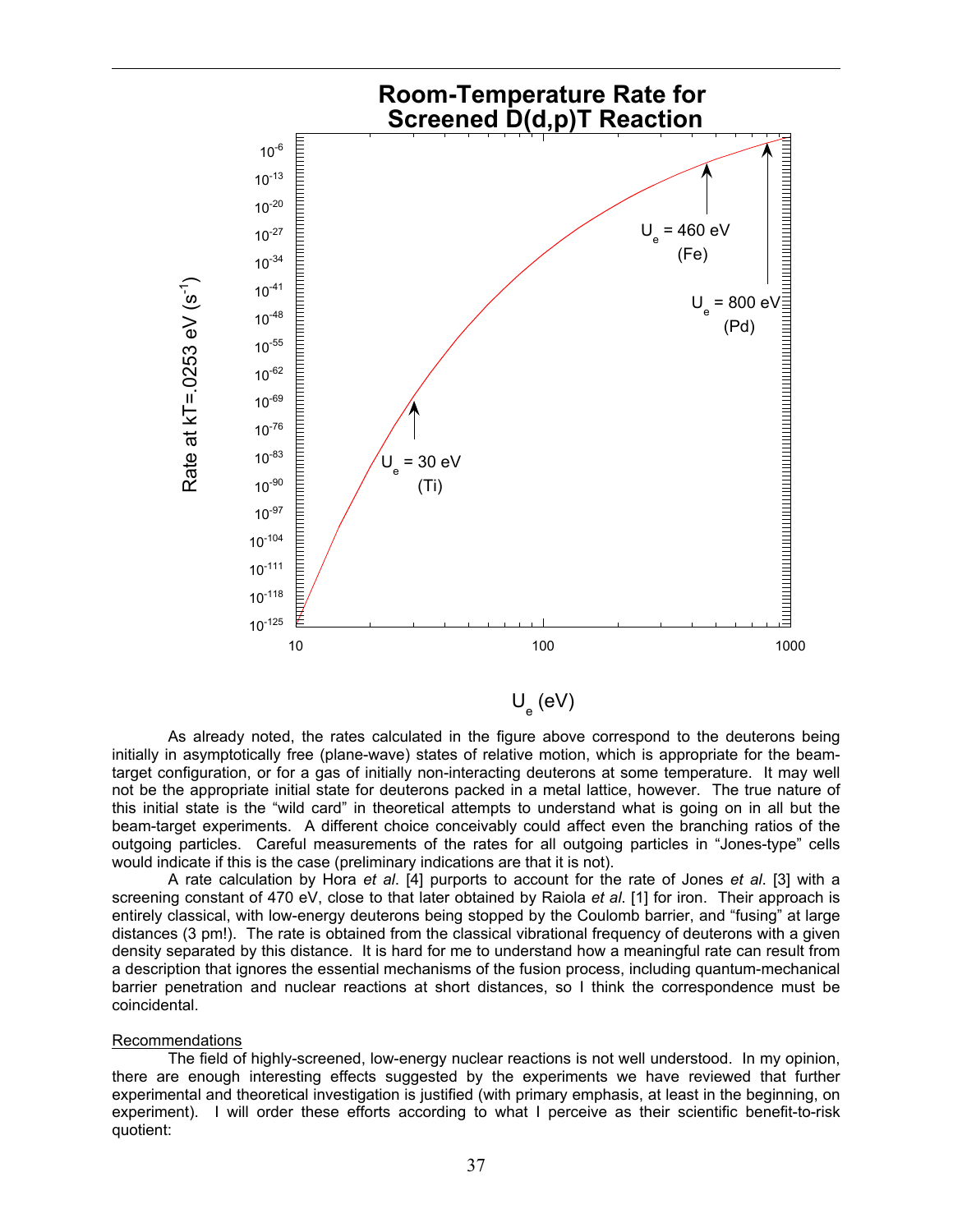As already noted, the rates calculated in the figure above correspond to the deuterons being initially in asymptotically free (plane-wave) states of relative motion, which is appropriate for the beam-target configuration, or for a gas of initially non-interacting deuterons at some temperature. It may well not be the appropriate initial state for deuterons packed in a metal lattice, however. The true nature of this initial state is the "wild card" in theoretical attempts to understand what is going on in all but the beam-target experiments. A different choice conceivably could affect even the branching ratios of the outgoing particles. Careful measurements of the rates for all outgoing particles in "Jones-type" cells would indicate if this is the case (preliminary indications are that it is not).

A rate calculation by Hora *et al*. [4] purports to account for the rate of Jones *et al*. [3] with a screening constant of 470 eV, close to that later obtained by Raiola *et al*. [1] for iron. Their approach is entirely classical, with low-energy deuterons being stopped by the Coulomb barrier, and "fusing" at large distances (3 pm!). The rate is obtained from the classical vibrational frequency of deuterons with a given density separated by this distance. It is hard for me to understand how a meaningful rate can result from a description that ignores the essential mechanisms of the fusion process, including quantum-mechanical barrier penetration and nuclear reactions at short distances, so I think the correspondence must be coincidental.

Recommendations

The field of highly-screened, low-energy nuclear reactions is not well understood. In my opinion, there are enough interesting effects suggested by the experiments we have reviewed that further experimental and theoretical investigation is justified (with primary emphasis, at least in the beginning, on experiment). I will order these efforts according to what I perceive as their scientific benefit-to-risk quotient: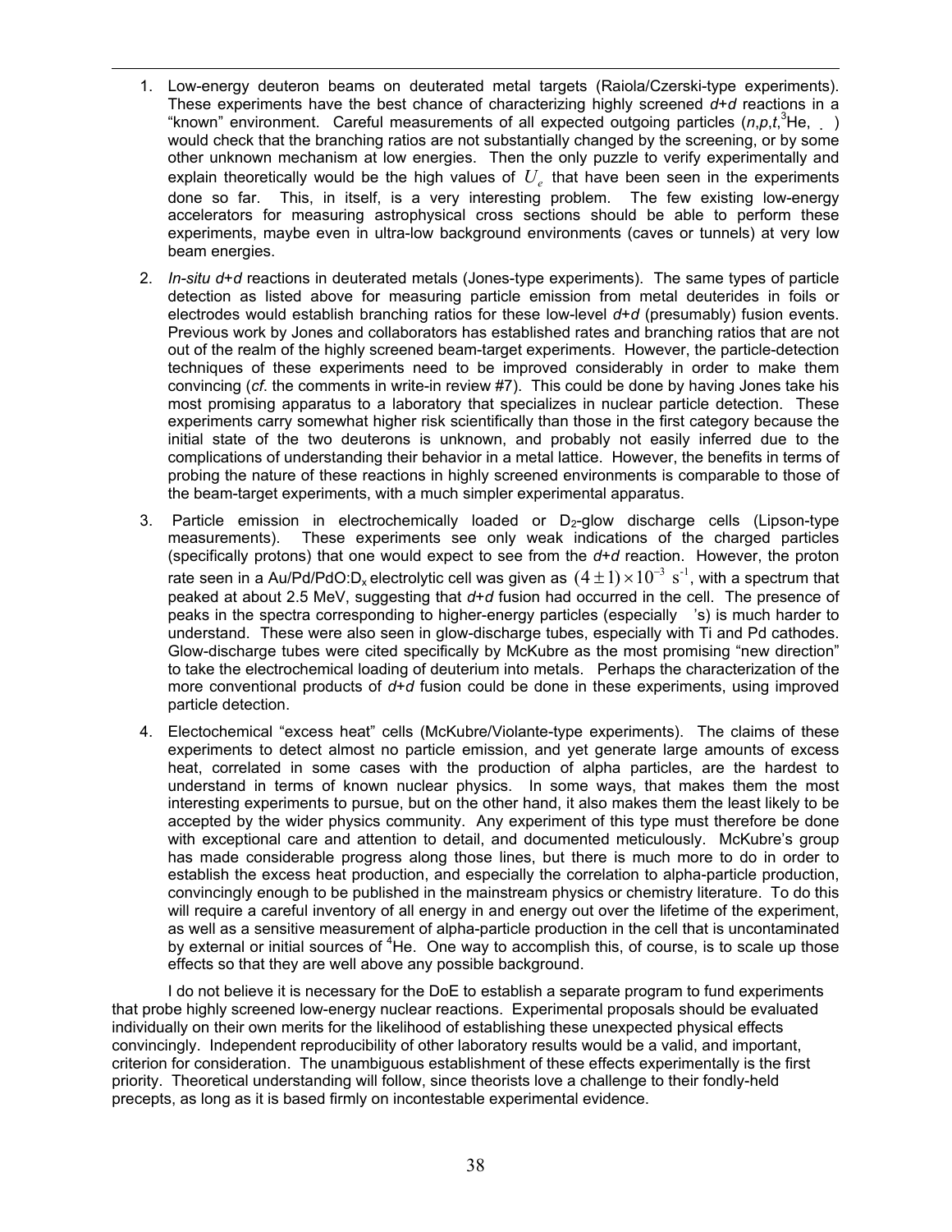1. Low-energy deuteron beams on deuterated metal targets (Raiola/Czerski-type experiments). These experiments have the best chance of characterizing highly screened *d*+*d* reactions in a "known" environment. Careful measurements of all expected outgoing particles ($n$,$p$,$t$,$^3$He, $\gamma$) would check that the branching ratios are not substantially changed by the screening, or by some other unknown mechanism at low energies. Then the only puzzle to verify experimentally and explain theoretically would be the high values of $U_e$ that have been seen in the experiments done so far. This, in itself, is a very interesting problem. The few existing low-energy accelerators for measuring astrophysical cross sections should be able to perform these experiments, maybe even in ultra-low background environments (caves or tunnels) at very low beam energies.

2. *In-situ d*+*d* reactions in deuterated metals (Jones-type experiments). The same types of particle detection as listed above for measuring particle emission from metal deuterides in foils or electrodes would establish branching ratios for these low-level *d*+*d* (presumably) fusion events. Previous work by Jones and collaborators has established rates and branching ratios that are not out of the realm of the highly screened beam-target experiments. However, the particle-detection techniques of these experiments need to be improved considerably in order to make them convincing (*cf*. the comments in write-in review #7). This could be done by having Jones take his most promising apparatus to a laboratory that specializes in nuclear particle detection. These experiments carry somewhat higher risk scientifically than those in the first category because the initial state of the two deuterons is unknown, and probably not easily inferred due to the complications of understanding their behavior in a metal lattice. However, the benefits in terms of probing the nature of these reactions in highly screened environments is comparable to those of the beam-target experiments, with a much simpler experimental apparatus.

3. Particle emission in electrochemically loaded or $D_2$-glow discharge cells (Lipson-type measurements). These experiments see only weak indications of the charged particles (specifically protons) that one would expect to see from the *d*+*d* reaction. However, the proton rate seen in a Au/Pd/PdO:$D_x$ electrolytic cell was given as $(4 \pm 1) \times 10^{-3}\ \mathrm{s}^{-1}$, with a spectrum that peaked at about 2.5 MeV, suggesting that *d*+*d* fusion had occurred in the cell. The presence of peaks in the spectra corresponding to higher-energy particles (especially $\alpha$'s) is much harder to understand. These were also seen in glow-discharge tubes, especially with Ti and Pd cathodes. Glow-discharge tubes were cited specifically by McKubre as the most promising "new direction" to take the electrochemical loading of deuterium into metals. Perhaps the characterization of the more conventional products of *d*+*d* fusion could be done in these experiments, using improved particle detection.

4. Electochemical "excess heat" cells (McKubre/Violante-type experiments). The claims of these experiments to detect almost no particle emission, and yet generate large amounts of excess heat, correlated in some cases with the production of alpha particles, are the hardest to understand in terms of known nuclear physics. In some ways, that makes them the most interesting experiments to pursue, but on the other hand, it also makes them the least likely to be accepted by the wider physics community. Any experiment of this type must therefore be done with exceptional care and attention to detail, and documented meticulously. McKubre's group has made considerable progress along those lines, but there is much more to do in order to establish the excess heat production, and especially the correlation to alpha-particle production, convincingly enough to be published in the mainstream physics or chemistry literature. To do this will require a careful inventory of all energy in and energy out over the lifetime of the experiment, as well as a sensitive measurement of alpha-particle production in the cell that is uncontaminated by external or initial sources of $^4$He. One way to accomplish this, of course, is to scale up those effects so that they are well above any possible background.

I do not believe it is necessary for the DoE to establish a separate program to fund experiments that probe highly screened low-energy nuclear reactions. Experimental proposals should be evaluated individually on their own merits for the likelihood of establishing these unexpected physical effects convincingly. Independent reproducibility of other laboratory results would be a valid, and important, criterion for consideration. The unambiguous establishment of these effects experimentally is the first priority. Theoretical understanding will follow, since theorists love a challenge to their fondly-held precepts, as long as it is based firmly on incontestable experimental evidence.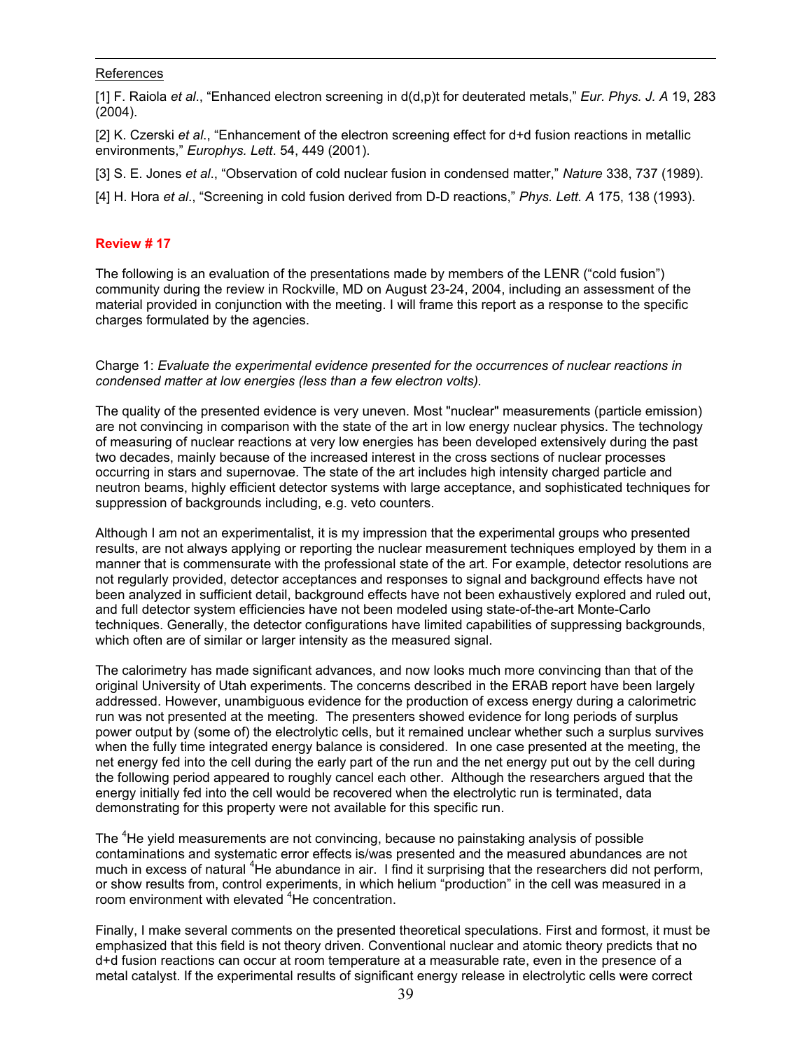References

[1] F. Raiola *et al*., “Enhanced electron screening in d(d,p)t for deuterated metals,” *Eur. Phys. J. A* 19, 283 (2004).

[2] K. Czerski *et al*., “Enhancement of the electron screening effect for d+d fusion reactions in metallic environments,” *Europhys. Lett*. 54, 449 (2001).

[3] S. E. Jones *et al*., “Observation of cold nuclear fusion in condensed matter,” *Nature* 338, 737 (1989).

[4] H. Hora *et al*., “Screening in cold fusion derived from D-D reactions,” *Phys. Lett. A* 175, 138 (1993).

## Review # 17

The following is an evaluation of the presentations made by members of the LENR (“cold fusion”) community during the review in Rockville, MD on August 23-24, 2004, including an assessment of the material provided in conjunction with the meeting. I will frame this report as a response to the specific charges formulated by the agencies.

Charge 1: *Evaluate the experimental evidence presented for the occurrences of nuclear reactions in condensed matter at low energies (less than a few electron volts).*

The quality of the presented evidence is very uneven. Most "nuclear" measurements (particle emission) are not convincing in comparison with the state of the art in low energy nuclear physics. The technology of measuring of nuclear reactions at very low energies has been developed extensively during the past two decades, mainly because of the increased interest in the cross sections of nuclear processes occurring in stars and supernovae. The state of the art includes high intensity charged particle and neutron beams, highly efficient detector systems with large acceptance, and sophisticated techniques for suppression of backgrounds including, e.g. veto counters.

Although I am not an experimentalist, it is my impression that the experimental groups who presented results, are not always applying or reporting the nuclear measurement techniques employed by them in a manner that is commensurate with the professional state of the art. For example, detector resolutions are not regularly provided, detector acceptances and responses to signal and background effects have not been analyzed in sufficient detail, background effects have not been exhaustively explored and ruled out, and full detector system efficiencies have not been modeled using state-of-the-art Monte-Carlo techniques. Generally, the detector configurations have limited capabilities of suppressing backgrounds, which often are of similar or larger intensity as the measured signal.

The calorimetry has made significant advances, and now looks much more convincing than that of the original University of Utah experiments. The concerns described in the ERAB report have been largely addressed. However, unambiguous evidence for the production of excess energy during a calorimetric run was not presented at the meeting. The presenters showed evidence for long periods of surplus power output by (some of) the electrolytic cells, but it remained unclear whether such a surplus survives when the fully time integrated energy balance is considered. In one case presented at the meeting, the net energy fed into the cell during the early part of the run and the net energy put out by the cell during the following period appeared to roughly cancel each other. Although the researchers argued that the energy initially fed into the cell would be recovered when the electrolytic run is terminated, data demonstrating for this property were not available for this specific run.

The $^4$He yield measurements are not convincing, because no painstaking analysis of possible contaminations and systematic error effects is/was presented and the measured abundances are not much in excess of natural $^4$He abundance in air. I find it surprising that the researchers did not perform, or show results from, control experiments, in which helium “production” in the cell was measured in a room environment with elevated $^4$He concentration.

Finally, I make several comments on the presented theoretical speculations. First and formost, it must be emphasized that this field is not theory driven. Conventional nuclear and atomic theory predicts that no d+d fusion reactions can occur at room temperature at a measurable rate, even in the presence of a metal catalyst. If the experimental results of significant energy release in electrolytic cells were correct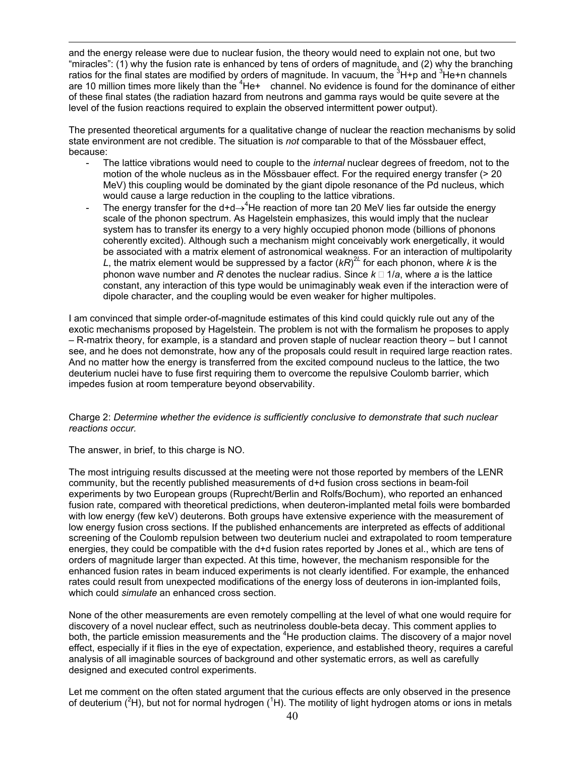and the energy release were due to nuclear fusion, the theory would need to explain not one, but two "miracles": (1) why the fusion rate is enhanced by tens of orders of magnitude, and (2) why the branching ratios for the final states are modified by orders of magnitude. In vacuum, the $^3$H+p and $^3$He+n channels are 10 million times more likely than the $^4$He+ channel. No evidence is found for the dominance of either of these final states (the radiation hazard from neutrons and gamma rays would be quite severe at the level of the fusion reactions required to explain the observed intermittent power output).

The presented theoretical arguments for a qualitative change of nuclear the reaction mechanisms by solid state environment are not credible. The situation is *not* comparable to that of the Mössbauer effect, because:

- The lattice vibrations would need to couple to the *internal* nuclear degrees of freedom, not to the motion of the whole nucleus as in the Mössbauer effect. For the required energy transfer (> 20 MeV) this coupling would be dominated by the giant dipole resonance of the Pd nucleus, which would cause a large reduction in the coupling to the lattice vibrations.
- The energy transfer for the d+d$\rightarrow^4$He reaction of more tan 20 MeV lies far outside the energy scale of the phonon spectrum. As Hagelstein emphasizes, this would imply that the nuclear system has to transfer its energy to a very highly occupied phonon mode (billions of phonons coherently excited). Although such a mechanism might conceivably work energetically, it would be associated with a matrix element of astronomical weakness. For an interaction of multipolarity $L$, the matrix element would be suppressed by a factor $(kR)^{2L}$ for each phonon, where $k$ is the phonon wave number and $R$ denotes the nuclear radius. Since $k \approx 1/a$, where $a$ is the lattice constant, any interaction of this type would be unimaginably weak even if the interaction were of dipole character, and the coupling would be even weaker for higher multipoles.

I am convinced that simple order-of-magnitude estimates of this kind could quickly rule out any of the exotic mechanisms proposed by Hagelstein. The problem is not with the formalism he proposes to apply – R-matrix theory, for example, is a standard and proven staple of nuclear reaction theory – but I cannot see, and he does not demonstrate, how any of the proposals could result in required large reaction rates. And no matter how the energy is transferred from the excited compound nucleus to the lattice, the two deuterium nuclei have to fuse first requiring them to overcome the repulsive Coulomb barrier, which impedes fusion at room temperature beyond observability.

Charge 2: *Determine whether the evidence is sufficiently conclusive to demonstrate that such nuclear reactions occur.*

The answer, in brief, to this charge is NO.

The most intriguing results discussed at the meeting were not those reported by members of the LENR community, but the recently published measurements of d+d fusion cross sections in beam-foil experiments by two European groups (Ruprecht/Berlin and Rolfs/Bochum), who reported an enhanced fusion rate, compared with theoretical predictions, when deuteron-implanted metal foils were bombarded with low energy (few keV) deuterons. Both groups have extensive experience with the measurement of low energy fusion cross sections. If the published enhancements are interpreted as effects of additional screening of the Coulomb repulsion between two deuterium nuclei and extrapolated to room temperature energies, they could be compatible with the d+d fusion rates reported by Jones et al., which are tens of orders of magnitude larger than expected. At this time, however, the mechanism responsible for the enhanced fusion rates in beam induced experiments is not clearly identified. For example, the enhanced rates could result from unexpected modifications of the energy loss of deuterons in ion-implanted foils, which could *simulate* an enhanced cross section.

None of the other measurements are even remotely compelling at the level of what one would require for discovery of a novel nuclear effect, such as neutrinoless double-beta decay. This comment applies to both, the particle emission measurements and the $^4$He production claims. The discovery of a major novel effect, especially if it flies in the eye of expectation, experience, and established theory, requires a careful analysis of all imaginable sources of background and other systematic errors, as well as carefully designed and executed control experiments.

Let me comment on the often stated argument that the curious effects are only observed in the presence of deuterium ($^2$H), but not for normal hydrogen ($^1$H). The motility of light hydrogen atoms or ions in metals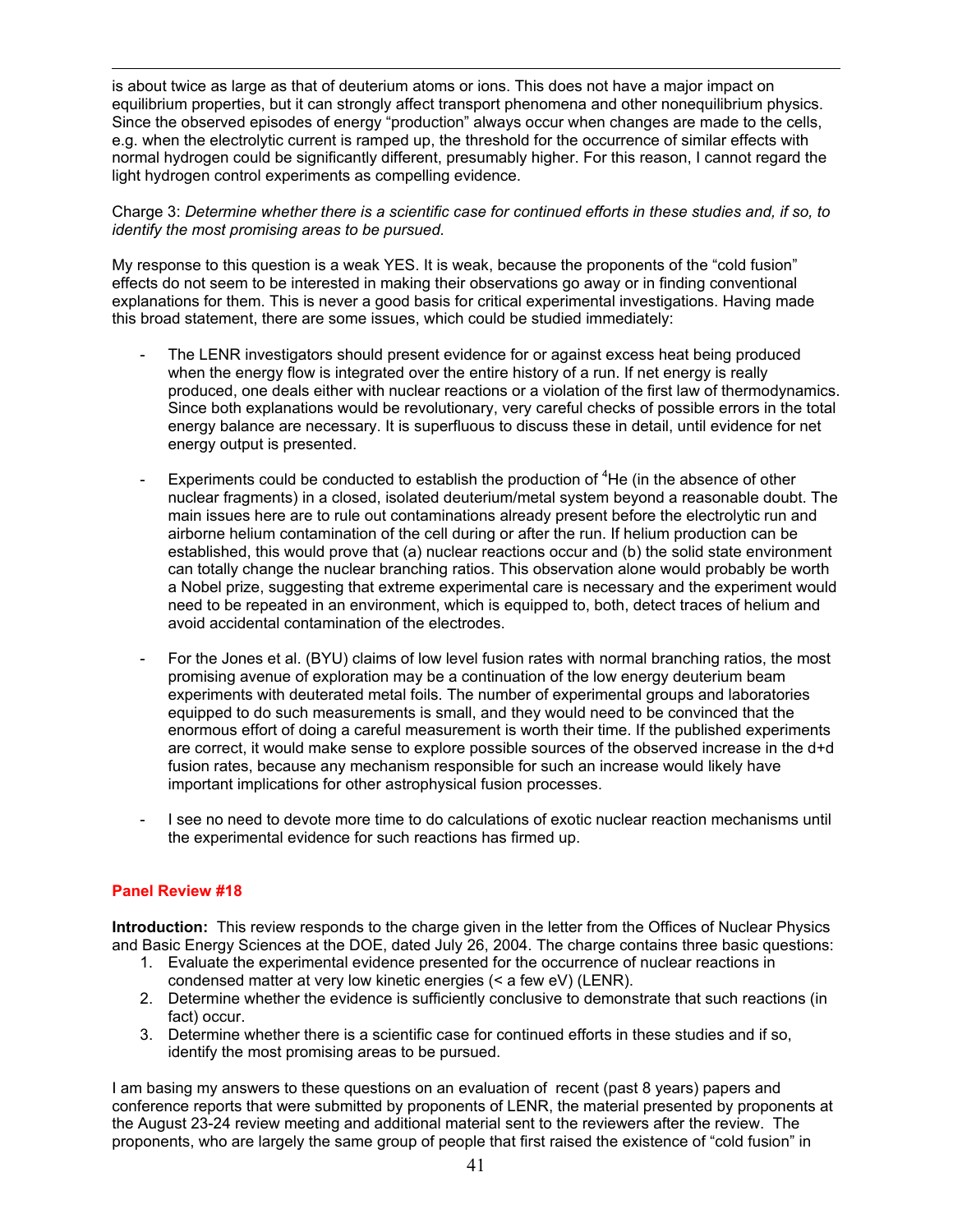is about twice as large as that of deuterium atoms or ions. This does not have a major impact on equilibrium properties, but it can strongly affect transport phenomena and other nonequilibrium physics. Since the observed episodes of energy "production" always occur when changes are made to the cells, e.g. when the electrolytic current is ramped up, the threshold for the occurrence of similar effects with normal hydrogen could be significantly different, presumably higher. For this reason, I cannot regard the light hydrogen control experiments as compelling evidence.

Charge 3: *Determine whether there is a scientific case for continued efforts in these studies and, if so, to identify the most promising areas to be pursued.*

My response to this question is a weak YES. It is weak, because the proponents of the "cold fusion" effects do not seem to be interested in making their observations go away or in finding conventional explanations for them. This is never a good basis for critical experimental investigations. Having made this broad statement, there are some issues, which could be studied immediately:

- The LENR investigators should present evidence for or against excess heat being produced when the energy flow is integrated over the entire history of a run. If net energy is really produced, one deals either with nuclear reactions or a violation of the first law of thermodynamics. Since both explanations would be revolutionary, very careful checks of possible errors in the total energy balance are necessary. It is superfluous to discuss these in detail, until evidence for net energy output is presented.

- Experiments could be conducted to establish the production of $^4$He (in the absence of other nuclear fragments) in a closed, isolated deuterium/metal system beyond a reasonable doubt. The main issues here are to rule out contaminations already present before the electrolytic run and airborne helium contamination of the cell during or after the run. If helium production can be established, this would prove that (a) nuclear reactions occur and (b) the solid state environment can totally change the nuclear branching ratios. This observation alone would probably be worth a Nobel prize, suggesting that extreme experimental care is necessary and the experiment would need to be repeated in an environment, which is equipped to, both, detect traces of helium and avoid accidental contamination of the electrodes.

- For the Jones et al. (BYU) claims of low level fusion rates with normal branching ratios, the most promising avenue of exploration may be a continuation of the low energy deuterium beam experiments with deuterated metal foils. The number of experimental groups and laboratories equipped to do such measurements is small, and they would need to be convinced that the enormous effort of doing a careful measurement is worth their time. If the published experiments are correct, it would make sense to explore possible sources of the observed increase in the d+d fusion rates, because any mechanism responsible for such an increase would likely have important implications for other astrophysical fusion processes.

- I see no need to devote more time to do calculations of exotic nuclear reaction mechanisms until the experimental evidence for such reactions has firmed up.

## Panel Review #18

**Introduction:** This review responds to the charge given in the letter from the Offices of Nuclear Physics and Basic Energy Sciences at the DOE, dated July 26, 2004. The charge contains three basic questions:

1. Evaluate the experimental evidence presented for the occurrence of nuclear reactions in condensed matter at very low kinetic energies (< a few eV) (LENR).
2. Determine whether the evidence is sufficiently conclusive to demonstrate that such reactions (in fact) occur.
3. Determine whether there is a scientific case for continued efforts in these studies and if so, identify the most promising areas to be pursued.

I am basing my answers to these questions on an evaluation of recent (past 8 years) papers and conference reports that were submitted by proponents of LENR, the material presented by proponents at the August 23-24 review meeting and additional material sent to the reviewers after the review. The proponents, who are largely the same group of people that first raised the existence of "cold fusion" in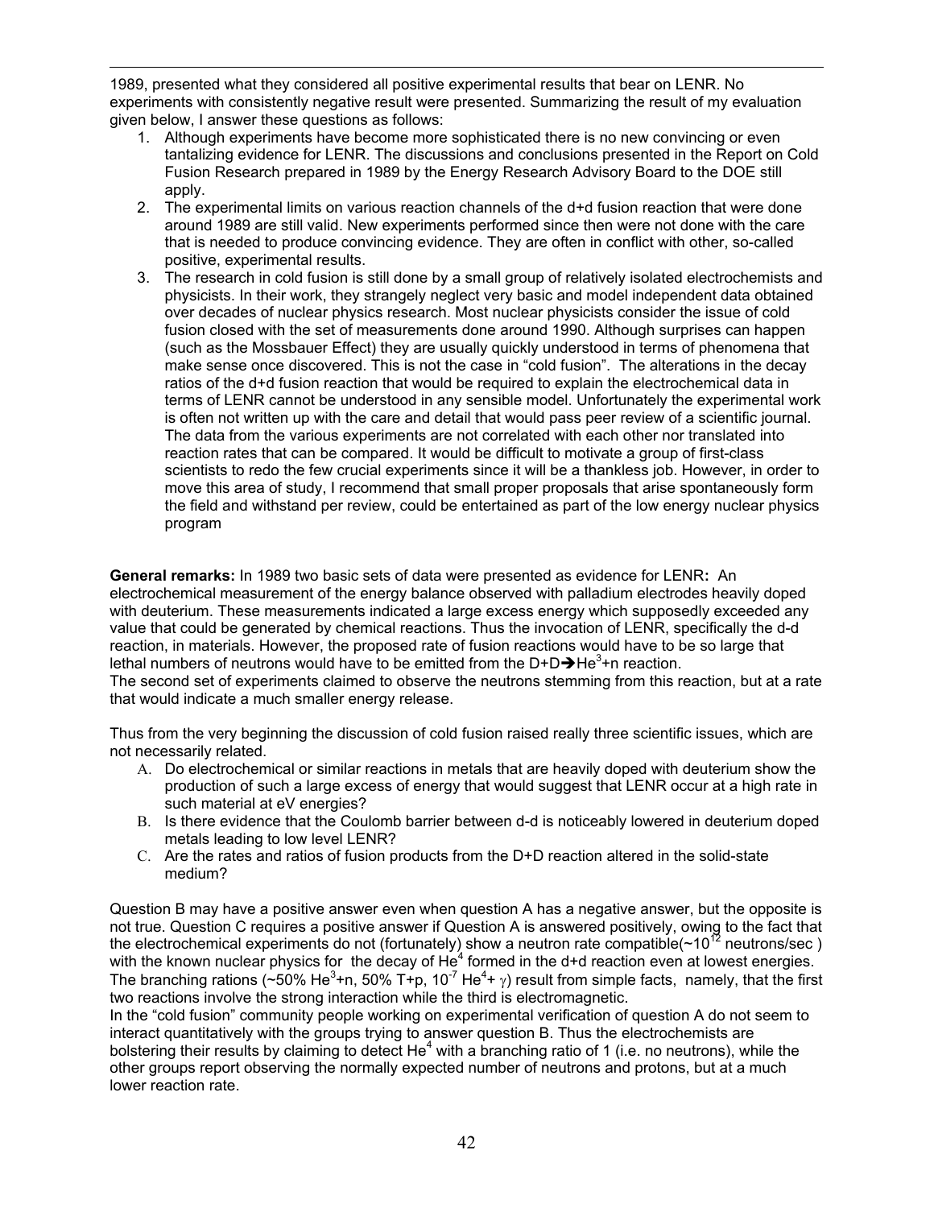1989, presented what they considered all positive experimental results that bear on LENR. No experiments with consistently negative result were presented. Summarizing the result of my evaluation given below, I answer these questions as follows:

1. Although experiments have become more sophisticated there is no new convincing or even tantalizing evidence for LENR. The discussions and conclusions presented in the Report on Cold Fusion Research prepared in 1989 by the Energy Research Advisory Board to the DOE still apply.
2. The experimental limits on various reaction channels of the d+d fusion reaction that were done around 1989 are still valid. New experiments performed since then were not done with the care that is needed to produce convincing evidence. They are often in conflict with other, so-called positive, experimental results.
3. The research in cold fusion is still done by a small group of relatively isolated electrochemists and physicists. In their work, they strangely neglect very basic and model independent data obtained over decades of nuclear physics research. Most nuclear physicists consider the issue of cold fusion closed with the set of measurements done around 1990. Although surprises can happen (such as the Mossbauer Effect) they are usually quickly understood in terms of phenomena that make sense once discovered. This is not the case in "cold fusion". The alterations in the decay ratios of the d+d fusion reaction that would be required to explain the electrochemical data in terms of LENR cannot be understood in any sensible model. Unfortunately the experimental work is often not written up with the care and detail that would pass peer review of a scientific journal. The data from the various experiments are not correlated with each other nor translated into reaction rates that can be compared. It would be difficult to motivate a group of first-class scientists to redo the few crucial experiments since it will be a thankless job. However, in order to move this area of study, I recommend that small proper proposals that arise spontaneously form the field and withstand per review, could be entertained as part of the low energy nuclear physics program

**General remarks:** In 1989 two basic sets of data were presented as evidence for LENR**:** An electrochemical measurement of the energy balance observed with palladium electrodes heavily doped with deuterium. These measurements indicated a large excess energy which supposedly exceeded any value that could be generated by chemical reactions. Thus the invocation of LENR, specifically the d-d reaction, in materials. However, the proposed rate of fusion reactions would have to be so large that lethal numbers of neutrons would have to be emitted from the $D+D \rightarrow He^3+n$ reaction.
The second set of experiments claimed to observe the neutrons stemming from this reaction, but at a rate that would indicate a much smaller energy release.

Thus from the very beginning the discussion of cold fusion raised really three scientific issues, which are not necessarily related.

A. Do electrochemical or similar reactions in metals that are heavily doped with deuterium show the production of such a large excess of energy that would suggest that LENR occur at a high rate in such material at eV energies?
B. Is there evidence that the Coulomb barrier between d-d is noticeably lowered in deuterium doped metals leading to low level LENR?
C. Are the rates and ratios of fusion products from the D+D reaction altered in the solid-state medium?

Question B may have a positive answer even when question A has a negative answer, but the opposite is not true. Question C requires a positive answer if Question A is answered positively, owing to the fact that the electrochemical experiments do not (fortunately) show a neutron rate compatible($\sim 10^{12}$ neutrons/sec ) with the known nuclear physics for the decay of $He^4$ formed in the d+d reaction even at lowest energies. The branching rations (~50% $He^3$+n, 50% T+p, $10^{-7}$ $He^4+\gamma$) result from simple facts, namely, that the first two reactions involve the strong interaction while the third is electromagnetic.
In the "cold fusion" community people working on experimental verification of question A do not seem to interact quantitatively with the groups trying to answer question B. Thus the electrochemists are bolstering their results by claiming to detect $He^4$ with a branching ratio of 1 (i.e. no neutrons), while the other groups report observing the normally expected number of neutrons and protons, but at a much lower reaction rate.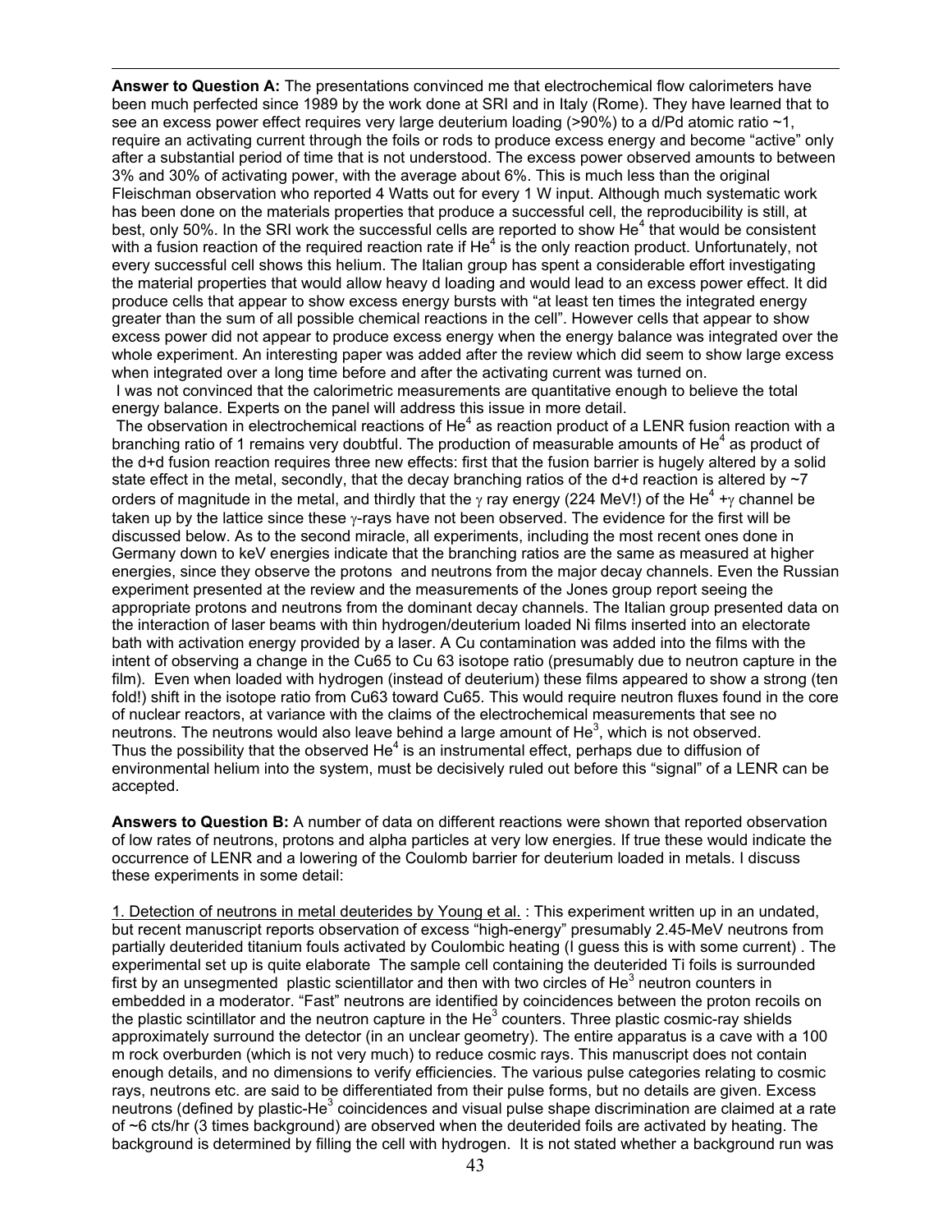**Answer to Question A:** The presentations convinced me that electrochemical flow calorimeters have been much perfected since 1989 by the work done at SRI and in Italy (Rome). They have learned that to see an excess power effect requires very large deuterium loading (>90%) to a d/Pd atomic ratio ~1, require an activating current through the foils or rods to produce excess energy and become "active" only after a substantial period of time that is not understood. The excess power observed amounts to between 3% and 30% of activating power, with the average about 6%. This is much less than the original Fleischman observation who reported 4 Watts out for every 1 W input. Although much systematic work has been done on the materials properties that produce a successful cell, the reproducibility is still, at best, only 50%. In the SRI work the successful cells are reported to show $He^4$ that would be consistent with a fusion reaction of the required reaction rate if $He^4$ is the only reaction product. Unfortunately, not every successful cell shows this helium. The Italian group has spent a considerable effort investigating the material properties that would allow heavy d loading and would lead to an excess power effect. It did produce cells that appear to show excess energy bursts with "at least ten times the integrated energy greater than the sum of all possible chemical reactions in the cell". However cells that appear to show excess power did not appear to produce excess energy when the energy balance was integrated over the whole experiment. An interesting paper was added after the review which did seem to show large excess when integrated over a long time before and after the activating current was turned on.
I was not convinced that the calorimetric measurements are quantitative enough to believe the total energy balance. Experts on the panel will address this issue in more detail.
The observation in electrochemical reactions of $He^4$ as reaction product of a LENR fusion reaction with a branching ratio of 1 remains very doubtful. The production of measurable amounts of $He^4$ as product of the d+d fusion reaction requires three new effects: first that the fusion barrier is hugely altered by a solid state effect in the metal, secondly, that the decay branching ratios of the d+d reaction is altered by ~7 orders of magnitude in the metal, and thirdly that the $\gamma$ ray energy (224 MeV!) of the $He^4 + \gamma$ channel be taken up by the lattice since these $\gamma$-rays have not been observed. The evidence for the first will be discussed below. As to the second miracle, all experiments, including the most recent ones done in Germany down to keV energies indicate that the branching ratios are the same as measured at higher energies, since they observe the protons and neutrons from the major decay channels. Even the Russian experiment presented at the review and the measurements of the Jones group report seeing the appropriate protons and neutrons from the dominant decay channels. The Italian group presented data on the interaction of laser beams with thin hydrogen/deuterium loaded Ni films inserted into an electorate bath with activation energy provided by a laser. A Cu contamination was added into the films with the intent of observing a change in the Cu65 to Cu 63 isotope ratio (presumably due to neutron capture in the film). Even when loaded with hydrogen (instead of deuterium) these films appeared to show a strong (ten fold!) shift in the isotope ratio from Cu63 toward Cu65. This would require neutron fluxes found in the core of nuclear reactors, at variance with the claims of the electrochemical measurements that see no neutrons. The neutrons would also leave behind a large amount of $He^3$, which is not observed.
Thus the possibility that the observed $He^4$ is an instrumental effect, perhaps due to diffusion of environmental helium into the system, must be decisively ruled out before this "signal" of a LENR can be accepted.

**Answers to Question B:** A number of data on different reactions were shown that reported observation of low rates of neutrons, protons and alpha particles at very low energies. If true these would indicate the occurrence of LENR and a lowering of the Coulomb barrier for deuterium loaded in metals. I discuss these experiments in some detail:

1. Detection of neutrons in metal deuterides by Young et al. : This experiment written up in an undated, but recent manuscript reports observation of excess "high-energy" presumably 2.45-MeV neutrons from partially deuterided titanium fouls activated by Coulombic heating (I guess this is with some current) . The experimental set up is quite elaborate The sample cell containing the deuterided Ti foils is surrounded first by an unsegmented plastic scientillator and then with two circles of $He^3$ neutron counters in embedded in a moderator. "Fast" neutrons are identified by coincidences between the proton recoils on the plastic scintillator and the neutron capture in the $He^3$ counters. Three plastic cosmic-ray shields approximately surround the detector (in an unclear geometry). The entire apparatus is a cave with a 100 m rock overburden (which is not very much) to reduce cosmic rays. This manuscript does not contain enough details, and no dimensions to verify efficiencies. The various pulse categories relating to cosmic rays, neutrons etc. are said to be differentiated from their pulse forms, but no details are given. Excess neutrons (defined by plastic-$He^3$ coincidences and visual pulse shape discrimination are claimed at a rate of ~6 cts/hr (3 times background) are observed when the deuterided foils are activated by heating. The background is determined by filling the cell with hydrogen. It is not stated whether a background run was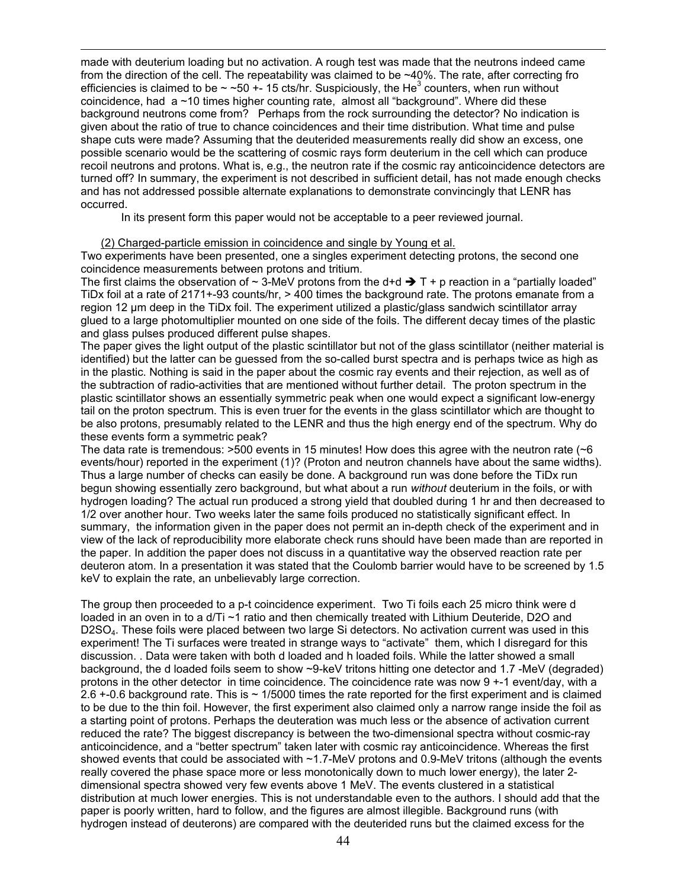made with deuterium loading but no activation. A rough test was made that the neutrons indeed came from the direction of the cell. The repeatability was claimed to be ~40%. The rate, after correcting fro efficiencies is claimed to be ~ ~50 +- 15 cts/hr. Suspiciously, the $He^3$ counters, when run without coincidence, had a ~10 times higher counting rate, almost all "background". Where did these background neutrons come from? Perhaps from the rock surrounding the detector? No indication is given about the ratio of true to chance coincidences and their time distribution. What time and pulse shape cuts were made? Assuming that the deuterided measurements really did show an excess, one possible scenario would be the scattering of cosmic rays form deuterium in the cell which can produce recoil neutrons and protons. What is, e.g., the neutron rate if the cosmic ray anticoincidence detectors are turned off? In summary, the experiment is not described in sufficient detail, has not made enough checks and has not addressed possible alternate explanations to demonstrate convincingly that LENR has occurred.

In its present form this paper would not be acceptable to a peer reviewed journal.

(2) Charged-particle emission in coincidence and single by Young et al.

Two experiments have been presented, one a singles experiment detecting protons, the second one coincidence measurements between protons and tritium.

The first claims the observation of ~ 3-MeV protons from the d+d → T + p reaction in a "partially loaded" TiDx foil at a rate of 2171+-93 counts/hr, > 400 times the background rate. The protons emanate from a region 12 μm deep in the TiDx foil. The experiment utilized a plastic/glass sandwich scintillator array glued to a large photomultiplier mounted on one side of the foils. The different decay times of the plastic and glass pulses produced different pulse shapes.

The paper gives the light output of the plastic scintillator but not of the glass scintillator (neither material is identified) but the latter can be guessed from the so-called burst spectra and is perhaps twice as high as in the plastic. Nothing is said in the paper about the cosmic ray events and their rejection, as well as of the subtraction of radio-activities that are mentioned without further detail. The proton spectrum in the plastic scintillator shows an essentially symmetric peak when one would expect a significant low-energy tail on the proton spectrum. This is even truer for the events in the glass scintillator which are thought to be also protons, presumably related to the LENR and thus the high energy end of the spectrum. Why do these events form a symmetric peak?

The data rate is tremendous: >500 events in 15 minutes! How does this agree with the neutron rate (~6 events/hour) reported in the experiment (1)? (Proton and neutron channels have about the same widths). Thus a large number of checks can easily be done. A background run was done before the TiDx run begun showing essentially zero background, but what about a run *without* deuterium in the foils, or with hydrogen loading? The actual run produced a strong yield that doubled during 1 hr and then decreased to 1/2 over another hour. Two weeks later the same foils produced no statistically significant effect. In summary, the information given in the paper does not permit an in-depth check of the experiment and in view of the lack of reproducibility more elaborate check runs should have been made than are reported in the paper. In addition the paper does not discuss in a quantitative way the observed reaction rate per deuteron atom. In a presentation it was stated that the Coulomb barrier would have to be screened by 1.5 keV to explain the rate, an unbelievably large correction.

The group then proceeded to a p-t coincidence experiment. Two Ti foils each 25 micro think were d loaded in an oven in to a d/Ti ~1 ratio and then chemically treated with Lithium Deuteride, D2O and $D2SO_4$. These foils were placed between two large Si detectors. No activation current was used in this experiment! The Ti surfaces were treated in strange ways to "activate" them, which I disregard for this discussion. . Data were taken with both d loaded and h loaded foils. While the latter showed a small background, the d loaded foils seem to show ~9-keV tritons hitting one detector and 1.7 -MeV (degraded) protons in the other detector in time coincidence. The coincidence rate was now 9 +-1 event/day, with a 2.6 +-0.6 background rate. This is ~ 1/5000 times the rate reported for the first experiment and is claimed to be due to the thin foil. However, the first experiment also claimed only a narrow range inside the foil as a starting point of protons. Perhaps the deuteration was much less or the absence of activation current reduced the rate? The biggest discrepancy is between the two-dimensional spectra without cosmic-ray anticoincidence, and a "better spectrum" taken later with cosmic ray anticoincidence. Whereas the first showed events that could be associated with ~1.7-MeV protons and 0.9-MeV tritons (although the events really covered the phase space more or less monotonically down to much lower energy), the later 2-dimensional spectra showed very few events above 1 MeV. The events clustered in a statistical distribution at much lower energies. This is not understandable even to the authors. I should add that the paper is poorly written, hard to follow, and the figures are almost illegible. Background runs (with hydrogen instead of deuterons) are compared with the deuterided runs but the claimed excess for the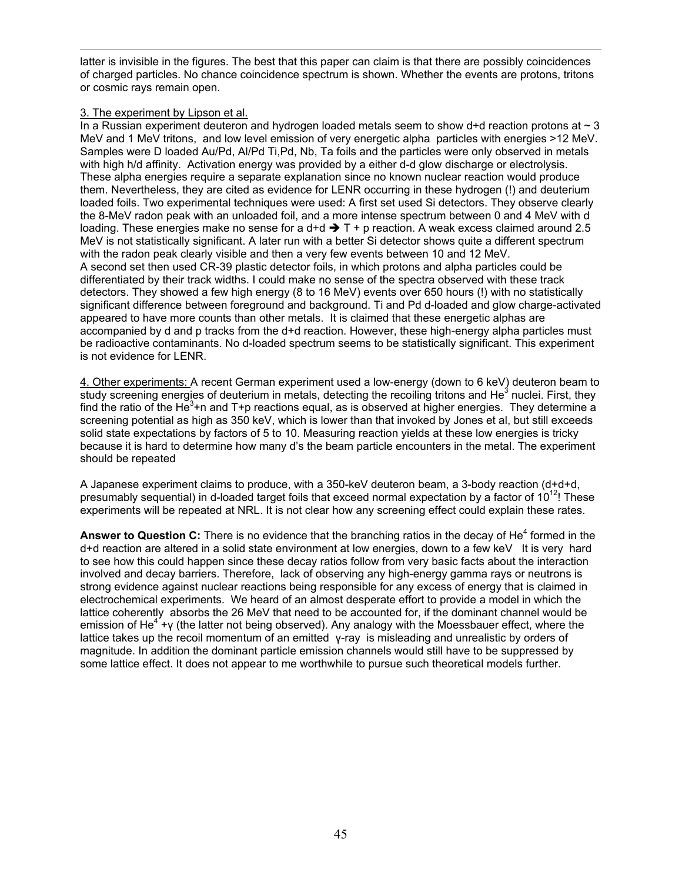latter is invisible in the figures. The best that this paper can claim is that there are possibly coincidences of charged particles. No chance coincidence spectrum is shown. Whether the events are protons, tritons or cosmic rays remain open.

3. The experiment by Lipson et al.

In a Russian experiment deuteron and hydrogen loaded metals seem to show d+d reaction protons at ~ 3 MeV and 1 MeV tritons, and low level emission of very energetic alpha particles with energies >12 MeV. Samples were D loaded Au/Pd, Al/Pd Ti,Pd, Nb, Ta foils and the particles were only observed in metals with high h/d affinity. Activation energy was provided by a either d-d glow discharge or electrolysis. These alpha energies require a separate explanation since no known nuclear reaction would produce them. Nevertheless, they are cited as evidence for LENR occurring in these hydrogen (!) and deuterium loaded foils. Two experimental techniques were used: A first set used Si detectors. They observe clearly the 8-MeV radon peak with an unloaded foil, and a more intense spectrum between 0 and 4 MeV with d loading. These energies make no sense for a d+d → T + p reaction. A weak excess claimed around 2.5 MeV is not statistically significant. A later run with a better Si detector shows quite a different spectrum with the radon peak clearly visible and then a very few events between 10 and 12 MeV.
A second set then used CR-39 plastic detector foils, in which protons and alpha particles could be differentiated by their track widths. I could make no sense of the spectra observed with these track detectors. They showed a few high energy (8 to 16 MeV) events over 650 hours (!) with no statistically significant difference between foreground and background. Ti and Pd d-loaded and glow charge-activated appeared to have more counts than other metals. It is claimed that these energetic alphas are accompanied by d and p tracks from the d+d reaction. However, these high-energy alpha particles must be radioactive contaminants. No d-loaded spectrum seems to be statistically significant. This experiment is not evidence for LENR.

4. Other experiments: A recent German experiment used a low-energy (down to 6 keV) deuteron beam to study screening energies of deuterium in metals, detecting the recoiling tritons and $He^3$ nuclei. First, they find the ratio of the $He^3$+n and T+p reactions equal, as is observed at higher energies. They determine a screening potential as high as 350 keV, which is lower than that invoked by Jones et al, but still exceeds solid state expectations by factors of 5 to 10. Measuring reaction yields at these low energies is tricky because it is hard to determine how many d's the beam particle encounters in the metal. The experiment should be repeated

A Japanese experiment claims to produce, with a 350-keV deuteron beam, a 3-body reaction (d+d+d, presumably sequential) in d-loaded target foils that exceed normal expectation by a factor of $10^{12}$! These experiments will be repeated at NRL. It is not clear how any screening effect could explain these rates.

**Answer to Question C:** There is no evidence that the branching ratios in the decay of $He^4$ formed in the d+d reaction are altered in a solid state environment at low energies, down to a few keV It is very hard to see how this could happen since these decay ratios follow from very basic facts about the interaction involved and decay barriers. Therefore, lack of observing any high-energy gamma rays or neutrons is strong evidence against nuclear reactions being responsible for any excess of energy that is claimed in electrochemical experiments. We heard of an almost desperate effort to provide a model in which the lattice coherently absorbs the 26 MeV that need to be accounted for, if the dominant channel would be emission of $He^4$ +γ (the latter not being observed). Any analogy with the Moessbauer effect, where the lattice takes up the recoil momentum of an emitted γ-ray is misleading and unrealistic by orders of magnitude. In addition the dominant particle emission channels would still have to be suppressed by some lattice effect. It does not appear to me worthwhile to pursue such theoretical models further.